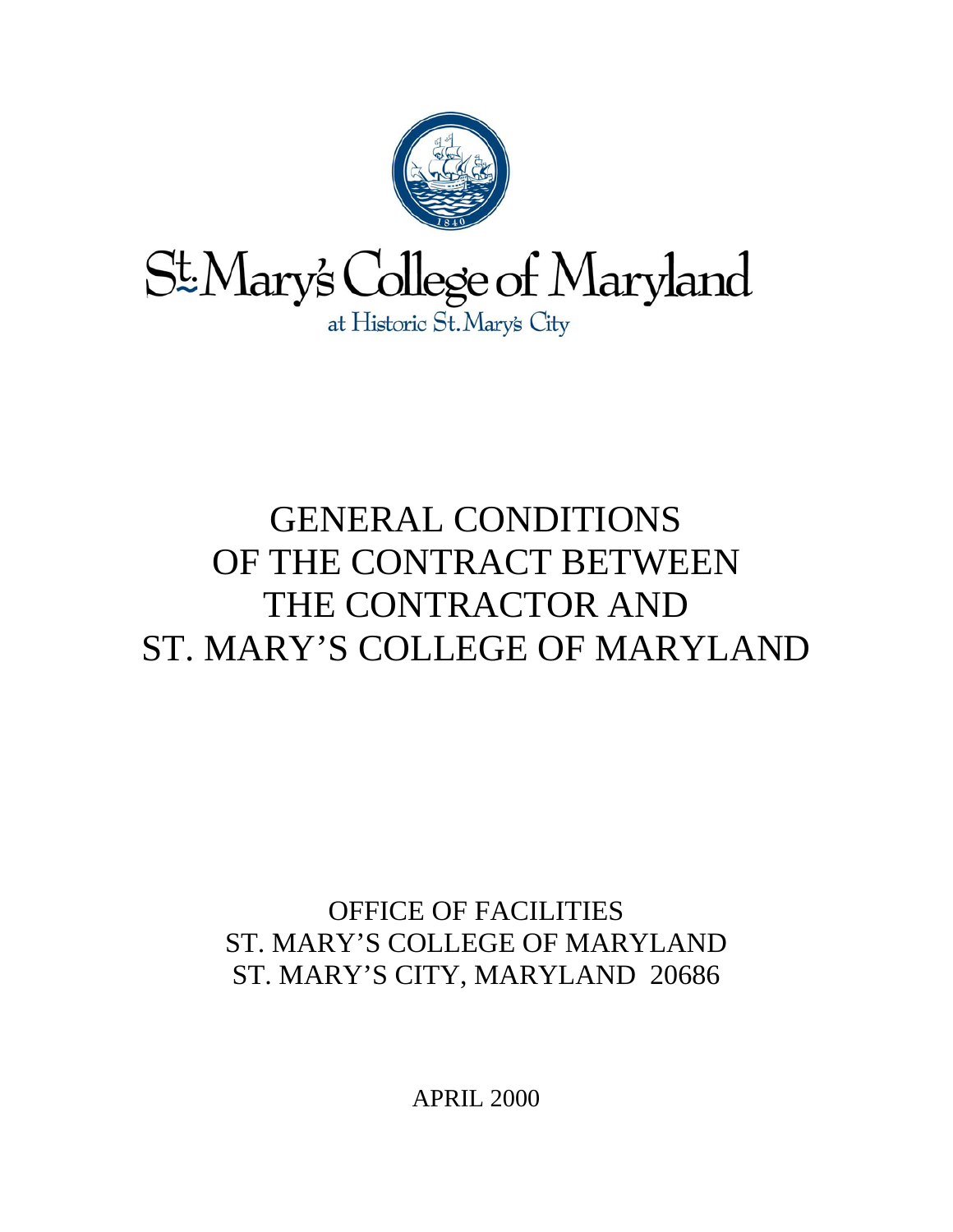St. Mary's College of Maryland

at Historic St. Mary's City

# GENERAL CONDITIONS OF THE CONTRACT BETWEEN THE CONTRACTOR AND ST. MARY'S COLLEGE OF MARYLAND

OFFICE OF FACILITIES
ST. MARY'S COLLEGE OF MARYLAND
ST. MARY'S CITY, MARYLAND 20686

APRIL 2000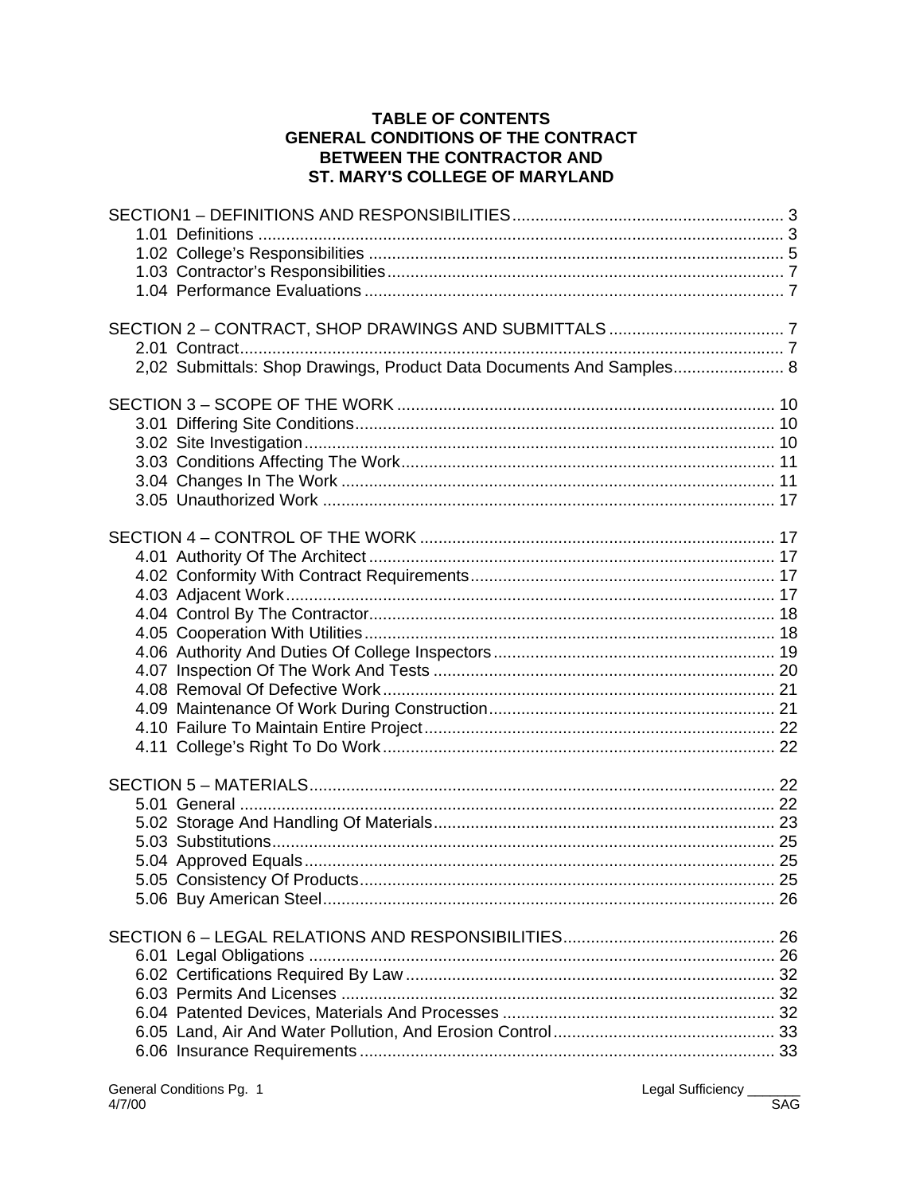# TABLE OF CONTENTS
# GENERAL CONDITIONS OF THE CONTRACT BETWEEN THE CONTRACTOR AND ST. MARY'S COLLEGE OF MARYLAND

SECTION1 – DEFINITIONS AND RESPONSIBILITIES ........ 3
- 1.01 Definitions ........ 3
- 1.02 College's Responsibilities ........ 5
- 1.03 Contractor's Responsibilities ........ 7
- 1.04 Performance Evaluations ........ 7

SECTION 2 – CONTRACT, SHOP DRAWINGS AND SUBMITTALS ........ 7
- 2.01 Contract ........ 7
- 2,02 Submittals: Shop Drawings, Product Data Documents And Samples ........ 8

SECTION 3 – SCOPE OF THE WORK ........ 10
- 3.01 Differing Site Conditions ........ 10
- 3.02 Site Investigation ........ 10
- 3.03 Conditions Affecting The Work ........ 11
- 3.04 Changes In The Work ........ 11
- 3.05 Unauthorized Work ........ 17

SECTION 4 – CONTROL OF THE WORK ........ 17
- 4.01 Authority Of The Architect ........ 17
- 4.02 Conformity With Contract Requirements ........ 17
- 4.03 Adjacent Work ........ 17
- 4.04 Control By The Contractor ........ 18
- 4.05 Cooperation With Utilities ........ 18
- 4.06 Authority And Duties Of College Inspectors ........ 19
- 4.07 Inspection Of The Work And Tests ........ 20
- 4.08 Removal Of Defective Work ........ 21
- 4.09 Maintenance Of Work During Construction ........ 21
- 4.10 Failure To Maintain Entire Project ........ 22
- 4.11 College's Right To Do Work ........ 22

SECTION 5 – MATERIALS ........ 22
- 5.01 General ........ 22
- 5.02 Storage And Handling Of Materials ........ 23
- 5.03 Substitutions ........ 25
- 5.04 Approved Equals ........ 25
- 5.05 Consistency Of Products ........ 25
- 5.06 Buy American Steel ........ 26

SECTION 6 – LEGAL RELATIONS AND RESPONSIBILITIES ........ 26
- 6.01 Legal Obligations ........ 26
- 6.02 Certifications Required By Law ........ 32
- 6.03 Permits And Licenses ........ 32
- 6.04 Patented Devices, Materials And Processes ........ 32
- 6.05 Land, Air And Water Pollution, And Erosion Control ........ 33
- 6.06 Insurance Requirements ........ 33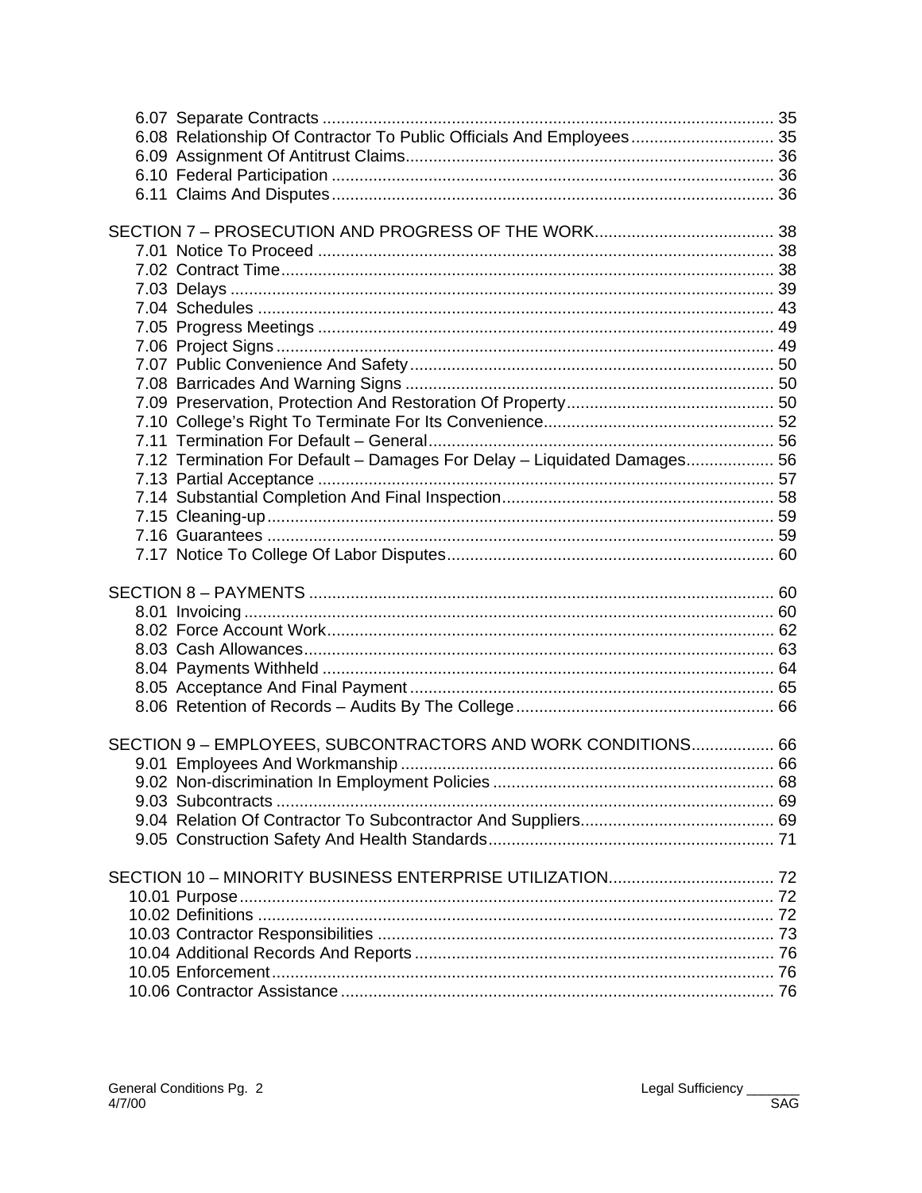6.07 Separate Contracts ................................................................................................. 35
6.08 Relationship Of Contractor To Public Officials And Employees ............................... 35
6.09 Assignment Of Antitrust Claims................................................................................ 36
6.10 Federal Participation ............................................................................................... 36
6.11 Claims And Disputes ............................................................................................... 36

SECTION 7 – PROSECUTION AND PROGRESS OF THE WORK...................................... 38
7.01 Notice To Proceed .................................................................................................. 38
7.02 Contract Time.......................................................................................................... 38
7.03 Delays ..................................................................................................................... 39
7.04 Schedules ............................................................................................................... 43
7.05 Progress Meetings .................................................................................................. 49
7.06 Project Signs ........................................................................................................... 49
7.07 Public Convenience And Safety .............................................................................. 50
7.08 Barricades And Warning Signs ............................................................................... 50
7.09 Preservation, Protection And Restoration Of Property............................................. 50
7.10 College's Right To Terminate For Its Convenience.................................................. 52
7.11 Termination For Default – General.......................................................................... 56
7.12 Termination For Default – Damages For Delay – Liquidated Damages................... 56
7.13 Partial Acceptance .................................................................................................. 57
7.14 Substantial Completion And Final Inspection........................................................... 58
7.15 Cleaning-up............................................................................................................. 59
7.16 Guarantees ............................................................................................................. 59
7.17 Notice To College Of Labor Disputes...................................................................... 60

SECTION 8 – PAYMENTS .................................................................................................... 60
8.01 Invoicing.................................................................................................................. 60
8.02 Force Account Work................................................................................................ 62
8.03 Cash Allowances..................................................................................................... 63
8.04 Payments Withheld ................................................................................................. 64
8.05 Acceptance And Final Payment .............................................................................. 65
8.06 Retention of Records – Audits By The College........................................................ 66

SECTION 9 – EMPLOYEES, SUBCONTRACTORS AND WORK CONDITIONS.................. 66
9.01 Employees And Workmanship ................................................................................ 66
9.02 Non-discrimination In Employment Policies ............................................................ 68
9.03 Subcontracts ........................................................................................................... 69
9.04 Relation Of Contractor To Subcontractor And Suppliers.......................................... 69
9.05 Construction Safety And Health Standards............................................................. 71

SECTION 10 – MINORITY BUSINESS ENTERPRISE UTILIZATION.................................... 72
10.01 Purpose................................................................................................................. 72
10.02 Definitions ............................................................................................................. 72
10.03 Contractor Responsibilities ................................................................................... 73
10.04 Additional Records And Reports ........................................................................... 76
10.05 Enforcement.......................................................................................................... 76
10.06 Contractor Assistance ........................................................................................... 76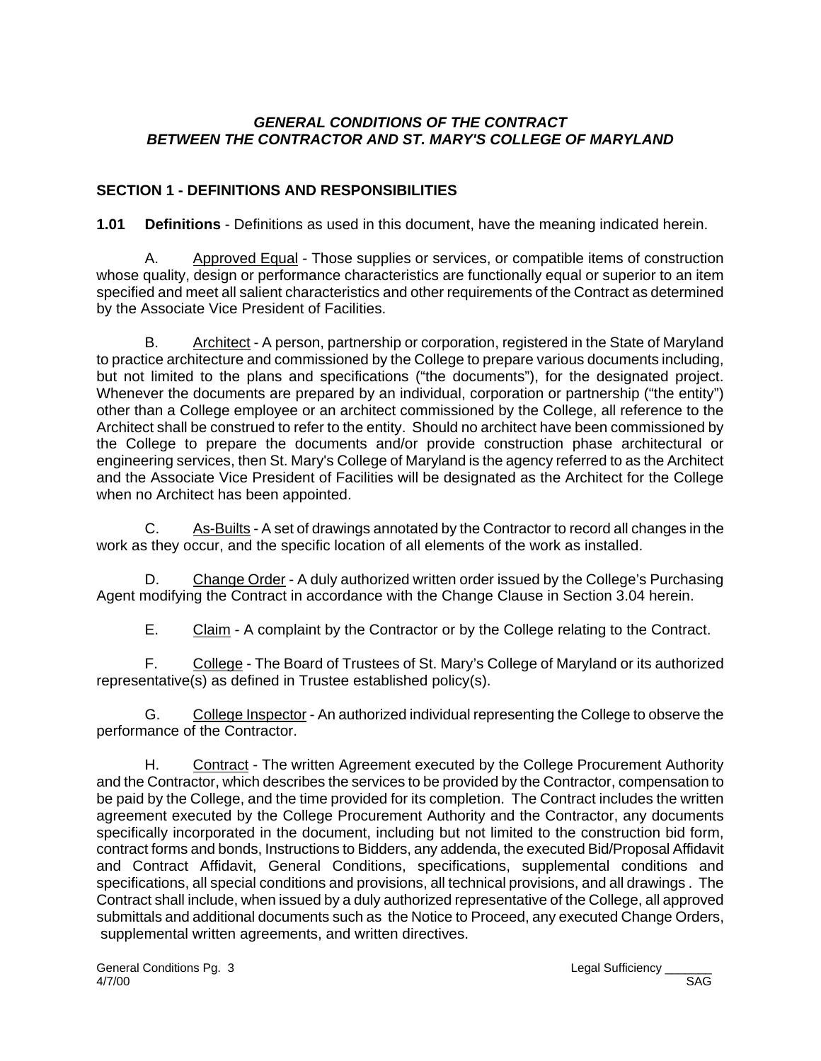***GENERAL CONDITIONS OF THE CONTRACT***
***BETWEEN THE CONTRACTOR AND ST. MARY'S COLLEGE OF MARYLAND***

## SECTION 1 - DEFINITIONS AND RESPONSIBILITIES

**1.01 Definitions** - Definitions as used in this document, have the meaning indicated herein.

A. Approved Equal - Those supplies or services, or compatible items of construction whose quality, design or performance characteristics are functionally equal or superior to an item specified and meet all salient characteristics and other requirements of the Contract as determined by the Associate Vice President of Facilities.

B. Architect - A person, partnership or corporation, registered in the State of Maryland to practice architecture and commissioned by the College to prepare various documents including, but not limited to the plans and specifications ("the documents"), for the designated project. Whenever the documents are prepared by an individual, corporation or partnership ("the entity") other than a College employee or an architect commissioned by the College, all reference to the Architect shall be construed to refer to the entity. Should no architect have been commissioned by the College to prepare the documents and/or provide construction phase architectural or engineering services, then St. Mary's College of Maryland is the agency referred to as the Architect and the Associate Vice President of Facilities will be designated as the Architect for the College when no Architect has been appointed.

C. As-Builts - A set of drawings annotated by the Contractor to record all changes in the work as they occur, and the specific location of all elements of the work as installed.

D. Change Order - A duly authorized written order issued by the College's Purchasing Agent modifying the Contract in accordance with the Change Clause in Section 3.04 herein.

E. Claim - A complaint by the Contractor or by the College relating to the Contract.

F. College - The Board of Trustees of St. Mary's College of Maryland or its authorized representative(s) as defined in Trustee established policy(s).

G. College Inspector - An authorized individual representing the College to observe the performance of the Contractor.

H. Contract - The written Agreement executed by the College Procurement Authority and the Contractor, which describes the services to be provided by the Contractor, compensation to be paid by the College, and the time provided for its completion. The Contract includes the written agreement executed by the College Procurement Authority and the Contractor, any documents specifically incorporated in the document, including but not limited to the construction bid form, contract forms and bonds, Instructions to Bidders, any addenda, the executed Bid/Proposal Affidavit and Contract Affidavit, General Conditions, specifications, supplemental conditions and specifications, all special conditions and provisions, all technical provisions, and all drawings . The Contract shall include, when issued by a duly authorized representative of the College, all approved submittals and additional documents such as the Notice to Proceed, any executed Change Orders, supplemental written agreements, and written directives.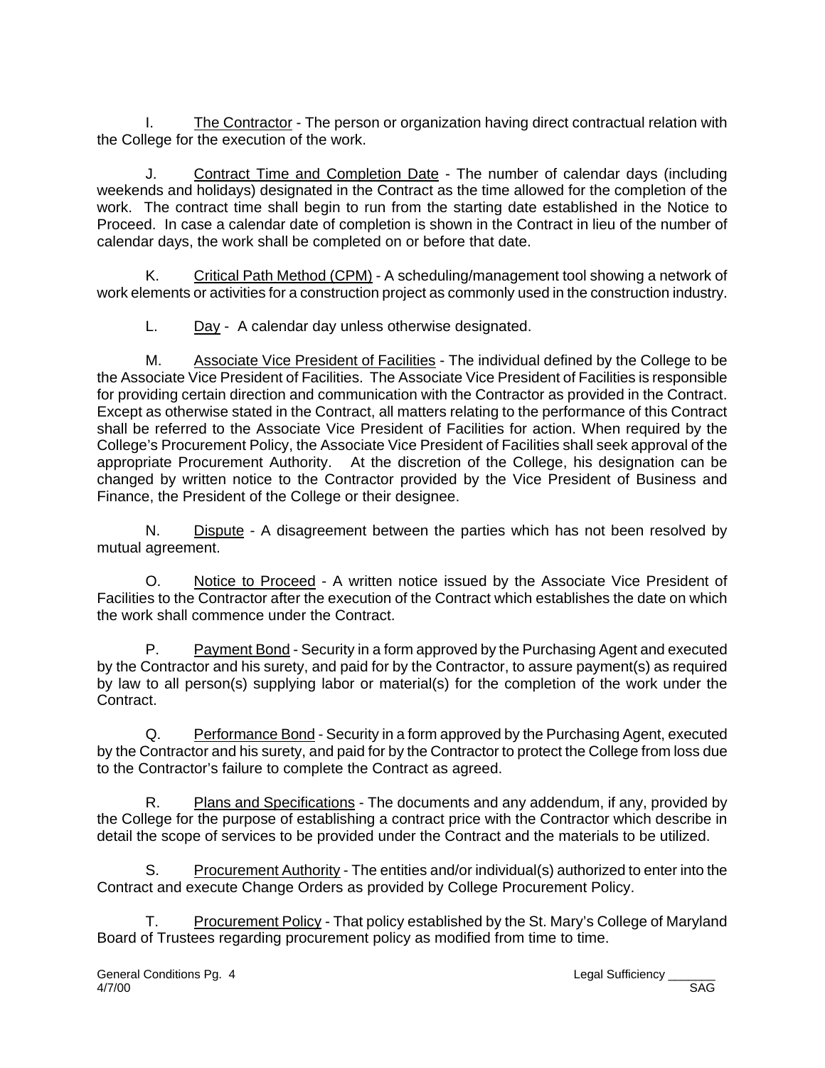I. <u>The Contractor</u> - The person or organization having direct contractual relation with the College for the execution of the work.

J. <u>Contract Time and Completion Date</u> - The number of calendar days (including weekends and holidays) designated in the Contract as the time allowed for the completion of the work. The contract time shall begin to run from the starting date established in the Notice to Proceed. In case a calendar date of completion is shown in the Contract in lieu of the number of calendar days, the work shall be completed on or before that date.

K. <u>Critical Path Method (CPM)</u> - A scheduling/management tool showing a network of work elements or activities for a construction project as commonly used in the construction industry.

L. <u>Day</u> - A calendar day unless otherwise designated.

M. <u>Associate Vice President of Facilities</u> - The individual defined by the College to be the Associate Vice President of Facilities. The Associate Vice President of Facilities is responsible for providing certain direction and communication with the Contractor as provided in the Contract. Except as otherwise stated in the Contract, all matters relating to the performance of this Contract shall be referred to the Associate Vice President of Facilities for action. When required by the College's Procurement Policy, the Associate Vice President of Facilities shall seek approval of the appropriate Procurement Authority. At the discretion of the College, his designation can be changed by written notice to the Contractor provided by the Vice President of Business and Finance, the President of the College or their designee.

N. <u>Dispute</u> - A disagreement between the parties which has not been resolved by mutual agreement.

O. <u>Notice to Proceed</u> - A written notice issued by the Associate Vice President of Facilities to the Contractor after the execution of the Contract which establishes the date on which the work shall commence under the Contract.

P. <u>Payment Bond</u> - Security in a form approved by the Purchasing Agent and executed by the Contractor and his surety, and paid for by the Contractor, to assure payment(s) as required by law to all person(s) supplying labor or material(s) for the completion of the work under the Contract.

Q. <u>Performance Bond</u> - Security in a form approved by the Purchasing Agent, executed by the Contractor and his surety, and paid for by the Contractor to protect the College from loss due to the Contractor's failure to complete the Contract as agreed.

R. <u>Plans and Specifications</u> - The documents and any addendum, if any, provided by the College for the purpose of establishing a contract price with the Contractor which describe in detail the scope of services to be provided under the Contract and the materials to be utilized.

S. <u>Procurement Authority</u> - The entities and/or individual(s) authorized to enter into the Contract and execute Change Orders as provided by College Procurement Policy.

T. <u>Procurement Policy</u> - That policy established by the St. Mary's College of Maryland Board of Trustees regarding procurement policy as modified from time to time.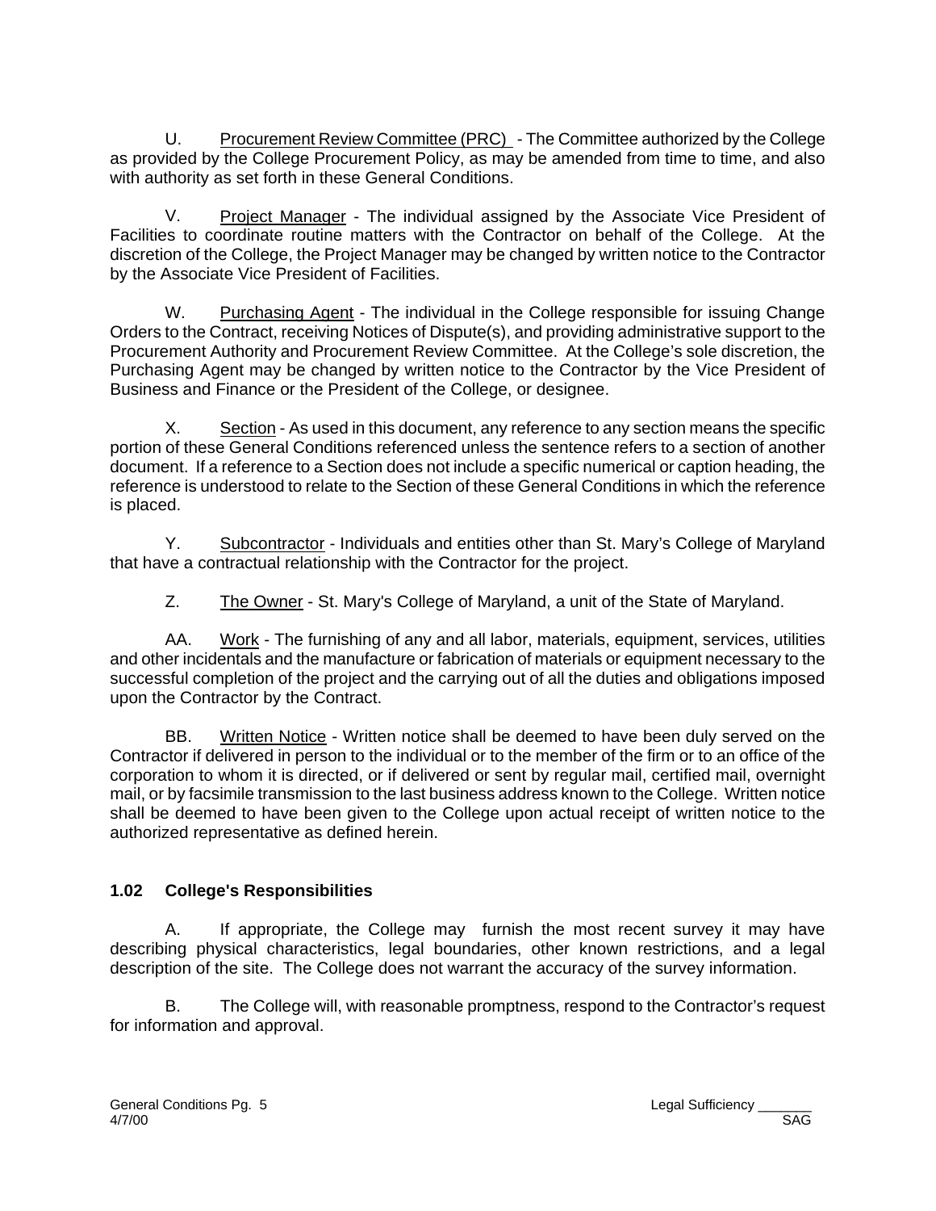U. Procurement Review Committee (PRC) - The Committee authorized by the College as provided by the College Procurement Policy, as may be amended from time to time, and also with authority as set forth in these General Conditions.

V. Project Manager - The individual assigned by the Associate Vice President of Facilities to coordinate routine matters with the Contractor on behalf of the College. At the discretion of the College, the Project Manager may be changed by written notice to the Contractor by the Associate Vice President of Facilities.

W. Purchasing Agent - The individual in the College responsible for issuing Change Orders to the Contract, receiving Notices of Dispute(s), and providing administrative support to the Procurement Authority and Procurement Review Committee. At the College's sole discretion, the Purchasing Agent may be changed by written notice to the Contractor by the Vice President of Business and Finance or the President of the College, or designee.

X. Section - As used in this document, any reference to any section means the specific portion of these General Conditions referenced unless the sentence refers to a section of another document. If a reference to a Section does not include a specific numerical or caption heading, the reference is understood to relate to the Section of these General Conditions in which the reference is placed.

Y. Subcontractor - Individuals and entities other than St. Mary's College of Maryland that have a contractual relationship with the Contractor for the project.

Z. The Owner - St. Mary's College of Maryland, a unit of the State of Maryland.

AA. Work - The furnishing of any and all labor, materials, equipment, services, utilities and other incidentals and the manufacture or fabrication of materials or equipment necessary to the successful completion of the project and the carrying out of all the duties and obligations imposed upon the Contractor by the Contract.

BB. Written Notice - Written notice shall be deemed to have been duly served on the Contractor if delivered in person to the individual or to the member of the firm or to an office of the corporation to whom it is directed, or if delivered or sent by regular mail, certified mail, overnight mail, or by facsimile transmission to the last business address known to the College. Written notice shall be deemed to have been given to the College upon actual receipt of written notice to the authorized representative as defined herein.

### 1.02 College's Responsibilities

A. If appropriate, the College may furnish the most recent survey it may have describing physical characteristics, legal boundaries, other known restrictions, and a legal description of the site. The College does not warrant the accuracy of the survey information.

B. The College will, with reasonable promptness, respond to the Contractor's request for information and approval.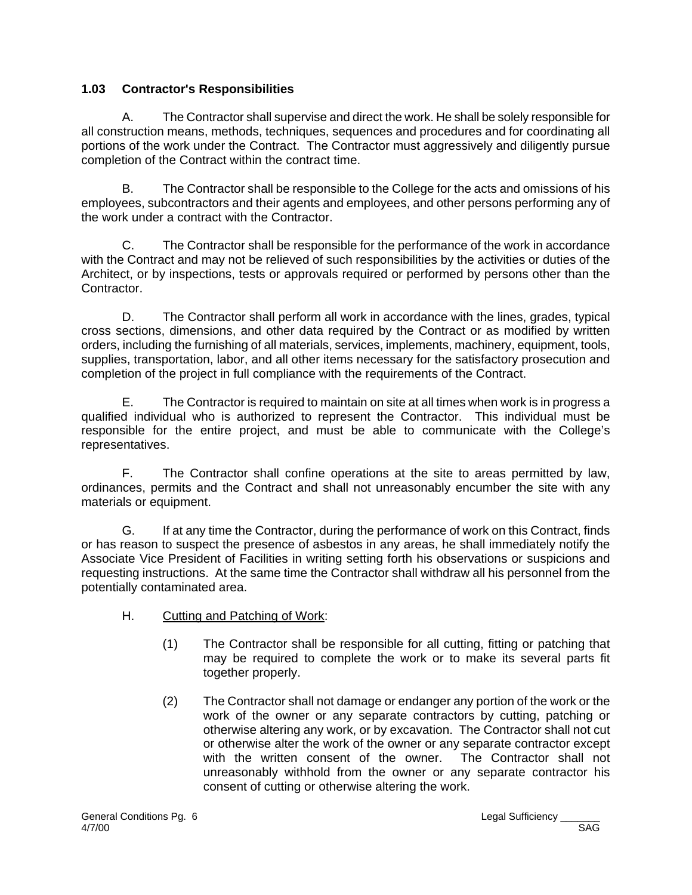### 1.03 Contractor's Responsibilities

A. The Contractor shall supervise and direct the work. He shall be solely responsible for all construction means, methods, techniques, sequences and procedures and for coordinating all portions of the work under the Contract. The Contractor must aggressively and diligently pursue completion of the Contract within the contract time.

B. The Contractor shall be responsible to the College for the acts and omissions of his employees, subcontractors and their agents and employees, and other persons performing any of the work under a contract with the Contractor.

C. The Contractor shall be responsible for the performance of the work in accordance with the Contract and may not be relieved of such responsibilities by the activities or duties of the Architect, or by inspections, tests or approvals required or performed by persons other than the Contractor.

D. The Contractor shall perform all work in accordance with the lines, grades, typical cross sections, dimensions, and other data required by the Contract or as modified by written orders, including the furnishing of all materials, services, implements, machinery, equipment, tools, supplies, transportation, labor, and all other items necessary for the satisfactory prosecution and completion of the project in full compliance with the requirements of the Contract.

E. The Contractor is required to maintain on site at all times when work is in progress a qualified individual who is authorized to represent the Contractor. This individual must be responsible for the entire project, and must be able to communicate with the College's representatives.

F. The Contractor shall confine operations at the site to areas permitted by law, ordinances, permits and the Contract and shall not unreasonably encumber the site with any materials or equipment.

G. If at any time the Contractor, during the performance of work on this Contract, finds or has reason to suspect the presence of asbestos in any areas, he shall immediately notify the Associate Vice President of Facilities in writing setting forth his observations or suspicions and requesting instructions. At the same time the Contractor shall withdraw all his personnel from the potentially contaminated area.

H. Cutting and Patching of Work:

(1) The Contractor shall be responsible for all cutting, fitting or patching that may be required to complete the work or to make its several parts fit together properly.

(2) The Contractor shall not damage or endanger any portion of the work or the work of the owner or any separate contractors by cutting, patching or otherwise altering any work, or by excavation. The Contractor shall not cut or otherwise alter the work of the owner or any separate contractor except with the written consent of the owner. The Contractor shall not unreasonably withhold from the owner or any separate contractor his consent of cutting or otherwise altering the work.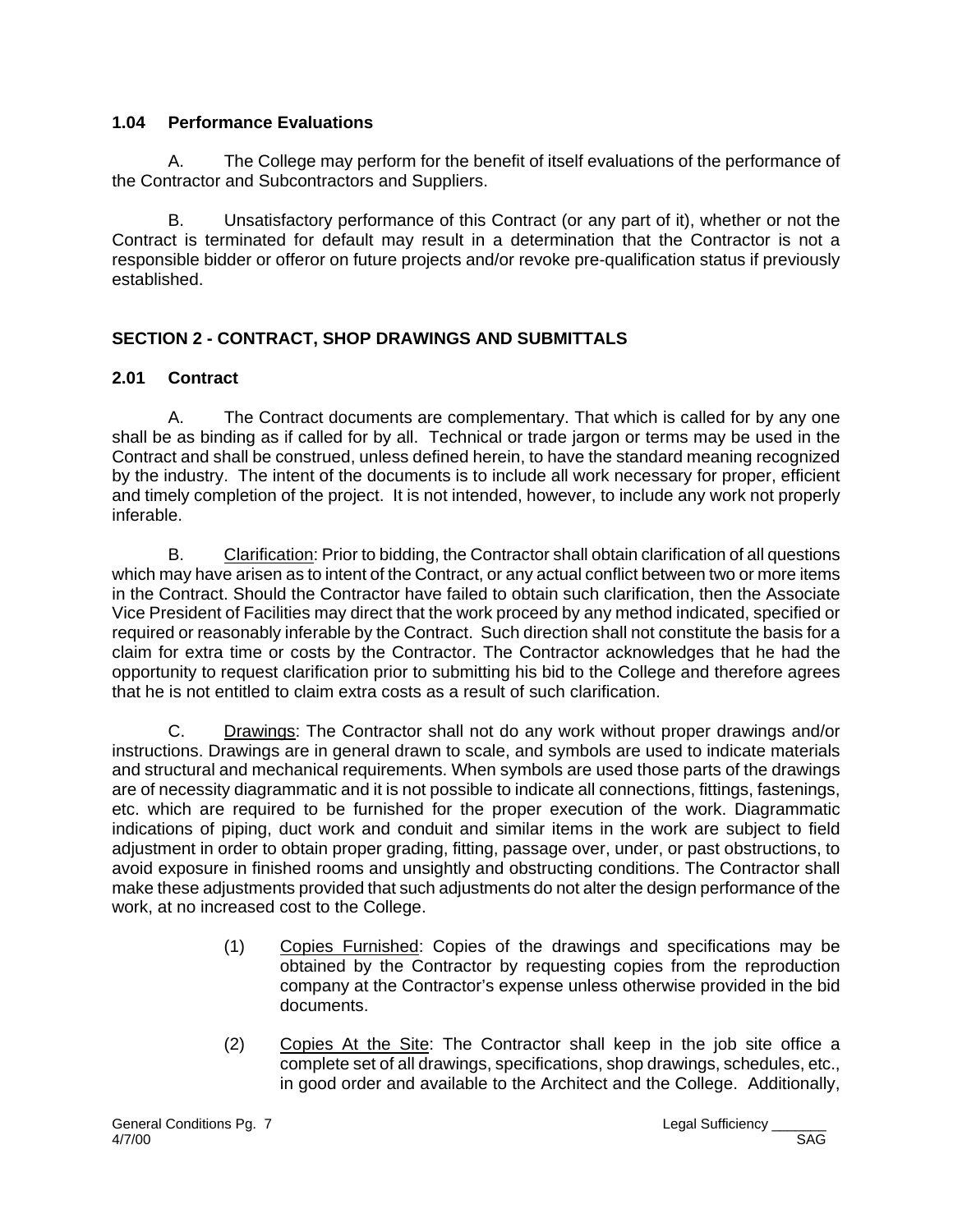### 1.04 Performance Evaluations

A. The College may perform for the benefit of itself evaluations of the performance of the Contractor and Subcontractors and Suppliers.

B. Unsatisfactory performance of this Contract (or any part of it), whether or not the Contract is terminated for default may result in a determination that the Contractor is not a responsible bidder or offeror on future projects and/or revoke pre-qualification status if previously established.

## SECTION 2 - CONTRACT, SHOP DRAWINGS AND SUBMITTALS

### 2.01 Contract

A. The Contract documents are complementary. That which is called for by any one shall be as binding as if called for by all. Technical or trade jargon or terms may be used in the Contract and shall be construed, unless defined herein, to have the standard meaning recognized by the industry. The intent of the documents is to include all work necessary for proper, efficient and timely completion of the project. It is not intended, however, to include any work not properly inferable.

B. Clarification: Prior to bidding, the Contractor shall obtain clarification of all questions which may have arisen as to intent of the Contract, or any actual conflict between two or more items in the Contract. Should the Contractor have failed to obtain such clarification, then the Associate Vice President of Facilities may direct that the work proceed by any method indicated, specified or required or reasonably inferable by the Contract. Such direction shall not constitute the basis for a claim for extra time or costs by the Contractor. The Contractor acknowledges that he had the opportunity to request clarification prior to submitting his bid to the College and therefore agrees that he is not entitled to claim extra costs as a result of such clarification.

C. Drawings: The Contractor shall not do any work without proper drawings and/or instructions. Drawings are in general drawn to scale, and symbols are used to indicate materials and structural and mechanical requirements. When symbols are used those parts of the drawings are of necessity diagrammatic and it is not possible to indicate all connections, fittings, fastenings, etc. which are required to be furnished for the proper execution of the work. Diagrammatic indications of piping, duct work and conduit and similar items in the work are subject to field adjustment in order to obtain proper grading, fitting, passage over, under, or past obstructions, to avoid exposure in finished rooms and unsightly and obstructing conditions. The Contractor shall make these adjustments provided that such adjustments do not alter the design performance of the work, at no increased cost to the College.

(1) Copies Furnished: Copies of the drawings and specifications may be obtained by the Contractor by requesting copies from the reproduction company at the Contractor's expense unless otherwise provided in the bid documents.

(2) Copies At the Site: The Contractor shall keep in the job site office a complete set of all drawings, specifications, shop drawings, schedules, etc., in good order and available to the Architect and the College. Additionally,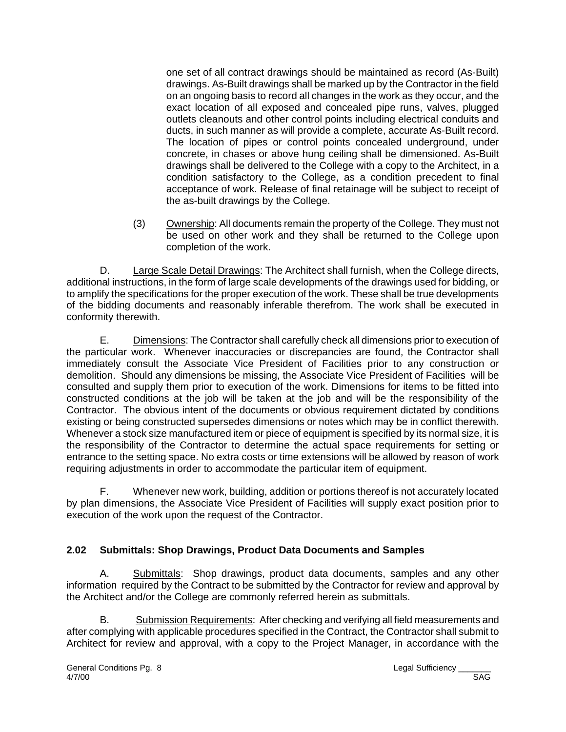one set of all contract drawings should be maintained as record (As-Built) drawings. As-Built drawings shall be marked up by the Contractor in the field on an ongoing basis to record all changes in the work as they occur, and the exact location of all exposed and concealed pipe runs, valves, plugged outlets cleanouts and other control points including electrical conduits and ducts, in such manner as will provide a complete, accurate As-Built record. The location of pipes or control points concealed underground, under concrete, in chases or above hung ceiling shall be dimensioned. As-Built drawings shall be delivered to the College with a copy to the Architect, in a condition satisfactory to the College, as a condition precedent to final acceptance of work. Release of final retainage will be subject to receipt of the as-built drawings by the College.

(3) Ownership: All documents remain the property of the College. They must not be used on other work and they shall be returned to the College upon completion of the work.

D. Large Scale Detail Drawings: The Architect shall furnish, when the College directs, additional instructions, in the form of large scale developments of the drawings used for bidding, or to amplify the specifications for the proper execution of the work. These shall be true developments of the bidding documents and reasonably inferable therefrom. The work shall be executed in conformity therewith.

E. Dimensions: The Contractor shall carefully check all dimensions prior to execution of the particular work. Whenever inaccuracies or discrepancies are found, the Contractor shall immediately consult the Associate Vice President of Facilities prior to any construction or demolition. Should any dimensions be missing, the Associate Vice President of Facilities will be consulted and supply them prior to execution of the work. Dimensions for items to be fitted into constructed conditions at the job will be taken at the job and will be the responsibility of the Contractor. The obvious intent of the documents or obvious requirement dictated by conditions existing or being constructed supersedes dimensions or notes which may be in conflict therewith. Whenever a stock size manufactured item or piece of equipment is specified by its normal size, it is the responsibility of the Contractor to determine the actual space requirements for setting or entrance to the setting space. No extra costs or time extensions will be allowed by reason of work requiring adjustments in order to accommodate the particular item of equipment.

F. Whenever new work, building, addition or portions thereof is not accurately located by plan dimensions, the Associate Vice President of Facilities will supply exact position prior to execution of the work upon the request of the Contractor.

### 2.02 Submittals: Shop Drawings, Product Data Documents and Samples

A. Submittals: Shop drawings, product data documents, samples and any other information required by the Contract to be submitted by the Contractor for review and approval by the Architect and/or the College are commonly referred herein as submittals.

B. Submission Requirements: After checking and verifying all field measurements and after complying with applicable procedures specified in the Contract, the Contractor shall submit to Architect for review and approval, with a copy to the Project Manager, in accordance with the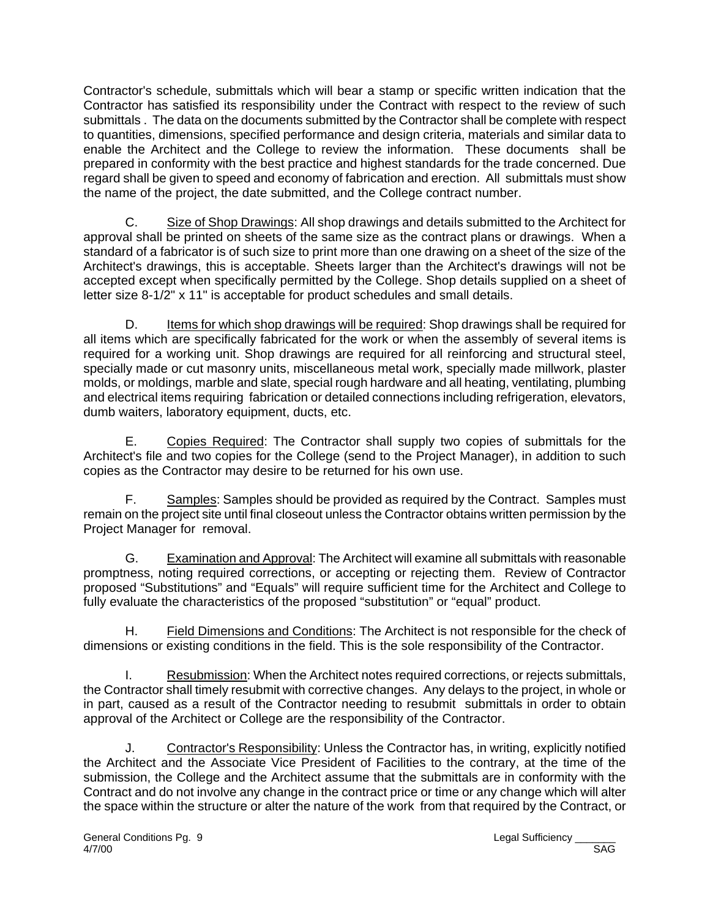Contractor's schedule, submittals which will bear a stamp or specific written indication that the Contractor has satisfied its responsibility under the Contract with respect to the review of such submittals . The data on the documents submitted by the Contractor shall be complete with respect to quantities, dimensions, specified performance and design criteria, materials and similar data to enable the Architect and the College to review the information. These documents shall be prepared in conformity with the best practice and highest standards for the trade concerned. Due regard shall be given to speed and economy of fabrication and erection. All submittals must show the name of the project, the date submitted, and the College contract number.

C. Size of Shop Drawings: All shop drawings and details submitted to the Architect for approval shall be printed on sheets of the same size as the contract plans or drawings. When a standard of a fabricator is of such size to print more than one drawing on a sheet of the size of the Architect's drawings, this is acceptable. Sheets larger than the Architect's drawings will not be accepted except when specifically permitted by the College. Shop details supplied on a sheet of letter size 8-1/2" x 11" is acceptable for product schedules and small details.

D. Items for which shop drawings will be required: Shop drawings shall be required for all items which are specifically fabricated for the work or when the assembly of several items is required for a working unit. Shop drawings are required for all reinforcing and structural steel, specially made or cut masonry units, miscellaneous metal work, specially made millwork, plaster molds, or moldings, marble and slate, special rough hardware and all heating, ventilating, plumbing and electrical items requiring fabrication or detailed connections including refrigeration, elevators, dumb waiters, laboratory equipment, ducts, etc.

E. Copies Required: The Contractor shall supply two copies of submittals for the Architect's file and two copies for the College (send to the Project Manager), in addition to such copies as the Contractor may desire to be returned for his own use.

F. Samples: Samples should be provided as required by the Contract. Samples must remain on the project site until final closeout unless the Contractor obtains written permission by the Project Manager for removal.

G. Examination and Approval: The Architect will examine all submittals with reasonable promptness, noting required corrections, or accepting or rejecting them. Review of Contractor proposed "Substitutions" and "Equals" will require sufficient time for the Architect and College to fully evaluate the characteristics of the proposed "substitution" or "equal" product.

H. Field Dimensions and Conditions: The Architect is not responsible for the check of dimensions or existing conditions in the field. This is the sole responsibility of the Contractor.

I. Resubmission: When the Architect notes required corrections, or rejects submittals, the Contractor shall timely resubmit with corrective changes. Any delays to the project, in whole or in part, caused as a result of the Contractor needing to resubmit submittals in order to obtain approval of the Architect or College are the responsibility of the Contractor.

J. Contractor's Responsibility: Unless the Contractor has, in writing, explicitly notified the Architect and the Associate Vice President of Facilities to the contrary, at the time of the submission, the College and the Architect assume that the submittals are in conformity with the Contract and do not involve any change in the contract price or time or any change which will alter the space within the structure or alter the nature of the work from that required by the Contract, or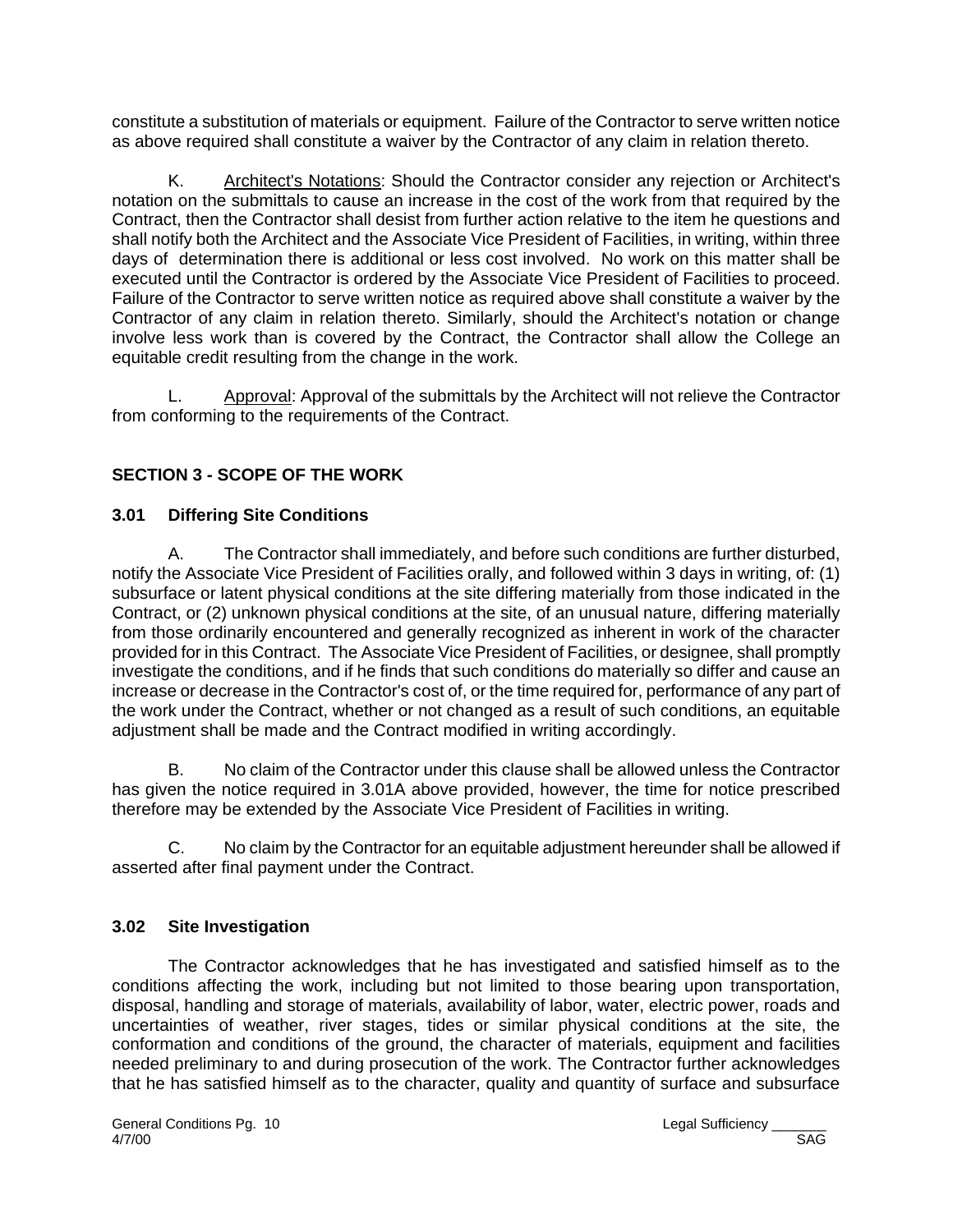constitute a substitution of materials or equipment. Failure of the Contractor to serve written notice as above required shall constitute a waiver by the Contractor of any claim in relation thereto.

K. Architect's Notations: Should the Contractor consider any rejection or Architect's notation on the submittals to cause an increase in the cost of the work from that required by the Contract, then the Contractor shall desist from further action relative to the item he questions and shall notify both the Architect and the Associate Vice President of Facilities, in writing, within three days of determination there is additional or less cost involved. No work on this matter shall be executed until the Contractor is ordered by the Associate Vice President of Facilities to proceed. Failure of the Contractor to serve written notice as required above shall constitute a waiver by the Contractor of any claim in relation thereto. Similarly, should the Architect's notation or change involve less work than is covered by the Contract, the Contractor shall allow the College an equitable credit resulting from the change in the work.

L. Approval: Approval of the submittals by the Architect will not relieve the Contractor from conforming to the requirements of the Contract.

## SECTION 3 - SCOPE OF THE WORK

### 3.01 Differing Site Conditions

A. The Contractor shall immediately, and before such conditions are further disturbed, notify the Associate Vice President of Facilities orally, and followed within 3 days in writing, of: (1) subsurface or latent physical conditions at the site differing materially from those indicated in the Contract, or (2) unknown physical conditions at the site, of an unusual nature, differing materially from those ordinarily encountered and generally recognized as inherent in work of the character provided for in this Contract. The Associate Vice President of Facilities, or designee, shall promptly investigate the conditions, and if he finds that such conditions do materially so differ and cause an increase or decrease in the Contractor's cost of, or the time required for, performance of any part of the work under the Contract, whether or not changed as a result of such conditions, an equitable adjustment shall be made and the Contract modified in writing accordingly.

B. No claim of the Contractor under this clause shall be allowed unless the Contractor has given the notice required in 3.01A above provided, however, the time for notice prescribed therefore may be extended by the Associate Vice President of Facilities in writing.

C. No claim by the Contractor for an equitable adjustment hereunder shall be allowed if asserted after final payment under the Contract.

### 3.02 Site Investigation

The Contractor acknowledges that he has investigated and satisfied himself as to the conditions affecting the work, including but not limited to those bearing upon transportation, disposal, handling and storage of materials, availability of labor, water, electric power, roads and uncertainties of weather, river stages, tides or similar physical conditions at the site, the conformation and conditions of the ground, the character of materials, equipment and facilities needed preliminary to and during prosecution of the work. The Contractor further acknowledges that he has satisfied himself as to the character, quality and quantity of surface and subsurface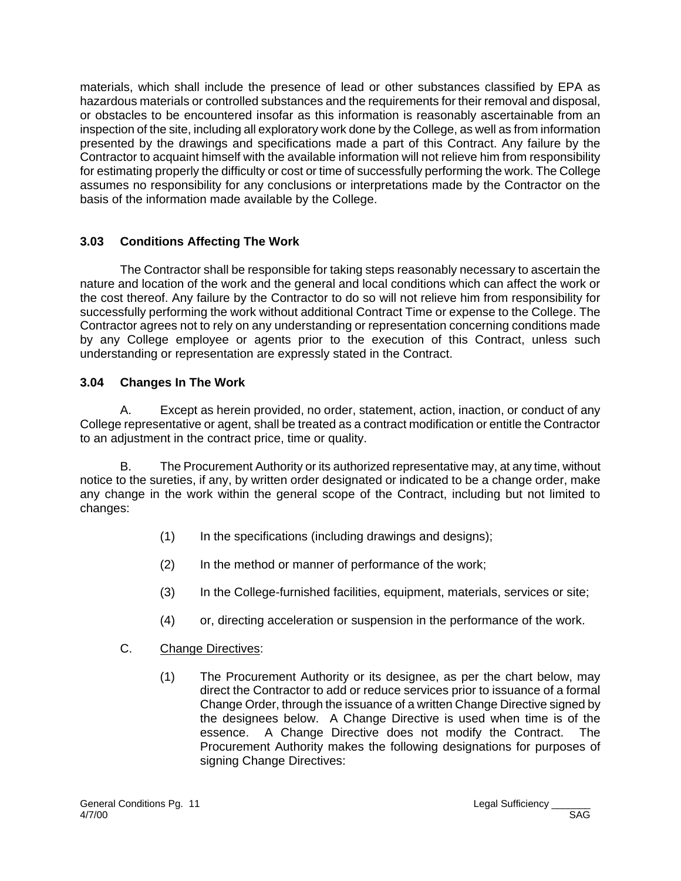materials, which shall include the presence of lead or other substances classified by EPA as hazardous materials or controlled substances and the requirements for their removal and disposal, or obstacles to be encountered insofar as this information is reasonably ascertainable from an inspection of the site, including all exploratory work done by the College, as well as from information presented by the drawings and specifications made a part of this Contract. Any failure by the Contractor to acquaint himself with the available information will not relieve him from responsibility for estimating properly the difficulty or cost or time of successfully performing the work. The College assumes no responsibility for any conclusions or interpretations made by the Contractor on the basis of the information made available by the College.

### 3.03 Conditions Affecting The Work

The Contractor shall be responsible for taking steps reasonably necessary to ascertain the nature and location of the work and the general and local conditions which can affect the work or the cost thereof. Any failure by the Contractor to do so will not relieve him from responsibility for successfully performing the work without additional Contract Time or expense to the College. The Contractor agrees not to rely on any understanding or representation concerning conditions made by any College employee or agents prior to the execution of this Contract, unless such understanding or representation are expressly stated in the Contract.

### 3.04 Changes In The Work

A. Except as herein provided, no order, statement, action, inaction, or conduct of any College representative or agent, shall be treated as a contract modification or entitle the Contractor to an adjustment in the contract price, time or quality.

B. The Procurement Authority or its authorized representative may, at any time, without notice to the sureties, if any, by written order designated or indicated to be a change order, make any change in the work within the general scope of the Contract, including but not limited to changes:

(1) In the specifications (including drawings and designs);

(2) In the method or manner of performance of the work;

(3) In the College-furnished facilities, equipment, materials, services or site;

(4) or, directing acceleration or suspension in the performance of the work.

C. <u>Change Directives</u>:

(1) The Procurement Authority or its designee, as per the chart below, may direct the Contractor to add or reduce services prior to issuance of a formal Change Order, through the issuance of a written Change Directive signed by the designees below. A Change Directive is used when time is of the essence. A Change Directive does not modify the Contract. The Procurement Authority makes the following designations for purposes of signing Change Directives: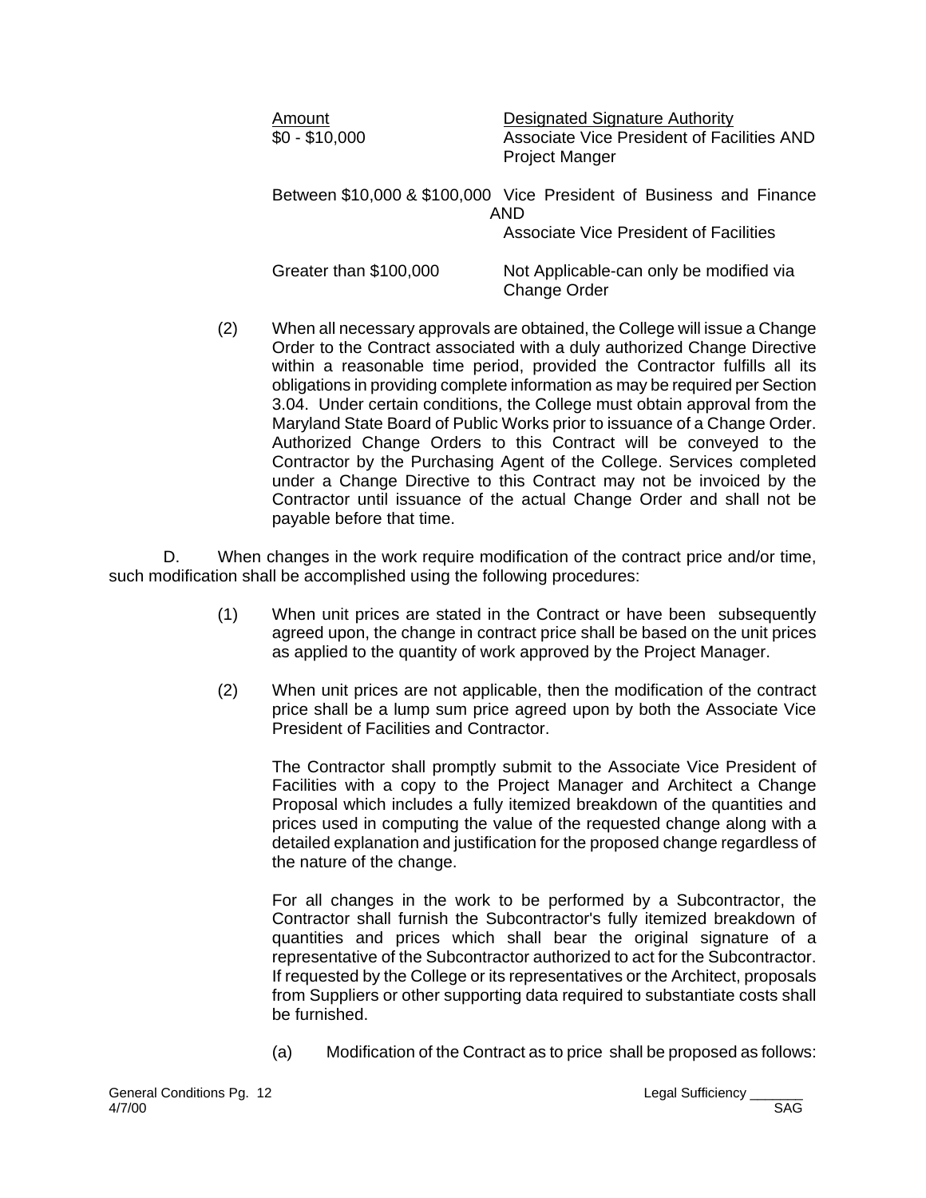| Amount | Designated Signature Authority |
|---|---|
| $0 - $10,000 | Associate Vice President of Facilities AND Project Manger |
| Between $10,000 & $100,000 | Vice President of Business and Finance AND Associate Vice President of Facilities |
| Greater than $100,000 | Not Applicable-can only be modified via Change Order |

(2) When all necessary approvals are obtained, the College will issue a Change Order to the Contract associated with a duly authorized Change Directive within a reasonable time period, provided the Contractor fulfills all its obligations in providing complete information as may be required per Section 3.04. Under certain conditions, the College must obtain approval from the Maryland State Board of Public Works prior to issuance of a Change Order. Authorized Change Orders to this Contract will be conveyed to the Contractor by the Purchasing Agent of the College. Services completed under a Change Directive to this Contract may not be invoiced by the Contractor until issuance of the actual Change Order and shall not be payable before that time.

D. When changes in the work require modification of the contract price and/or time, such modification shall be accomplished using the following procedures:

(1) When unit prices are stated in the Contract or have been subsequently agreed upon, the change in contract price shall be based on the unit prices as applied to the quantity of work approved by the Project Manager.

(2) When unit prices are not applicable, then the modification of the contract price shall be a lump sum price agreed upon by both the Associate Vice President of Facilities and Contractor.

The Contractor shall promptly submit to the Associate Vice President of Facilities with a copy to the Project Manager and Architect a Change Proposal which includes a fully itemized breakdown of the quantities and prices used in computing the value of the requested change along with a detailed explanation and justification for the proposed change regardless of the nature of the change.

For all changes in the work to be performed by a Subcontractor, the Contractor shall furnish the Subcontractor's fully itemized breakdown of quantities and prices which shall bear the original signature of a representative of the Subcontractor authorized to act for the Subcontractor. If requested by the College or its representatives or the Architect, proposals from Suppliers or other supporting data required to substantiate costs shall be furnished.

(a) Modification of the Contract as to price shall be proposed as follows: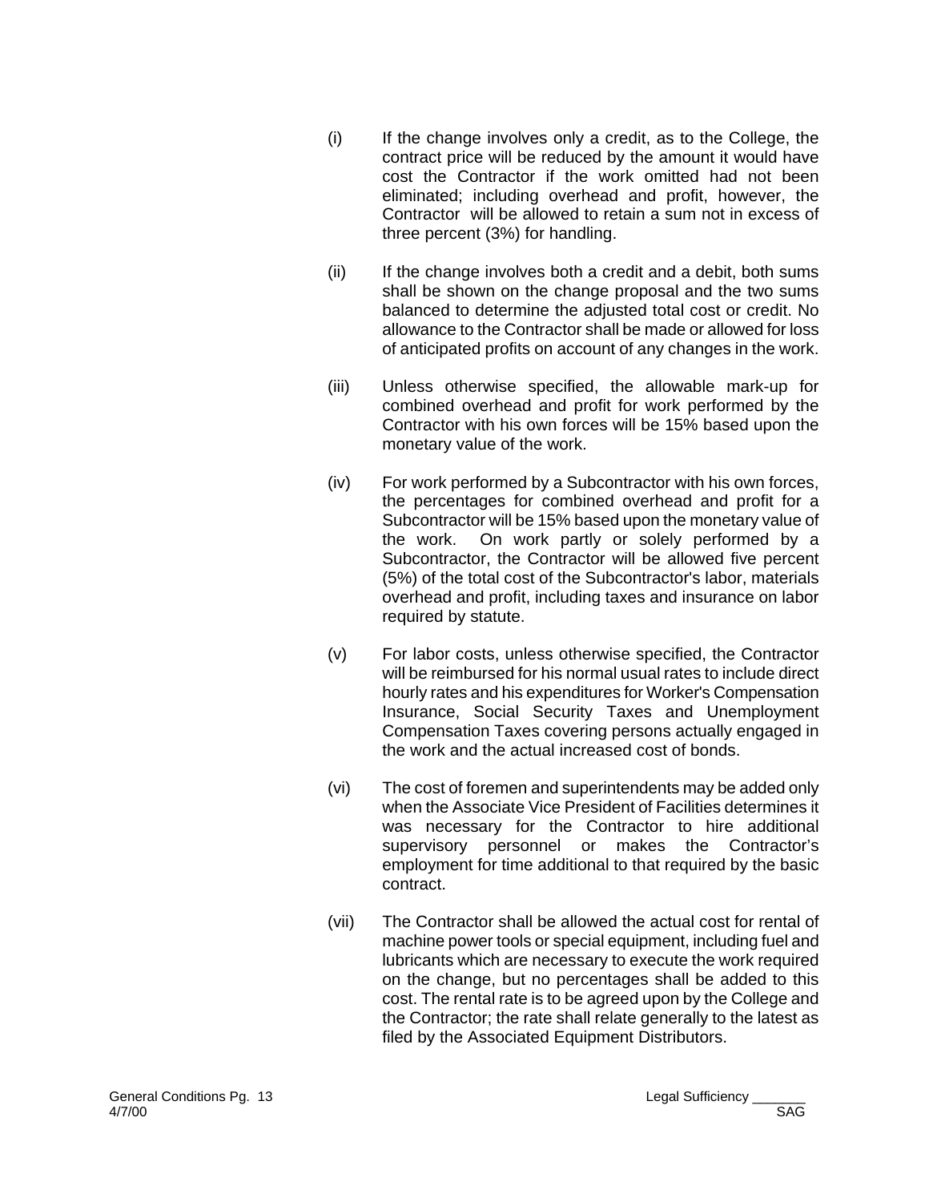(i) If the change involves only a credit, as to the College, the contract price will be reduced by the amount it would have cost the Contractor if the work omitted had not been eliminated; including overhead and profit, however, the Contractor will be allowed to retain a sum not in excess of three percent (3%) for handling.

(ii) If the change involves both a credit and a debit, both sums shall be shown on the change proposal and the two sums balanced to determine the adjusted total cost or credit. No allowance to the Contractor shall be made or allowed for loss of anticipated profits on account of any changes in the work.

(iii) Unless otherwise specified, the allowable mark-up for combined overhead and profit for work performed by the Contractor with his own forces will be 15% based upon the monetary value of the work.

(iv) For work performed by a Subcontractor with his own forces, the percentages for combined overhead and profit for a Subcontractor will be 15% based upon the monetary value of the work. On work partly or solely performed by a Subcontractor, the Contractor will be allowed five percent (5%) of the total cost of the Subcontractor's labor, materials overhead and profit, including taxes and insurance on labor required by statute.

(v) For labor costs, unless otherwise specified, the Contractor will be reimbursed for his normal usual rates to include direct hourly rates and his expenditures for Worker's Compensation Insurance, Social Security Taxes and Unemployment Compensation Taxes covering persons actually engaged in the work and the actual increased cost of bonds.

(vi) The cost of foremen and superintendents may be added only when the Associate Vice President of Facilities determines it was necessary for the Contractor to hire additional supervisory personnel or makes the Contractor's employment for time additional to that required by the basic contract.

(vii) The Contractor shall be allowed the actual cost for rental of machine power tools or special equipment, including fuel and lubricants which are necessary to execute the work required on the change, but no percentages shall be added to this cost. The rental rate is to be agreed upon by the College and the Contractor; the rate shall relate generally to the latest as filed by the Associated Equipment Distributors.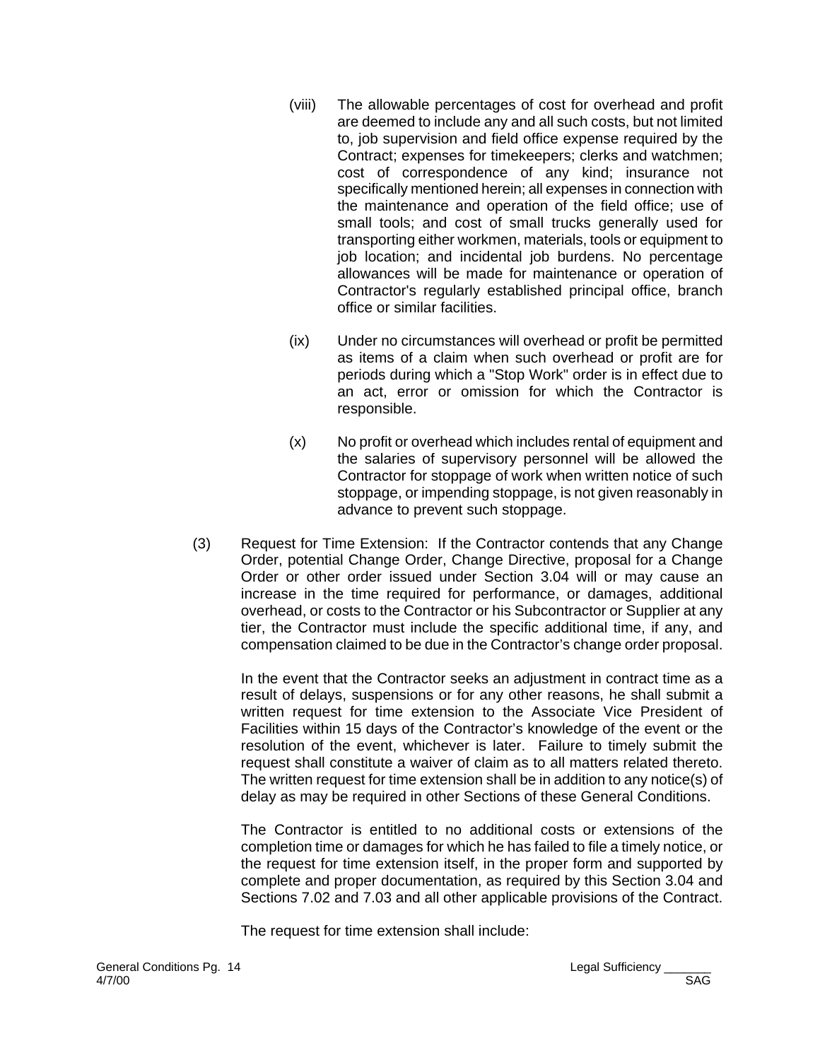(viii) The allowable percentages of cost for overhead and profit are deemed to include any and all such costs, but not limited to, job supervision and field office expense required by the Contract; expenses for timekeepers; clerks and watchmen; cost of correspondence of any kind; insurance not specifically mentioned herein; all expenses in connection with the maintenance and operation of the field office; use of small tools; and cost of small trucks generally used for transporting either workmen, materials, tools or equipment to job location; and incidental job burdens. No percentage allowances will be made for maintenance or operation of Contractor's regularly established principal office, branch office or similar facilities.

(ix) Under no circumstances will overhead or profit be permitted as items of a claim when such overhead or profit are for periods during which a "Stop Work" order is in effect due to an act, error or omission for which the Contractor is responsible.

(x) No profit or overhead which includes rental of equipment and the salaries of supervisory personnel will be allowed the Contractor for stoppage of work when written notice of such stoppage, or impending stoppage, is not given reasonably in advance to prevent such stoppage.

(3) Request for Time Extension: If the Contractor contends that any Change Order, potential Change Order, Change Directive, proposal for a Change Order or other order issued under Section 3.04 will or may cause an increase in the time required for performance, or damages, additional overhead, or costs to the Contractor or his Subcontractor or Supplier at any tier, the Contractor must include the specific additional time, if any, and compensation claimed to be due in the Contractor's change order proposal.

In the event that the Contractor seeks an adjustment in contract time as a result of delays, suspensions or for any other reasons, he shall submit a written request for time extension to the Associate Vice President of Facilities within 15 days of the Contractor's knowledge of the event or the resolution of the event, whichever is later. Failure to timely submit the request shall constitute a waiver of claim as to all matters related thereto. The written request for time extension shall be in addition to any notice(s) of delay as may be required in other Sections of these General Conditions.

The Contractor is entitled to no additional costs or extensions of the completion time or damages for which he has failed to file a timely notice, or the request for time extension itself, in the proper form and supported by complete and proper documentation, as required by this Section 3.04 and Sections 7.02 and 7.03 and all other applicable provisions of the Contract.

The request for time extension shall include: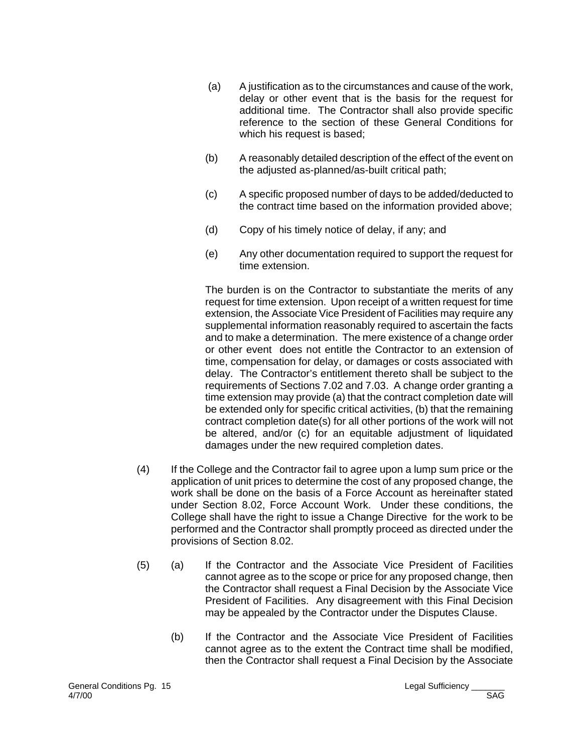(a) A justification as to the circumstances and cause of the work, delay or other event that is the basis for the request for additional time. The Contractor shall also provide specific reference to the section of these General Conditions for which his request is based;

(b) A reasonably detailed description of the effect of the event on the adjusted as-planned/as-built critical path;

(c) A specific proposed number of days to be added/deducted to the contract time based on the information provided above;

(d) Copy of his timely notice of delay, if any; and

(e) Any other documentation required to support the request for time extension.

The burden is on the Contractor to substantiate the merits of any request for time extension. Upon receipt of a written request for time extension, the Associate Vice President of Facilities may require any supplemental information reasonably required to ascertain the facts and to make a determination. The mere existence of a change order or other event does not entitle the Contractor to an extension of time, compensation for delay, or damages or costs associated with delay. The Contractor's entitlement thereto shall be subject to the requirements of Sections 7.02 and 7.03. A change order granting a time extension may provide (a) that the contract completion date will be extended only for specific critical activities, (b) that the remaining contract completion date(s) for all other portions of the work will not be altered, and/or (c) for an equitable adjustment of liquidated damages under the new required completion dates.

(4) If the College and the Contractor fail to agree upon a lump sum price or the application of unit prices to determine the cost of any proposed change, the work shall be done on the basis of a Force Account as hereinafter stated under Section 8.02, Force Account Work. Under these conditions, the College shall have the right to issue a Change Directive for the work to be performed and the Contractor shall promptly proceed as directed under the provisions of Section 8.02.

(5) (a) If the Contractor and the Associate Vice President of Facilities cannot agree as to the scope or price for any proposed change, then the Contractor shall request a Final Decision by the Associate Vice President of Facilities. Any disagreement with this Final Decision may be appealed by the Contractor under the Disputes Clause.

(b) If the Contractor and the Associate Vice President of Facilities cannot agree as to the extent the Contract time shall be modified, then the Contractor shall request a Final Decision by the Associate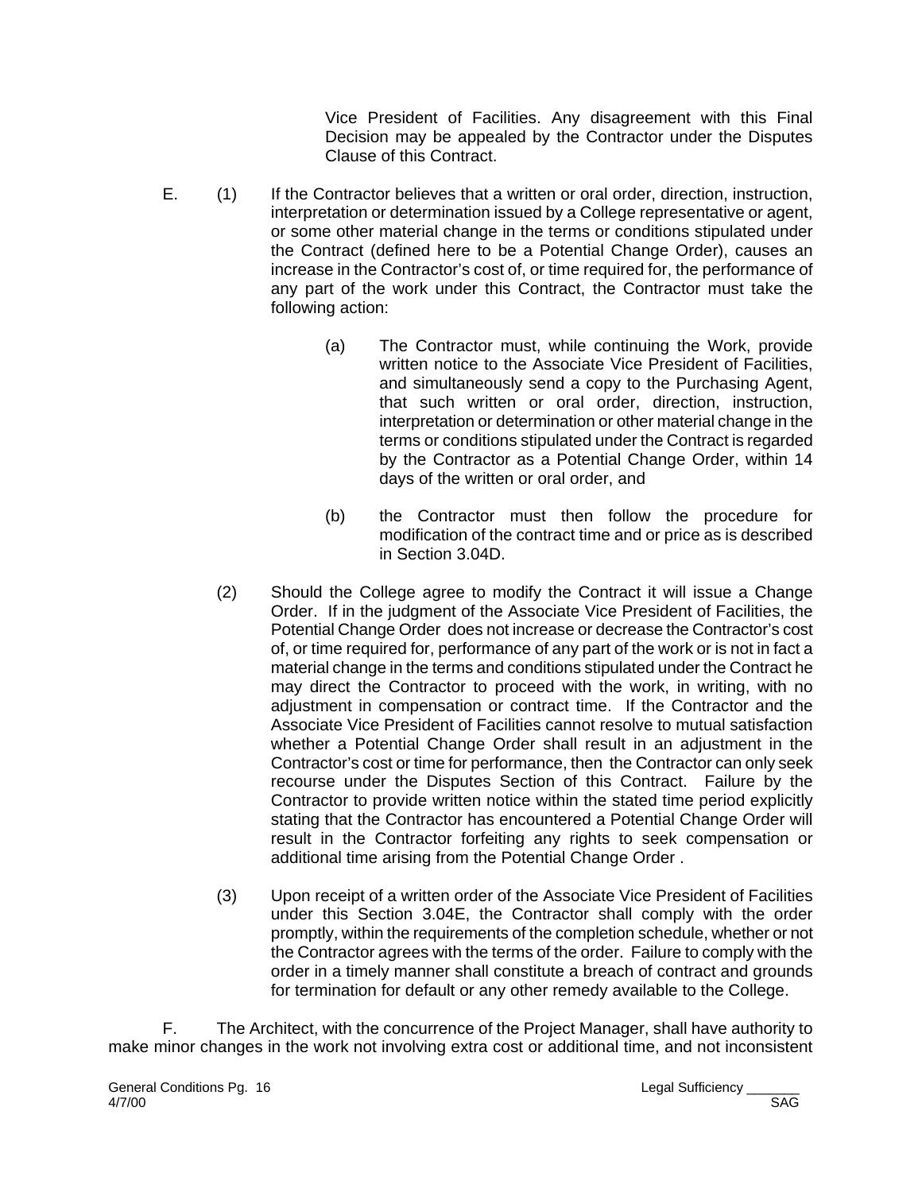Vice President of Facilities. Any disagreement with this Final Decision may be appealed by the Contractor under the Disputes Clause of this Contract.

E. (1) If the Contractor believes that a written or oral order, direction, instruction, interpretation or determination issued by a College representative or agent, or some other material change in the terms or conditions stipulated under the Contract (defined here to be a Potential Change Order), causes an increase in the Contractor's cost of, or time required for, the performance of any part of the work under this Contract, the Contractor must take the following action:

(a) The Contractor must, while continuing the Work, provide written notice to the Associate Vice President of Facilities, and simultaneously send a copy to the Purchasing Agent, that such written or oral order, direction, instruction, interpretation or determination or other material change in the terms or conditions stipulated under the Contract is regarded by the Contractor as a Potential Change Order, within 14 days of the written or oral order, and

(b) the Contractor must then follow the procedure for modification of the contract time and or price as is described in Section 3.04D.

(2) Should the College agree to modify the Contract it will issue a Change Order. If in the judgment of the Associate Vice President of Facilities, the Potential Change Order does not increase or decrease the Contractor's cost of, or time required for, performance of any part of the work or is not in fact a material change in the terms and conditions stipulated under the Contract he may direct the Contractor to proceed with the work, in writing, with no adjustment in compensation or contract time. If the Contractor and the Associate Vice President of Facilities cannot resolve to mutual satisfaction whether a Potential Change Order shall result in an adjustment in the Contractor's cost or time for performance, then the Contractor can only seek recourse under the Disputes Section of this Contract. Failure by the Contractor to provide written notice within the stated time period explicitly stating that the Contractor has encountered a Potential Change Order will result in the Contractor forfeiting any rights to seek compensation or additional time arising from the Potential Change Order .

(3) Upon receipt of a written order of the Associate Vice President of Facilities under this Section 3.04E, the Contractor shall comply with the order promptly, within the requirements of the completion schedule, whether or not the Contractor agrees with the terms of the order. Failure to comply with the order in a timely manner shall constitute a breach of contract and grounds for termination for default or any other remedy available to the College.

F. The Architect, with the concurrence of the Project Manager, shall have authority to make minor changes in the work not involving extra cost or additional time, and not inconsistent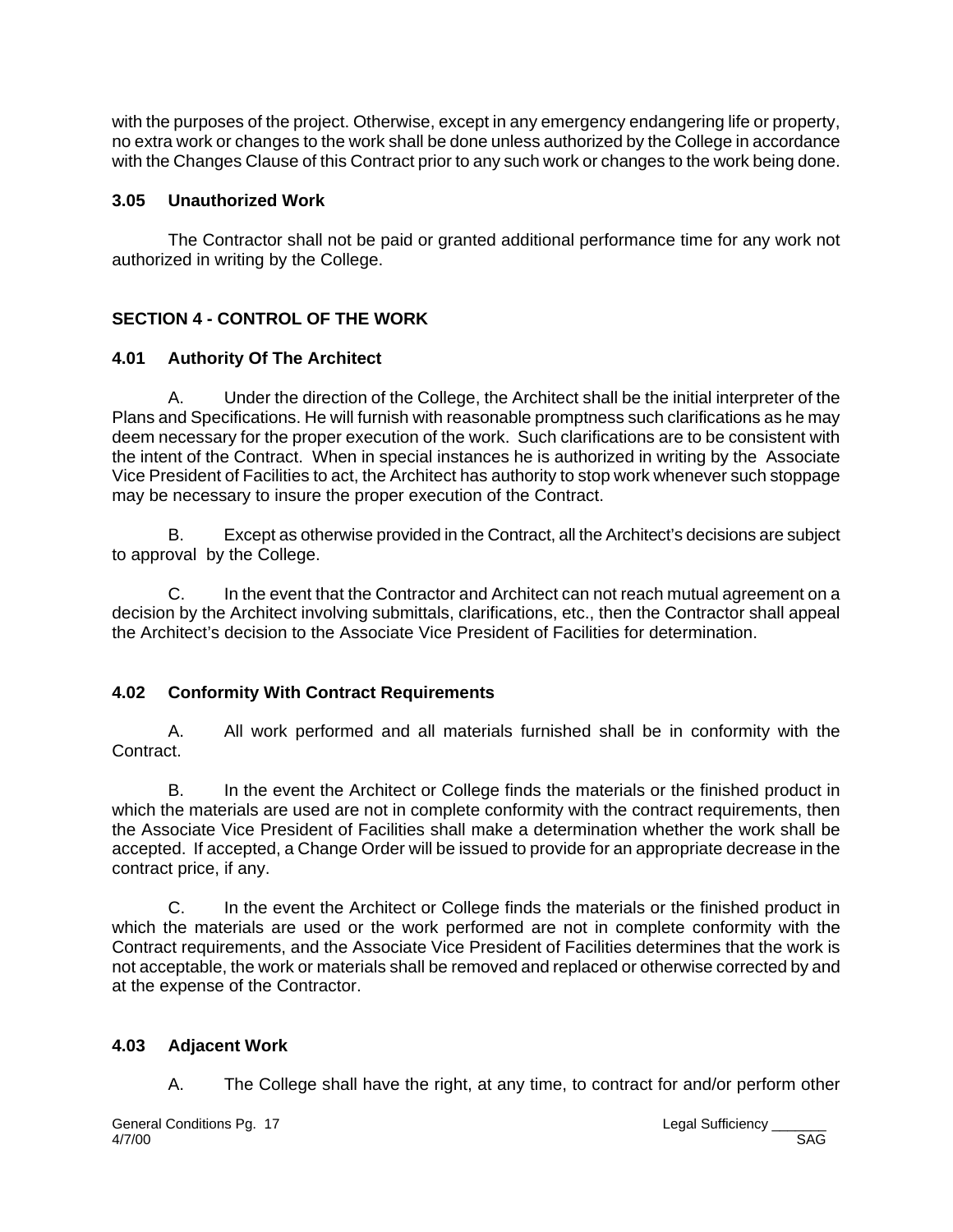with the purposes of the project. Otherwise, except in any emergency endangering life or property, no extra work or changes to the work shall be done unless authorized by the College in accordance with the Changes Clause of this Contract prior to any such work or changes to the work being done.

### 3.05 Unauthorized Work

The Contractor shall not be paid or granted additional performance time for any work not authorized in writing by the College.

## SECTION 4 - CONTROL OF THE WORK

### 4.01 Authority Of The Architect

A. Under the direction of the College, the Architect shall be the initial interpreter of the Plans and Specifications. He will furnish with reasonable promptness such clarifications as he may deem necessary for the proper execution of the work. Such clarifications are to be consistent with the intent of the Contract. When in special instances he is authorized in writing by the Associate Vice President of Facilities to act, the Architect has authority to stop work whenever such stoppage may be necessary to insure the proper execution of the Contract.

B. Except as otherwise provided in the Contract, all the Architect's decisions are subject to approval by the College.

C. In the event that the Contractor and Architect can not reach mutual agreement on a decision by the Architect involving submittals, clarifications, etc., then the Contractor shall appeal the Architect's decision to the Associate Vice President of Facilities for determination.

### 4.02 Conformity With Contract Requirements

A. All work performed and all materials furnished shall be in conformity with the Contract.

B. In the event the Architect or College finds the materials or the finished product in which the materials are used are not in complete conformity with the contract requirements, then the Associate Vice President of Facilities shall make a determination whether the work shall be accepted. If accepted, a Change Order will be issued to provide for an appropriate decrease in the contract price, if any.

C. In the event the Architect or College finds the materials or the finished product in which the materials are used or the work performed are not in complete conformity with the Contract requirements, and the Associate Vice President of Facilities determines that the work is not acceptable, the work or materials shall be removed and replaced or otherwise corrected by and at the expense of the Contractor.

### 4.03 Adjacent Work

A. The College shall have the right, at any time, to contract for and/or perform other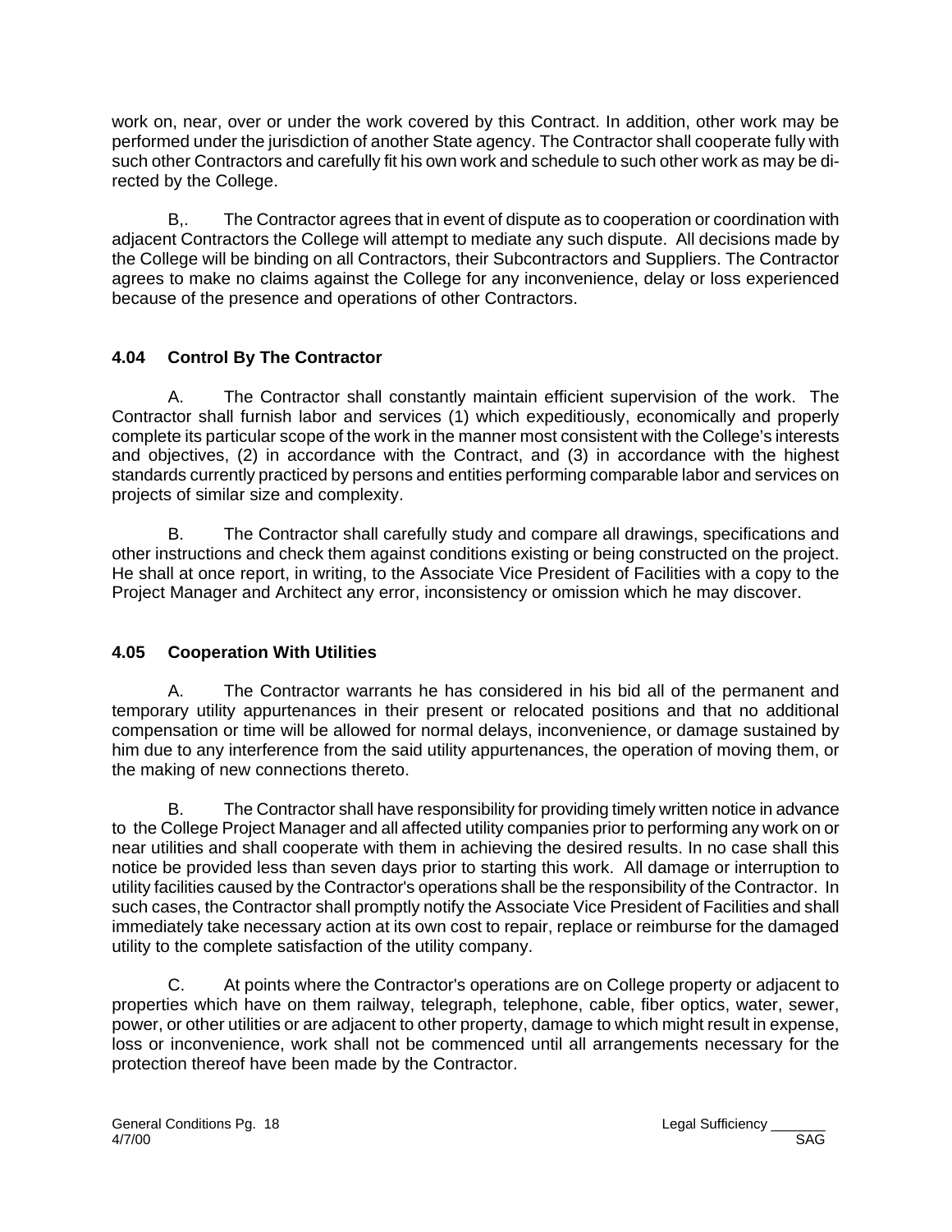work on, near, over or under the work covered by this Contract. In addition, other work may be performed under the jurisdiction of another State agency. The Contractor shall cooperate fully with such other Contractors and carefully fit his own work and schedule to such other work as may be directed by the College.

B,. The Contractor agrees that in event of dispute as to cooperation or coordination with adjacent Contractors the College will attempt to mediate any such dispute. All decisions made by the College will be binding on all Contractors, their Subcontractors and Suppliers. The Contractor agrees to make no claims against the College for any inconvenience, delay or loss experienced because of the presence and operations of other Contractors.

### 4.04 Control By The Contractor

A. The Contractor shall constantly maintain efficient supervision of the work. The Contractor shall furnish labor and services (1) which expeditiously, economically and properly complete its particular scope of the work in the manner most consistent with the College's interests and objectives, (2) in accordance with the Contract, and (3) in accordance with the highest standards currently practiced by persons and entities performing comparable labor and services on projects of similar size and complexity.

B. The Contractor shall carefully study and compare all drawings, specifications and other instructions and check them against conditions existing or being constructed on the project. He shall at once report, in writing, to the Associate Vice President of Facilities with a copy to the Project Manager and Architect any error, inconsistency or omission which he may discover.

### 4.05 Cooperation With Utilities

A. The Contractor warrants he has considered in his bid all of the permanent and temporary utility appurtenances in their present or relocated positions and that no additional compensation or time will be allowed for normal delays, inconvenience, or damage sustained by him due to any interference from the said utility appurtenances, the operation of moving them, or the making of new connections thereto.

B. The Contractor shall have responsibility for providing timely written notice in advance to the College Project Manager and all affected utility companies prior to performing any work on or near utilities and shall cooperate with them in achieving the desired results. In no case shall this notice be provided less than seven days prior to starting this work. All damage or interruption to utility facilities caused by the Contractor's operations shall be the responsibility of the Contractor. In such cases, the Contractor shall promptly notify the Associate Vice President of Facilities and shall immediately take necessary action at its own cost to repair, replace or reimburse for the damaged utility to the complete satisfaction of the utility company.

C. At points where the Contractor's operations are on College property or adjacent to properties which have on them railway, telegraph, telephone, cable, fiber optics, water, sewer, power, or other utilities or are adjacent to other property, damage to which might result in expense, loss or inconvenience, work shall not be commenced until all arrangements necessary for the protection thereof have been made by the Contractor.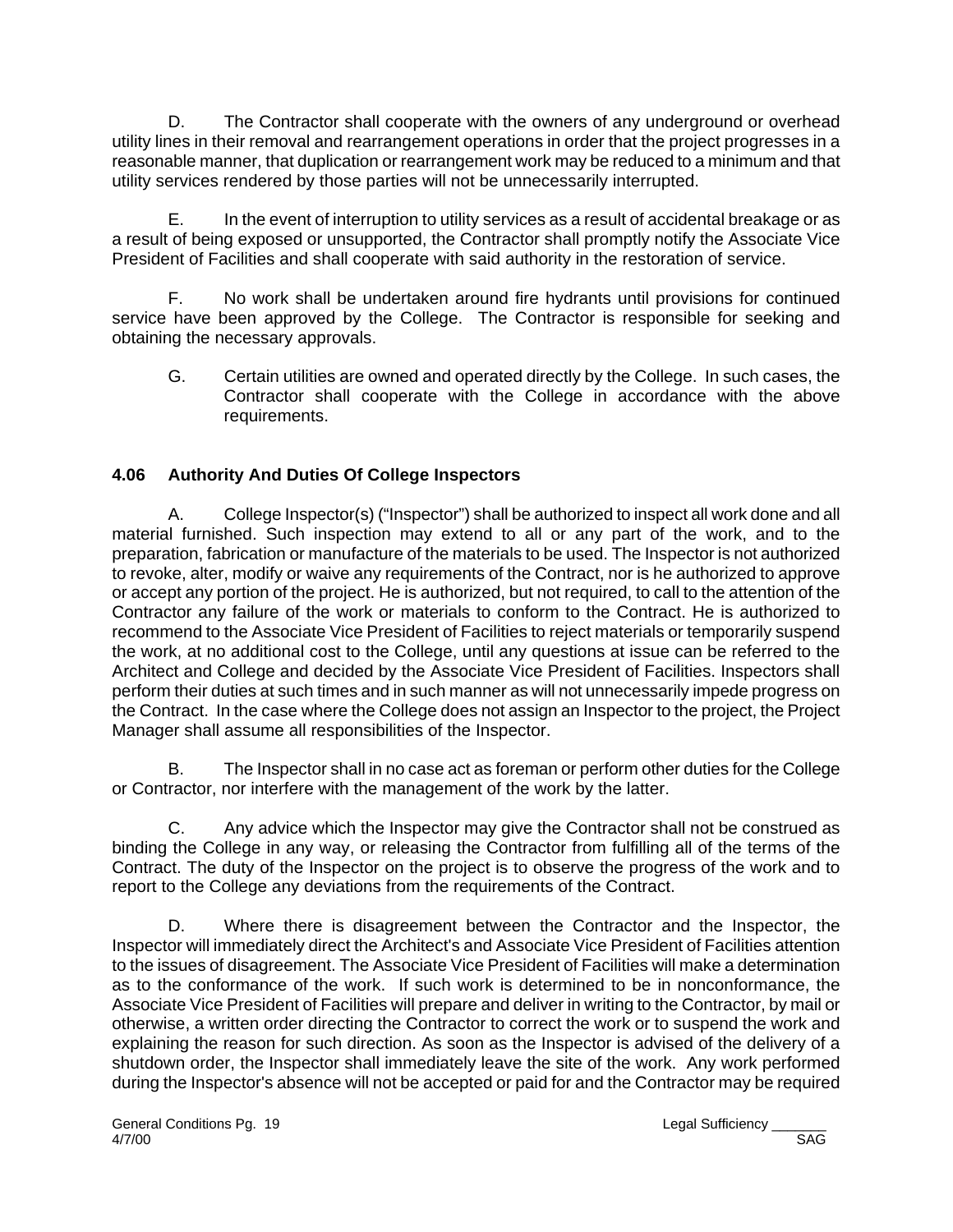D. The Contractor shall cooperate with the owners of any underground or overhead utility lines in their removal and rearrangement operations in order that the project progresses in a reasonable manner, that duplication or rearrangement work may be reduced to a minimum and that utility services rendered by those parties will not be unnecessarily interrupted.

E. In the event of interruption to utility services as a result of accidental breakage or as a result of being exposed or unsupported, the Contractor shall promptly notify the Associate Vice President of Facilities and shall cooperate with said authority in the restoration of service.

F. No work shall be undertaken around fire hydrants until provisions for continued service have been approved by the College. The Contractor is responsible for seeking and obtaining the necessary approvals.

G. Certain utilities are owned and operated directly by the College. In such cases, the Contractor shall cooperate with the College in accordance with the above requirements.

### 4.06 Authority And Duties Of College Inspectors

A. College Inspector(s) ("Inspector") shall be authorized to inspect all work done and all material furnished. Such inspection may extend to all or any part of the work, and to the preparation, fabrication or manufacture of the materials to be used. The Inspector is not authorized to revoke, alter, modify or waive any requirements of the Contract, nor is he authorized to approve or accept any portion of the project. He is authorized, but not required, to call to the attention of the Contractor any failure of the work or materials to conform to the Contract. He is authorized to recommend to the Associate Vice President of Facilities to reject materials or temporarily suspend the work, at no additional cost to the College, until any questions at issue can be referred to the Architect and College and decided by the Associate Vice President of Facilities. Inspectors shall perform their duties at such times and in such manner as will not unnecessarily impede progress on the Contract. In the case where the College does not assign an Inspector to the project, the Project Manager shall assume all responsibilities of the Inspector.

B. The Inspector shall in no case act as foreman or perform other duties for the College or Contractor, nor interfere with the management of the work by the latter.

C. Any advice which the Inspector may give the Contractor shall not be construed as binding the College in any way, or releasing the Contractor from fulfilling all of the terms of the Contract. The duty of the Inspector on the project is to observe the progress of the work and to report to the College any deviations from the requirements of the Contract.

D. Where there is disagreement between the Contractor and the Inspector, the Inspector will immediately direct the Architect's and Associate Vice President of Facilities attention to the issues of disagreement. The Associate Vice President of Facilities will make a determination as to the conformance of the work. If such work is determined to be in nonconformance, the Associate Vice President of Facilities will prepare and deliver in writing to the Contractor, by mail or otherwise, a written order directing the Contractor to correct the work or to suspend the work and explaining the reason for such direction. As soon as the Inspector is advised of the delivery of a shutdown order, the Inspector shall immediately leave the site of the work. Any work performed during the Inspector's absence will not be accepted or paid for and the Contractor may be required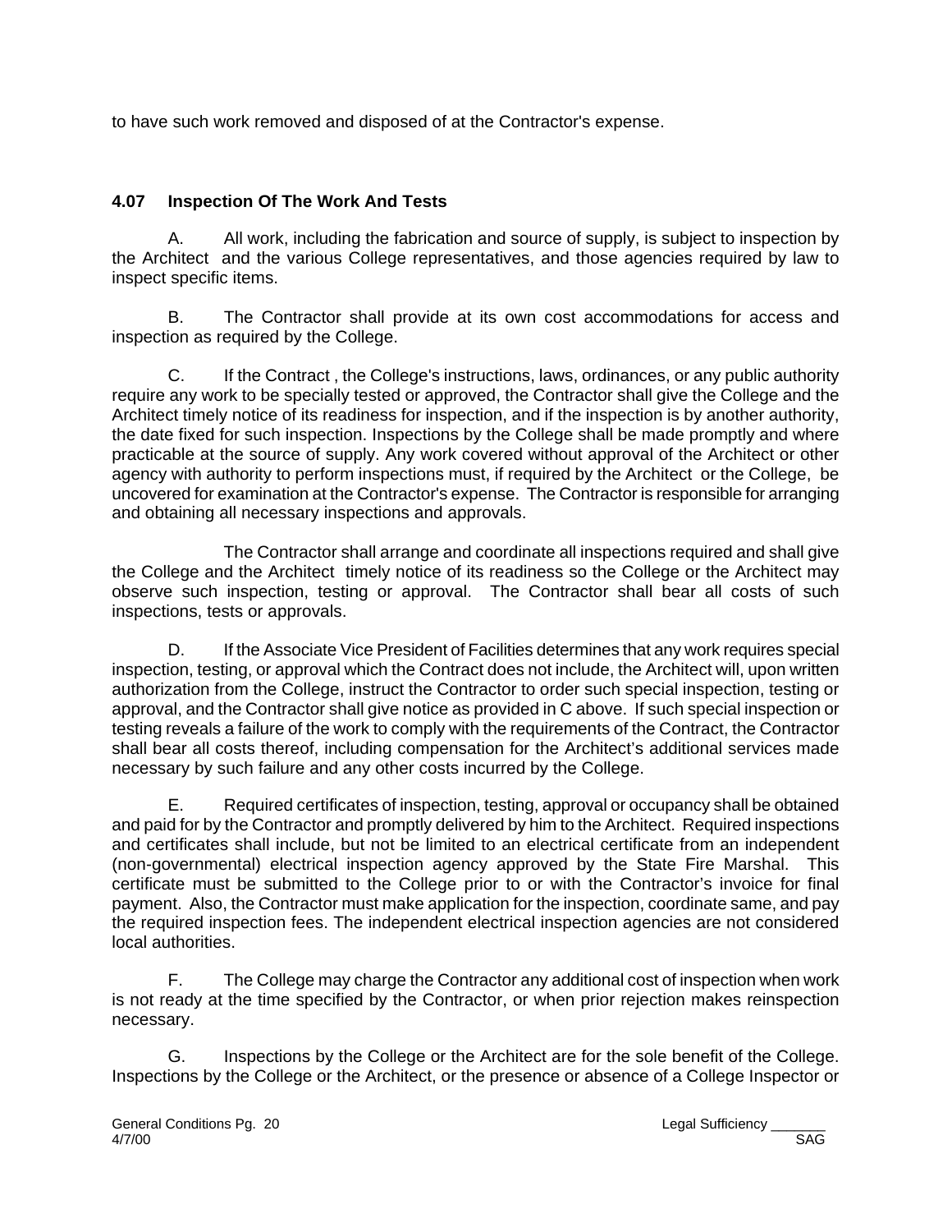to have such work removed and disposed of at the Contractor's expense.

### 4.07 Inspection Of The Work And Tests

A. All work, including the fabrication and source of supply, is subject to inspection by the Architect and the various College representatives, and those agencies required by law to inspect specific items.

B. The Contractor shall provide at its own cost accommodations for access and inspection as required by the College.

C. If the Contract , the College's instructions, laws, ordinances, or any public authority require any work to be specially tested or approved, the Contractor shall give the College and the Architect timely notice of its readiness for inspection, and if the inspection is by another authority, the date fixed for such inspection. Inspections by the College shall be made promptly and where practicable at the source of supply. Any work covered without approval of the Architect or other agency with authority to perform inspections must, if required by the Architect or the College, be uncovered for examination at the Contractor's expense. The Contractor is responsible for arranging and obtaining all necessary inspections and approvals.

The Contractor shall arrange and coordinate all inspections required and shall give the College and the Architect timely notice of its readiness so the College or the Architect may observe such inspection, testing or approval. The Contractor shall bear all costs of such inspections, tests or approvals.

D. If the Associate Vice President of Facilities determines that any work requires special inspection, testing, or approval which the Contract does not include, the Architect will, upon written authorization from the College, instruct the Contractor to order such special inspection, testing or approval, and the Contractor shall give notice as provided in C above. If such special inspection or testing reveals a failure of the work to comply with the requirements of the Contract, the Contractor shall bear all costs thereof, including compensation for the Architect's additional services made necessary by such failure and any other costs incurred by the College.

E. Required certificates of inspection, testing, approval or occupancy shall be obtained and paid for by the Contractor and promptly delivered by him to the Architect. Required inspections and certificates shall include, but not be limited to an electrical certificate from an independent (non-governmental) electrical inspection agency approved by the State Fire Marshal. This certificate must be submitted to the College prior to or with the Contractor's invoice for final payment. Also, the Contractor must make application for the inspection, coordinate same, and pay the required inspection fees. The independent electrical inspection agencies are not considered local authorities.

F. The College may charge the Contractor any additional cost of inspection when work is not ready at the time specified by the Contractor, or when prior rejection makes reinspection necessary.

G. Inspections by the College or the Architect are for the sole benefit of the College. Inspections by the College or the Architect, or the presence or absence of a College Inspector or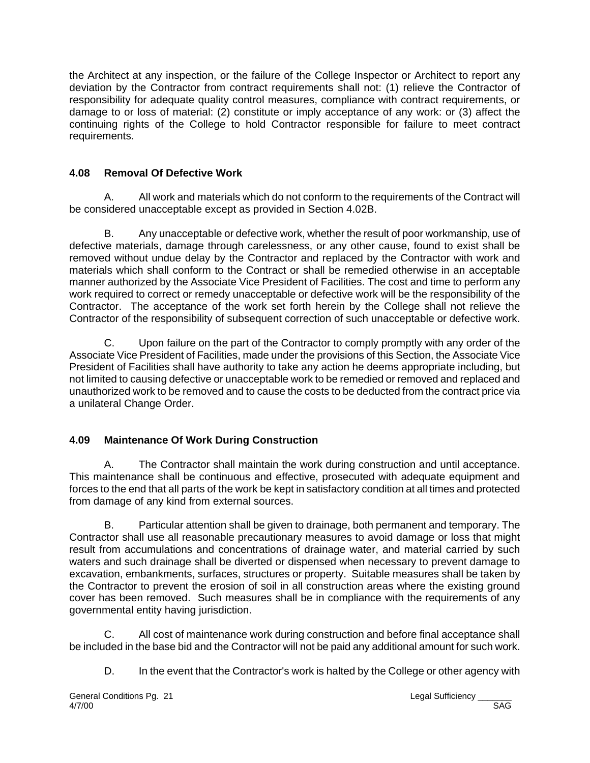the Architect at any inspection, or the failure of the College Inspector or Architect to report any deviation by the Contractor from contract requirements shall not: (1) relieve the Contractor of responsibility for adequate quality control measures, compliance with contract requirements, or damage to or loss of material: (2) constitute or imply acceptance of any work: or (3) affect the continuing rights of the College to hold Contractor responsible for failure to meet contract requirements.

### 4.08 Removal Of Defective Work

A. All work and materials which do not conform to the requirements of the Contract will be considered unacceptable except as provided in Section 4.02B.

B. Any unacceptable or defective work, whether the result of poor workmanship, use of defective materials, damage through carelessness, or any other cause, found to exist shall be removed without undue delay by the Contractor and replaced by the Contractor with work and materials which shall conform to the Contract or shall be remedied otherwise in an acceptable manner authorized by the Associate Vice President of Facilities. The cost and time to perform any work required to correct or remedy unacceptable or defective work will be the responsibility of the Contractor. The acceptance of the work set forth herein by the College shall not relieve the Contractor of the responsibility of subsequent correction of such unacceptable or defective work.

C. Upon failure on the part of the Contractor to comply promptly with any order of the Associate Vice President of Facilities, made under the provisions of this Section, the Associate Vice President of Facilities shall have authority to take any action he deems appropriate including, but not limited to causing defective or unacceptable work to be remedied or removed and replaced and unauthorized work to be removed and to cause the costs to be deducted from the contract price via a unilateral Change Order.

### 4.09 Maintenance Of Work During Construction

A. The Contractor shall maintain the work during construction and until acceptance. This maintenance shall be continuous and effective, prosecuted with adequate equipment and forces to the end that all parts of the work be kept in satisfactory condition at all times and protected from damage of any kind from external sources.

B. Particular attention shall be given to drainage, both permanent and temporary. The Contractor shall use all reasonable precautionary measures to avoid damage or loss that might result from accumulations and concentrations of drainage water, and material carried by such waters and such drainage shall be diverted or dispensed when necessary to prevent damage to excavation, embankments, surfaces, structures or property. Suitable measures shall be taken by the Contractor to prevent the erosion of soil in all construction areas where the existing ground cover has been removed. Such measures shall be in compliance with the requirements of any governmental entity having jurisdiction.

C. All cost of maintenance work during construction and before final acceptance shall be included in the base bid and the Contractor will not be paid any additional amount for such work.

D. In the event that the Contractor's work is halted by the College or other agency with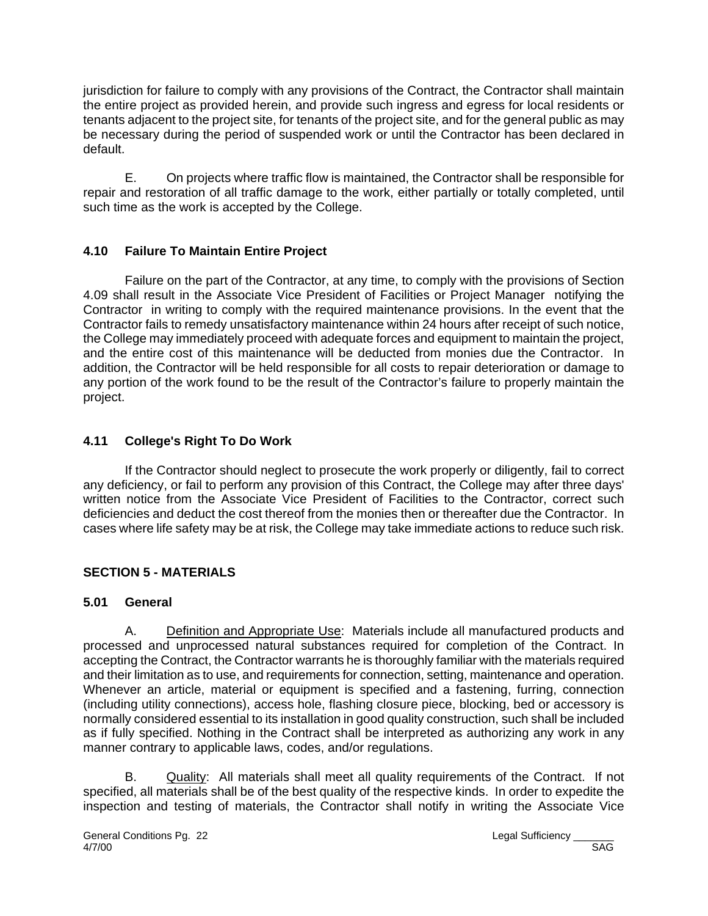jurisdiction for failure to comply with any provisions of the Contract, the Contractor shall maintain the entire project as provided herein, and provide such ingress and egress for local residents or tenants adjacent to the project site, for tenants of the project site, and for the general public as may be necessary during the period of suspended work or until the Contractor has been declared in default.

E. On projects where traffic flow is maintained, the Contractor shall be responsible for repair and restoration of all traffic damage to the work, either partially or totally completed, until such time as the work is accepted by the College.

### 4.10 Failure To Maintain Entire Project

Failure on the part of the Contractor, at any time, to comply with the provisions of Section 4.09 shall result in the Associate Vice President of Facilities or Project Manager notifying the Contractor in writing to comply with the required maintenance provisions. In the event that the Contractor fails to remedy unsatisfactory maintenance within 24 hours after receipt of such notice, the College may immediately proceed with adequate forces and equipment to maintain the project, and the entire cost of this maintenance will be deducted from monies due the Contractor. In addition, the Contractor will be held responsible for all costs to repair deterioration or damage to any portion of the work found to be the result of the Contractor's failure to properly maintain the project.

### 4.11 College's Right To Do Work

If the Contractor should neglect to prosecute the work properly or diligently, fail to correct any deficiency, or fail to perform any provision of this Contract, the College may after three days' written notice from the Associate Vice President of Facilities to the Contractor, correct such deficiencies and deduct the cost thereof from the monies then or thereafter due the Contractor. In cases where life safety may be at risk, the College may take immediate actions to reduce such risk.

## SECTION 5 - MATERIALS

### 5.01 General

A. Definition and Appropriate Use: Materials include all manufactured products and processed and unprocessed natural substances required for completion of the Contract. In accepting the Contract, the Contractor warrants he is thoroughly familiar with the materials required and their limitation as to use, and requirements for connection, setting, maintenance and operation. Whenever an article, material or equipment is specified and a fastening, furring, connection (including utility connections), access hole, flashing closure piece, blocking, bed or accessory is normally considered essential to its installation in good quality construction, such shall be included as if fully specified. Nothing in the Contract shall be interpreted as authorizing any work in any manner contrary to applicable laws, codes, and/or regulations.

B. Quality: All materials shall meet all quality requirements of the Contract. If not specified, all materials shall be of the best quality of the respective kinds. In order to expedite the inspection and testing of materials, the Contractor shall notify in writing the Associate Vice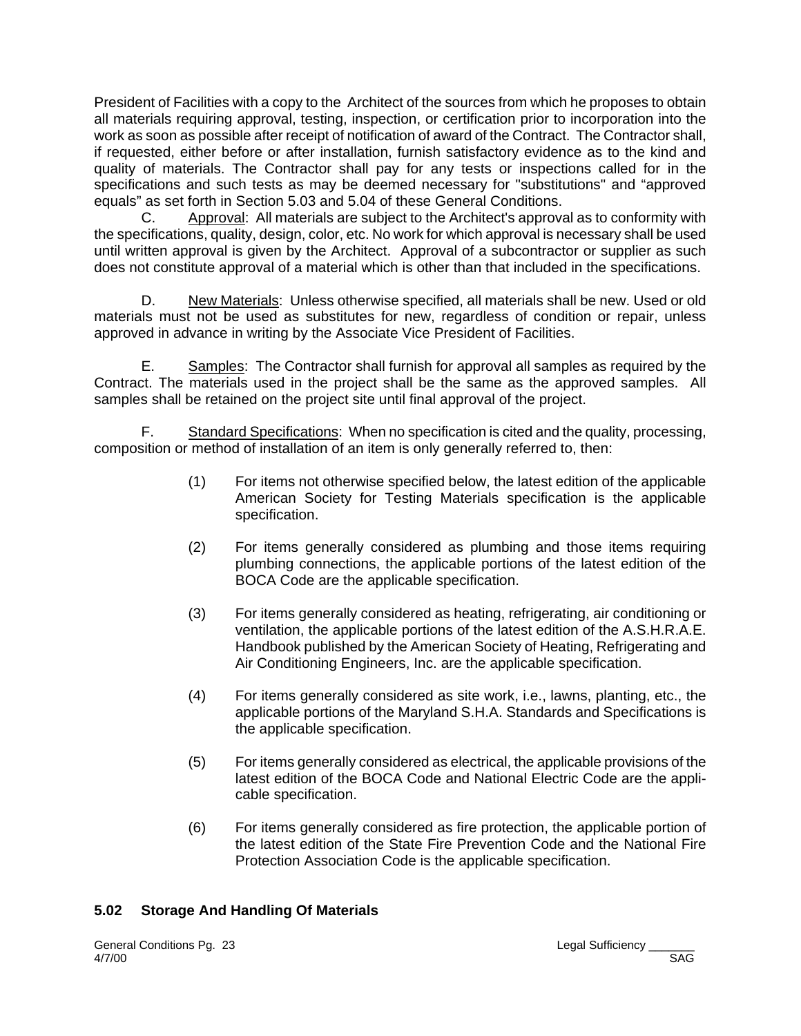President of Facilities with a copy to the Architect of the sources from which he proposes to obtain all materials requiring approval, testing, inspection, or certification prior to incorporation into the work as soon as possible after receipt of notification of award of the Contract. The Contractor shall, if requested, either before or after installation, furnish satisfactory evidence as to the kind and quality of materials. The Contractor shall pay for any tests or inspections called for in the specifications and such tests as may be deemed necessary for "substitutions" and “approved equals” as set forth in Section 5.03 and 5.04 of these General Conditions.

C. Approval: All materials are subject to the Architect's approval as to conformity with the specifications, quality, design, color, etc. No work for which approval is necessary shall be used until written approval is given by the Architect. Approval of a subcontractor or supplier as such does not constitute approval of a material which is other than that included in the specifications.

D. New Materials: Unless otherwise specified, all materials shall be new. Used or old materials must not be used as substitutes for new, regardless of condition or repair, unless approved in advance in writing by the Associate Vice President of Facilities.

E. Samples: The Contractor shall furnish for approval all samples as required by the Contract. The materials used in the project shall be the same as the approved samples. All samples shall be retained on the project site until final approval of the project.

F. Standard Specifications: When no specification is cited and the quality, processing, composition or method of installation of an item is only generally referred to, then:

(1) For items not otherwise specified below, the latest edition of the applicable American Society for Testing Materials specification is the applicable specification.

(2) For items generally considered as plumbing and those items requiring plumbing connections, the applicable portions of the latest edition of the BOCA Code are the applicable specification.

(3) For items generally considered as heating, refrigerating, air conditioning or ventilation, the applicable portions of the latest edition of the A.S.H.R.A.E. Handbook published by the American Society of Heating, Refrigerating and Air Conditioning Engineers, Inc. are the applicable specification.

(4) For items generally considered as site work, i.e., lawns, planting, etc., the applicable portions of the Maryland S.H.A. Standards and Specifications is the applicable specification.

(5) For items generally considered as electrical, the applicable provisions of the latest edition of the BOCA Code and National Electric Code are the applicable specification.

(6) For items generally considered as fire protection, the applicable portion of the latest edition of the State Fire Prevention Code and the National Fire Protection Association Code is the applicable specification.

## 5.02 Storage And Handling Of Materials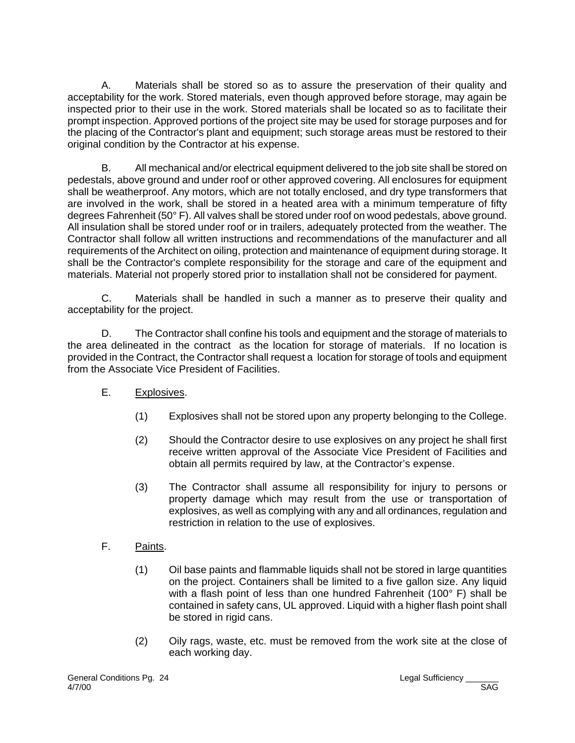A. Materials shall be stored so as to assure the preservation of their quality and acceptability for the work. Stored materials, even though approved before storage, may again be inspected prior to their use in the work. Stored materials shall be located so as to facilitate their prompt inspection. Approved portions of the project site may be used for storage purposes and for the placing of the Contractor's plant and equipment; such storage areas must be restored to their original condition by the Contractor at his expense.

B. All mechanical and/or electrical equipment delivered to the job site shall be stored on pedestals, above ground and under roof or other approved covering. All enclosures for equipment shall be weatherproof. Any motors, which are not totally enclosed, and dry type transformers that are involved in the work, shall be stored in a heated area with a minimum temperature of fifty degrees Fahrenheit (50° F). All valves shall be stored under roof on wood pedestals, above ground. All insulation shall be stored under roof or in trailers, adequately protected from the weather. The Contractor shall follow all written instructions and recommendations of the manufacturer and all requirements of the Architect on oiling, protection and maintenance of equipment during storage. It shall be the Contractor's complete responsibility for the storage and care of the equipment and materials. Material not properly stored prior to installation shall not be considered for payment.

C. Materials shall be handled in such a manner as to preserve their quality and acceptability for the project.

D. The Contractor shall confine his tools and equipment and the storage of materials to the area delineated in the contract as the location for storage of materials. If no location is provided in the Contract, the Contractor shall request a location for storage of tools and equipment from the Associate Vice President of Facilities.

E. Explosives.

(1) Explosives shall not be stored upon any property belonging to the College.

(2) Should the Contractor desire to use explosives on any project he shall first receive written approval of the Associate Vice President of Facilities and obtain all permits required by law, at the Contractor's expense.

(3) The Contractor shall assume all responsibility for injury to persons or property damage which may result from the use or transportation of explosives, as well as complying with any and all ordinances, regulation and restriction in relation to the use of explosives.

F. Paints.

(1) Oil base paints and flammable liquids shall not be stored in large quantities on the project. Containers shall be limited to a five gallon size. Any liquid with a flash point of less than one hundred Fahrenheit (100° F) shall be contained in safety cans, UL approved. Liquid with a higher flash point shall be stored in rigid cans.

(2) Oily rags, waste, etc. must be removed from the work site at the close of each working day.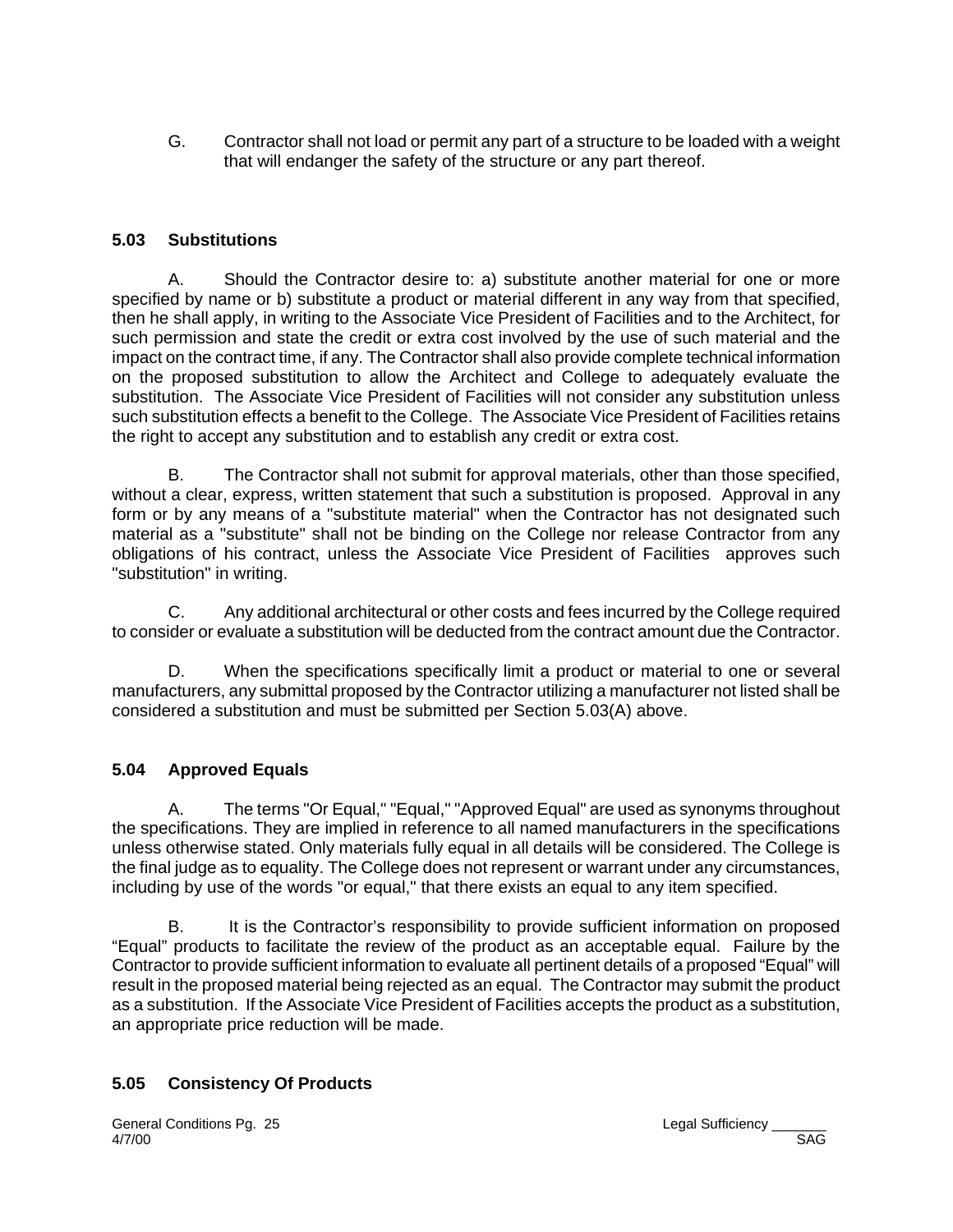G. Contractor shall not load or permit any part of a structure to be loaded with a weight that will endanger the safety of the structure or any part thereof.

### 5.03 Substitutions

A. Should the Contractor desire to: a) substitute another material for one or more specified by name or b) substitute a product or material different in any way from that specified, then he shall apply, in writing to the Associate Vice President of Facilities and to the Architect, for such permission and state the credit or extra cost involved by the use of such material and the impact on the contract time, if any. The Contractor shall also provide complete technical information on the proposed substitution to allow the Architect and College to adequately evaluate the substitution. The Associate Vice President of Facilities will not consider any substitution unless such substitution effects a benefit to the College. The Associate Vice President of Facilities retains the right to accept any substitution and to establish any credit or extra cost.

B. The Contractor shall not submit for approval materials, other than those specified, without a clear, express, written statement that such a substitution is proposed. Approval in any form or by any means of a "substitute material" when the Contractor has not designated such material as a "substitute" shall not be binding on the College nor release Contractor from any obligations of his contract, unless the Associate Vice President of Facilities approves such "substitution" in writing.

C. Any additional architectural or other costs and fees incurred by the College required to consider or evaluate a substitution will be deducted from the contract amount due the Contractor.

D. When the specifications specifically limit a product or material to one or several manufacturers, any submittal proposed by the Contractor utilizing a manufacturer not listed shall be considered a substitution and must be submitted per Section 5.03(A) above.

### 5.04 Approved Equals

A. The terms "Or Equal," "Equal," "Approved Equal" are used as synonyms throughout the specifications. They are implied in reference to all named manufacturers in the specifications unless otherwise stated. Only materials fully equal in all details will be considered. The College is the final judge as to equality. The College does not represent or warrant under any circumstances, including by use of the words "or equal," that there exists an equal to any item specified.

B. It is the Contractor's responsibility to provide sufficient information on proposed "Equal" products to facilitate the review of the product as an acceptable equal. Failure by the Contractor to provide sufficient information to evaluate all pertinent details of a proposed "Equal" will result in the proposed material being rejected as an equal. The Contractor may submit the product as a substitution. If the Associate Vice President of Facilities accepts the product as a substitution, an appropriate price reduction will be made.

### 5.05 Consistency Of Products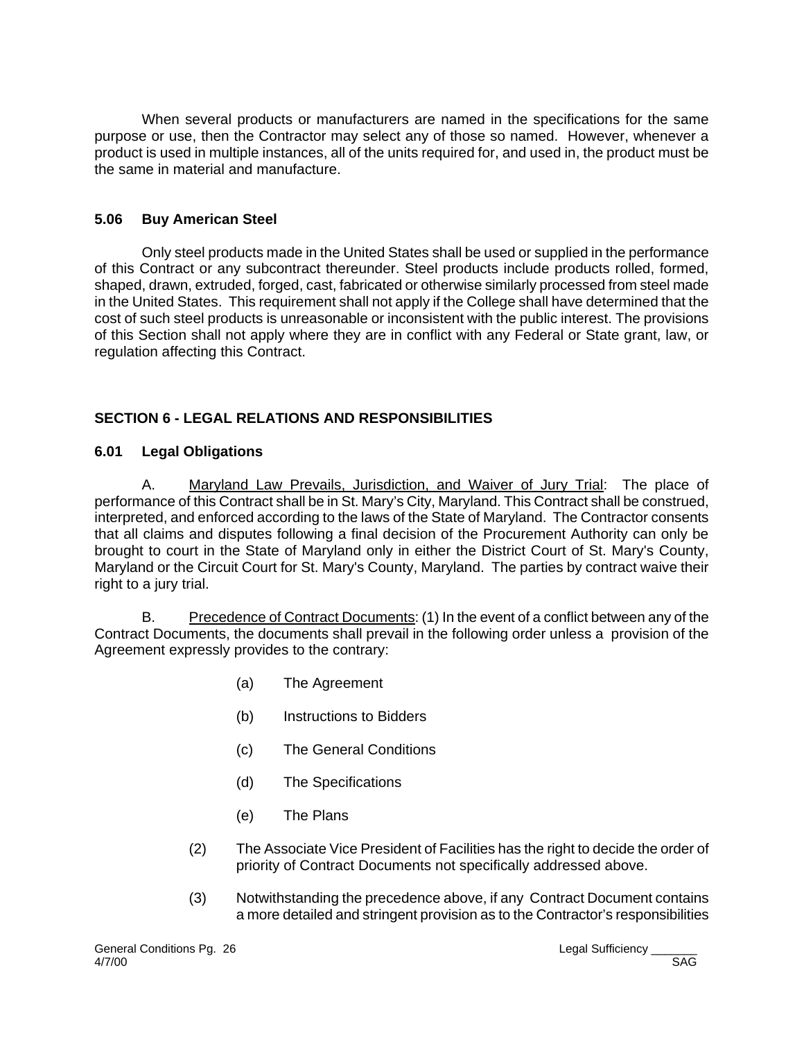When several products or manufacturers are named in the specifications for the same purpose or use, then the Contractor may select any of those so named. However, whenever a product is used in multiple instances, all of the units required for, and used in, the product must be the same in material and manufacture.

### 5.06 Buy American Steel

Only steel products made in the United States shall be used or supplied in the performance of this Contract or any subcontract thereunder. Steel products include products rolled, formed, shaped, drawn, extruded, forged, cast, fabricated or otherwise similarly processed from steel made in the United States. This requirement shall not apply if the College shall have determined that the cost of such steel products is unreasonable or inconsistent with the public interest. The provisions of this Section shall not apply where they are in conflict with any Federal or State grant, law, or regulation affecting this Contract.

## SECTION 6 - LEGAL RELATIONS AND RESPONSIBILITIES

### 6.01 Legal Obligations

A. Maryland Law Prevails, Jurisdiction, and Waiver of Jury Trial: The place of performance of this Contract shall be in St. Mary's City, Maryland. This Contract shall be construed, interpreted, and enforced according to the laws of the State of Maryland. The Contractor consents that all claims and disputes following a final decision of the Procurement Authority can only be brought to court in the State of Maryland only in either the District Court of St. Mary's County, Maryland or the Circuit Court for St. Mary's County, Maryland. The parties by contract waive their right to a jury trial.

B. Precedence of Contract Documents: (1) In the event of a conflict between any of the Contract Documents, the documents shall prevail in the following order unless a provision of the Agreement expressly provides to the contrary:

(a) The Agreement

(b) Instructions to Bidders

(c) The General Conditions

(d) The Specifications

(e) The Plans

(2) The Associate Vice President of Facilities has the right to decide the order of priority of Contract Documents not specifically addressed above.

(3) Notwithstanding the precedence above, if any Contract Document contains a more detailed and stringent provision as to the Contractor's responsibilities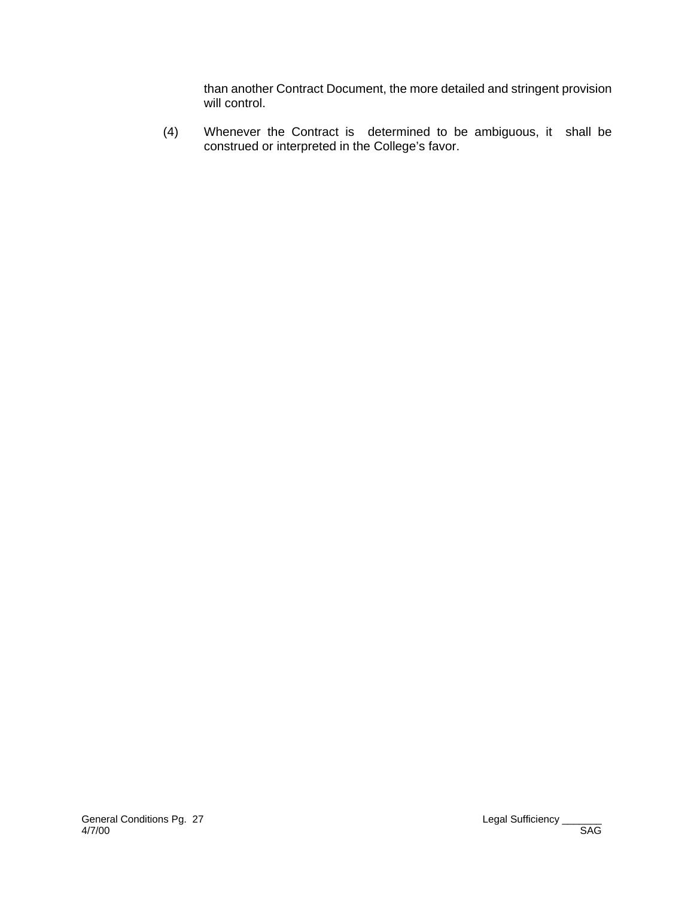than another Contract Document, the more detailed and stringent provision will control.

(4) Whenever the Contract is determined to be ambiguous, it shall be construed or interpreted in the College's favor.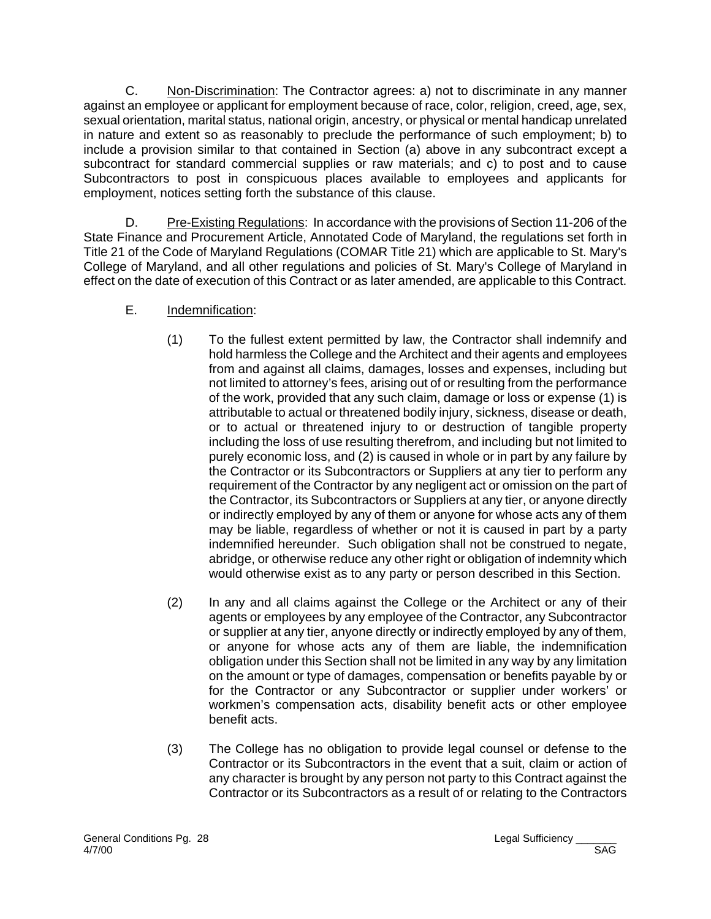C. <u>Non-Discrimination</u>: The Contractor agrees: a) not to discriminate in any manner against an employee or applicant for employment because of race, color, religion, creed, age, sex, sexual orientation, marital status, national origin, ancestry, or physical or mental handicap unrelated in nature and extent so as reasonably to preclude the performance of such employment; b) to include a provision similar to that contained in Section (a) above in any subcontract except a subcontract for standard commercial supplies or raw materials; and c) to post and to cause Subcontractors to post in conspicuous places available to employees and applicants for employment, notices setting forth the substance of this clause.

D. <u>Pre-Existing Regulations</u>: In accordance with the provisions of Section 11-206 of the State Finance and Procurement Article, Annotated Code of Maryland, the regulations set forth in Title 21 of the Code of Maryland Regulations (COMAR Title 21) which are applicable to St. Mary's College of Maryland, and all other regulations and policies of St. Mary's College of Maryland in effect on the date of execution of this Contract or as later amended, are applicable to this Contract.

E. <u>Indemnification</u>:

(1) To the fullest extent permitted by law, the Contractor shall indemnify and hold harmless the College and the Architect and their agents and employees from and against all claims, damages, losses and expenses, including but not limited to attorney's fees, arising out of or resulting from the performance of the work, provided that any such claim, damage or loss or expense (1) is attributable to actual or threatened bodily injury, sickness, disease or death, or to actual or threatened injury to or destruction of tangible property including the loss of use resulting therefrom, and including but not limited to purely economic loss, and (2) is caused in whole or in part by any failure by the Contractor or its Subcontractors or Suppliers at any tier to perform any requirement of the Contractor by any negligent act or omission on the part of the Contractor, its Subcontractors or Suppliers at any tier, or anyone directly or indirectly employed by any of them or anyone for whose acts any of them may be liable, regardless of whether or not it is caused in part by a party indemnified hereunder. Such obligation shall not be construed to negate, abridge, or otherwise reduce any other right or obligation of indemnity which would otherwise exist as to any party or person described in this Section.

(2) In any and all claims against the College or the Architect or any of their agents or employees by any employee of the Contractor, any Subcontractor or supplier at any tier, anyone directly or indirectly employed by any of them, or anyone for whose acts any of them are liable, the indemnification obligation under this Section shall not be limited in any way by any limitation on the amount or type of damages, compensation or benefits payable by or for the Contractor or any Subcontractor or supplier under workers' or workmen's compensation acts, disability benefit acts or other employee benefit acts.

(3) The College has no obligation to provide legal counsel or defense to the Contractor or its Subcontractors in the event that a suit, claim or action of any character is brought by any person not party to this Contract against the Contractor or its Subcontractors as a result of or relating to the Contractors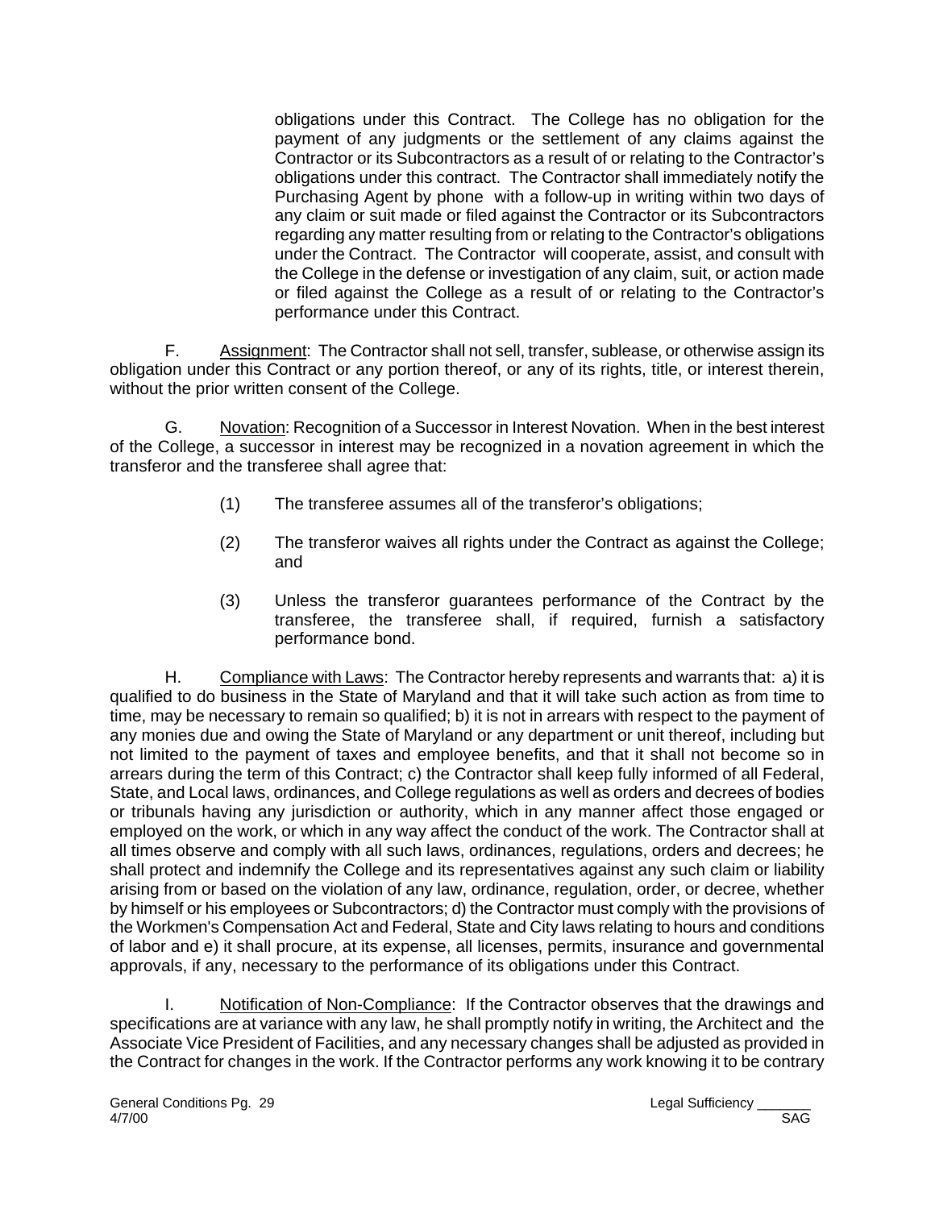obligations under this Contract. The College has no obligation for the payment of any judgments or the settlement of any claims against the Contractor or its Subcontractors as a result of or relating to the Contractor's obligations under this contract. The Contractor shall immediately notify the Purchasing Agent by phone with a follow-up in writing within two days of any claim or suit made or filed against the Contractor or its Subcontractors regarding any matter resulting from or relating to the Contractor's obligations under the Contract. The Contractor will cooperate, assist, and consult with the College in the defense or investigation of any claim, suit, or action made or filed against the College as a result of or relating to the Contractor's performance under this Contract.

F. Assignment: The Contractor shall not sell, transfer, sublease, or otherwise assign its obligation under this Contract or any portion thereof, or any of its rights, title, or interest therein, without the prior written consent of the College.

G. Novation: Recognition of a Successor in Interest Novation. When in the best interest of the College, a successor in interest may be recognized in a novation agreement in which the transferor and the transferee shall agree that:

(1) The transferee assumes all of the transferor's obligations;

(2) The transferor waives all rights under the Contract as against the College; and

(3) Unless the transferor guarantees performance of the Contract by the transferee, the transferee shall, if required, furnish a satisfactory performance bond.

H. Compliance with Laws: The Contractor hereby represents and warrants that: a) it is qualified to do business in the State of Maryland and that it will take such action as from time to time, may be necessary to remain so qualified; b) it is not in arrears with respect to the payment of any monies due and owing the State of Maryland or any department or unit thereof, including but not limited to the payment of taxes and employee benefits, and that it shall not become so in arrears during the term of this Contract; c) the Contractor shall keep fully informed of all Federal, State, and Local laws, ordinances, and College regulations as well as orders and decrees of bodies or tribunals having any jurisdiction or authority, which in any manner affect those engaged or employed on the work, or which in any way affect the conduct of the work. The Contractor shall at all times observe and comply with all such laws, ordinances, regulations, orders and decrees; he shall protect and indemnify the College and its representatives against any such claim or liability arising from or based on the violation of any law, ordinance, regulation, order, or decree, whether by himself or his employees or Subcontractors; d) the Contractor must comply with the provisions of the Workmen's Compensation Act and Federal, State and City laws relating to hours and conditions of labor and e) it shall procure, at its expense, all licenses, permits, insurance and governmental approvals, if any, necessary to the performance of its obligations under this Contract.

I. Notification of Non-Compliance: If the Contractor observes that the drawings and specifications are at variance with any law, he shall promptly notify in writing, the Architect and the Associate Vice President of Facilities, and any necessary changes shall be adjusted as provided in the Contract for changes in the work. If the Contractor performs any work knowing it to be contrary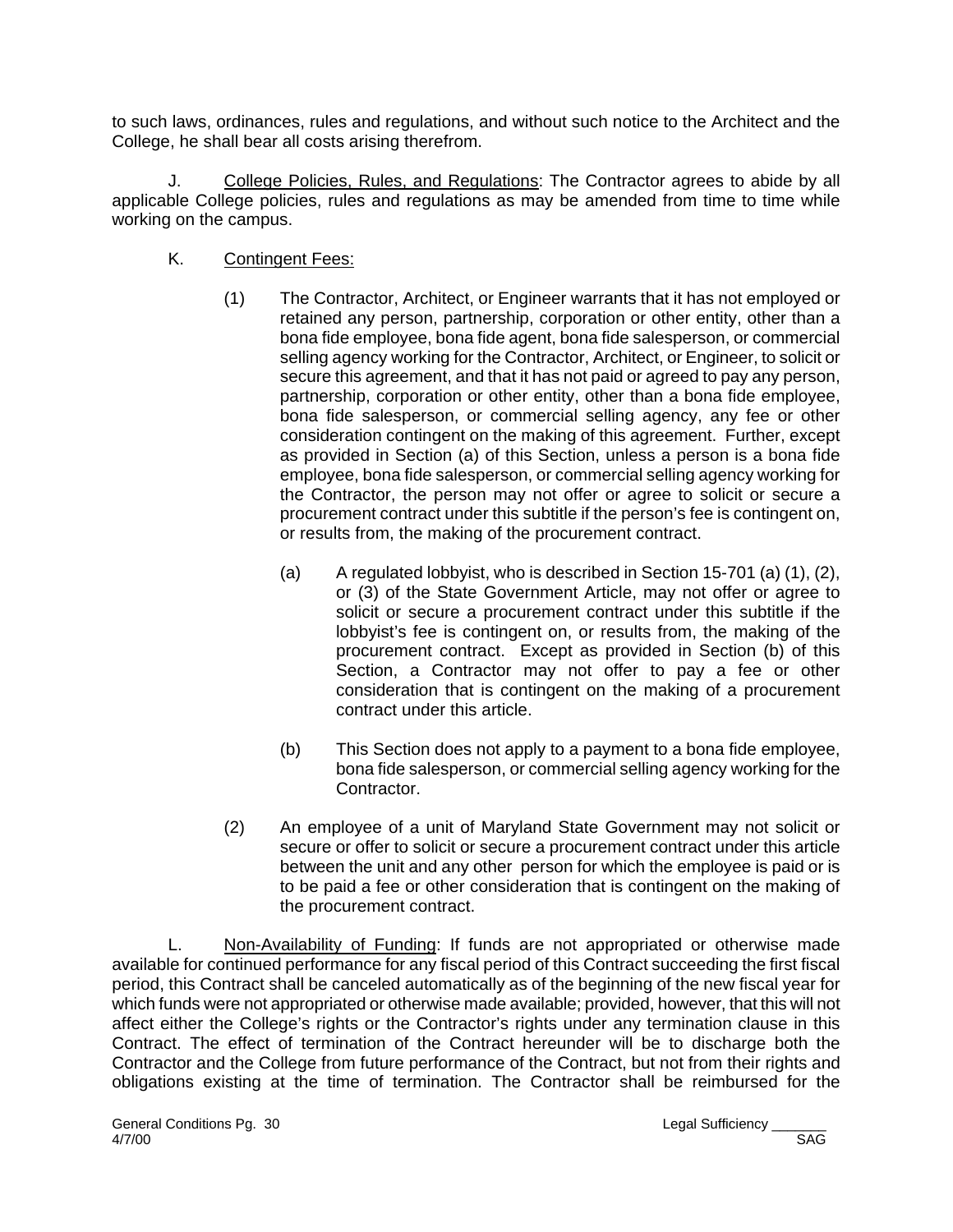to such laws, ordinances, rules and regulations, and without such notice to the Architect and the College, he shall bear all costs arising therefrom.

J. College Policies, Rules, and Regulations: The Contractor agrees to abide by all applicable College policies, rules and regulations as may be amended from time to time while working on the campus.

K. Contingent Fees:

(1) The Contractor, Architect, or Engineer warrants that it has not employed or retained any person, partnership, corporation or other entity, other than a bona fide employee, bona fide agent, bona fide salesperson, or commercial selling agency working for the Contractor, Architect, or Engineer, to solicit or secure this agreement, and that it has not paid or agreed to pay any person, partnership, corporation or other entity, other than a bona fide employee, bona fide salesperson, or commercial selling agency, any fee or other consideration contingent on the making of this agreement. Further, except as provided in Section (a) of this Section, unless a person is a bona fide employee, bona fide salesperson, or commercial selling agency working for the Contractor, the person may not offer or agree to solicit or secure a procurement contract under this subtitle if the person's fee is contingent on, or results from, the making of the procurement contract.

(a) A regulated lobbyist, who is described in Section 15-701 (a) (1), (2), or (3) of the State Government Article, may not offer or agree to solicit or secure a procurement contract under this subtitle if the lobbyist's fee is contingent on, or results from, the making of the procurement contract. Except as provided in Section (b) of this Section, a Contractor may not offer to pay a fee or other consideration that is contingent on the making of a procurement contract under this article.

(b) This Section does not apply to a payment to a bona fide employee, bona fide salesperson, or commercial selling agency working for the Contractor.

(2) An employee of a unit of Maryland State Government may not solicit or secure or offer to solicit or secure a procurement contract under this article between the unit and any other person for which the employee is paid or is to be paid a fee or other consideration that is contingent on the making of the procurement contract.

L. Non-Availability of Funding: If funds are not appropriated or otherwise made available for continued performance for any fiscal period of this Contract succeeding the first fiscal period, this Contract shall be canceled automatically as of the beginning of the new fiscal year for which funds were not appropriated or otherwise made available; provided, however, that this will not affect either the College's rights or the Contractor's rights under any termination clause in this Contract. The effect of termination of the Contract hereunder will be to discharge both the Contractor and the College from future performance of the Contract, but not from their rights and obligations existing at the time of termination. The Contractor shall be reimbursed for the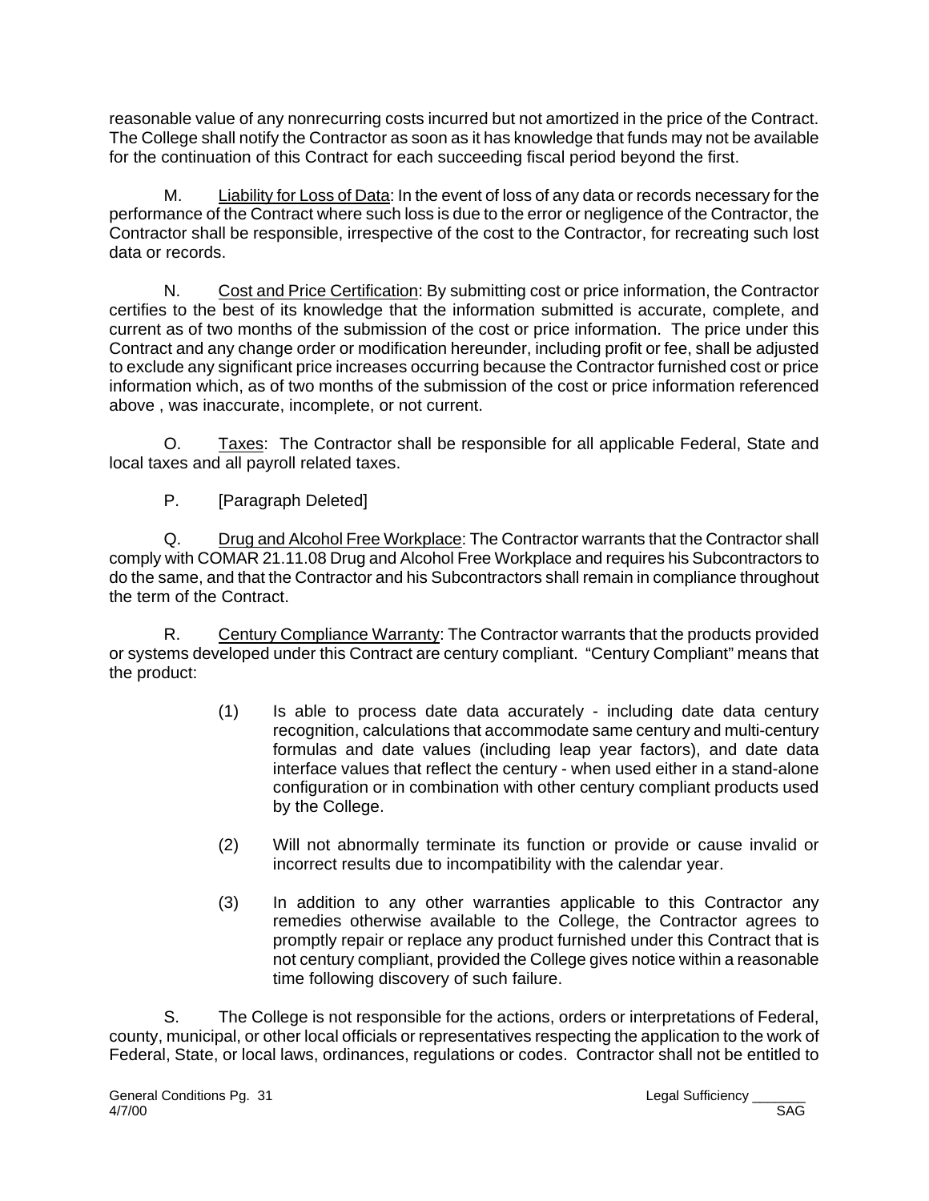reasonable value of any nonrecurring costs incurred but not amortized in the price of the Contract. The College shall notify the Contractor as soon as it has knowledge that funds may not be available for the continuation of this Contract for each succeeding fiscal period beyond the first.

M. Liability for Loss of Data: In the event of loss of any data or records necessary for the performance of the Contract where such loss is due to the error or negligence of the Contractor, the Contractor shall be responsible, irrespective of the cost to the Contractor, for recreating such lost data or records.

N. Cost and Price Certification: By submitting cost or price information, the Contractor certifies to the best of its knowledge that the information submitted is accurate, complete, and current as of two months of the submission of the cost or price information. The price under this Contract and any change order or modification hereunder, including profit or fee, shall be adjusted to exclude any significant price increases occurring because the Contractor furnished cost or price information which, as of two months of the submission of the cost or price information referenced above , was inaccurate, incomplete, or not current.

O. Taxes: The Contractor shall be responsible for all applicable Federal, State and local taxes and all payroll related taxes.

P. [Paragraph Deleted]

Q. Drug and Alcohol Free Workplace: The Contractor warrants that the Contractor shall comply with COMAR 21.11.08 Drug and Alcohol Free Workplace and requires his Subcontractors to do the same, and that the Contractor and his Subcontractors shall remain in compliance throughout the term of the Contract.

R. Century Compliance Warranty: The Contractor warrants that the products provided or systems developed under this Contract are century compliant. "Century Compliant" means that the product:

(1) Is able to process date data accurately - including date data century recognition, calculations that accommodate same century and multi-century formulas and date values (including leap year factors), and date data interface values that reflect the century - when used either in a stand-alone configuration or in combination with other century compliant products used by the College.

(2) Will not abnormally terminate its function or provide or cause invalid or incorrect results due to incompatibility with the calendar year.

(3) In addition to any other warranties applicable to this Contractor any remedies otherwise available to the College, the Contractor agrees to promptly repair or replace any product furnished under this Contract that is not century compliant, provided the College gives notice within a reasonable time following discovery of such failure.

S. The College is not responsible for the actions, orders or interpretations of Federal, county, municipal, or other local officials or representatives respecting the application to the work of Federal, State, or local laws, ordinances, regulations or codes. Contractor shall not be entitled to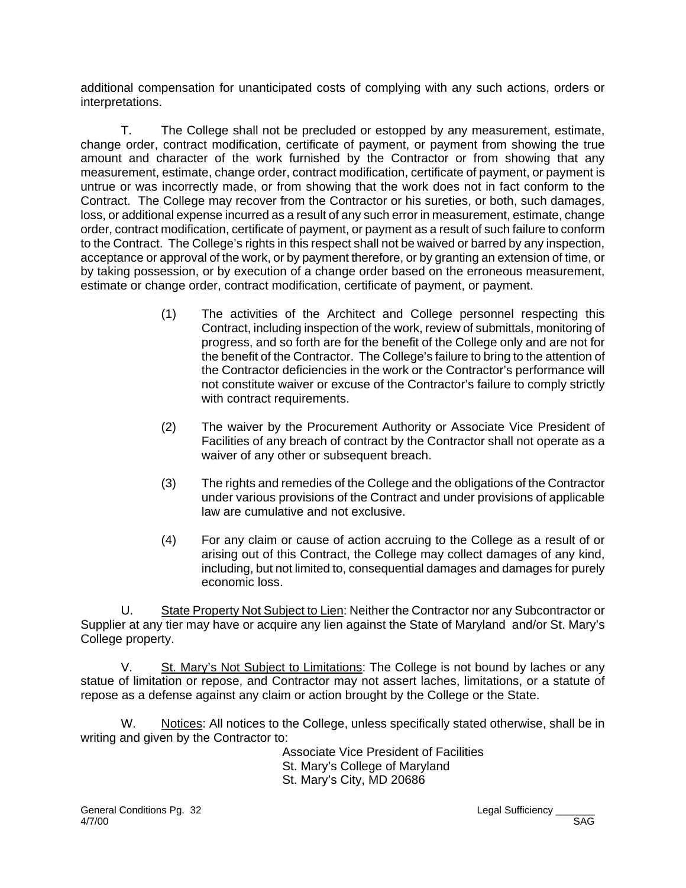additional compensation for unanticipated costs of complying with any such actions, orders or interpretations.

T. The College shall not be precluded or estopped by any measurement, estimate, change order, contract modification, certificate of payment, or payment from showing the true amount and character of the work furnished by the Contractor or from showing that any measurement, estimate, change order, contract modification, certificate of payment, or payment is untrue or was incorrectly made, or from showing that the work does not in fact conform to the Contract. The College may recover from the Contractor or his sureties, or both, such damages, loss, or additional expense incurred as a result of any such error in measurement, estimate, change order, contract modification, certificate of payment, or payment as a result of such failure to conform to the Contract. The College's rights in this respect shall not be waived or barred by any inspection, acceptance or approval of the work, or by payment therefore, or by granting an extension of time, or by taking possession, or by execution of a change order based on the erroneous measurement, estimate or change order, contract modification, certificate of payment, or payment.

(1) The activities of the Architect and College personnel respecting this Contract, including inspection of the work, review of submittals, monitoring of progress, and so forth are for the benefit of the College only and are not for the benefit of the Contractor. The College's failure to bring to the attention of the Contractor deficiencies in the work or the Contractor's performance will not constitute waiver or excuse of the Contractor's failure to comply strictly with contract requirements.

(2) The waiver by the Procurement Authority or Associate Vice President of Facilities of any breach of contract by the Contractor shall not operate as a waiver of any other or subsequent breach.

(3) The rights and remedies of the College and the obligations of the Contractor under various provisions of the Contract and under provisions of applicable law are cumulative and not exclusive.

(4) For any claim or cause of action accruing to the College as a result of or arising out of this Contract, the College may collect damages of any kind, including, but not limited to, consequential damages and damages for purely economic loss.

U. State Property Not Subject to Lien: Neither the Contractor nor any Subcontractor or Supplier at any tier may have or acquire any lien against the State of Maryland and/or St. Mary's College property.

V. St. Mary's Not Subject to Limitations: The College is not bound by laches or any statue of limitation or repose, and Contractor may not assert laches, limitations, or a statute of repose as a defense against any claim or action brought by the College or the State.

W. Notices: All notices to the College, unless specifically stated otherwise, shall be in writing and given by the Contractor to:

Associate Vice President of Facilities
St. Mary's College of Maryland
St. Mary's City, MD 20686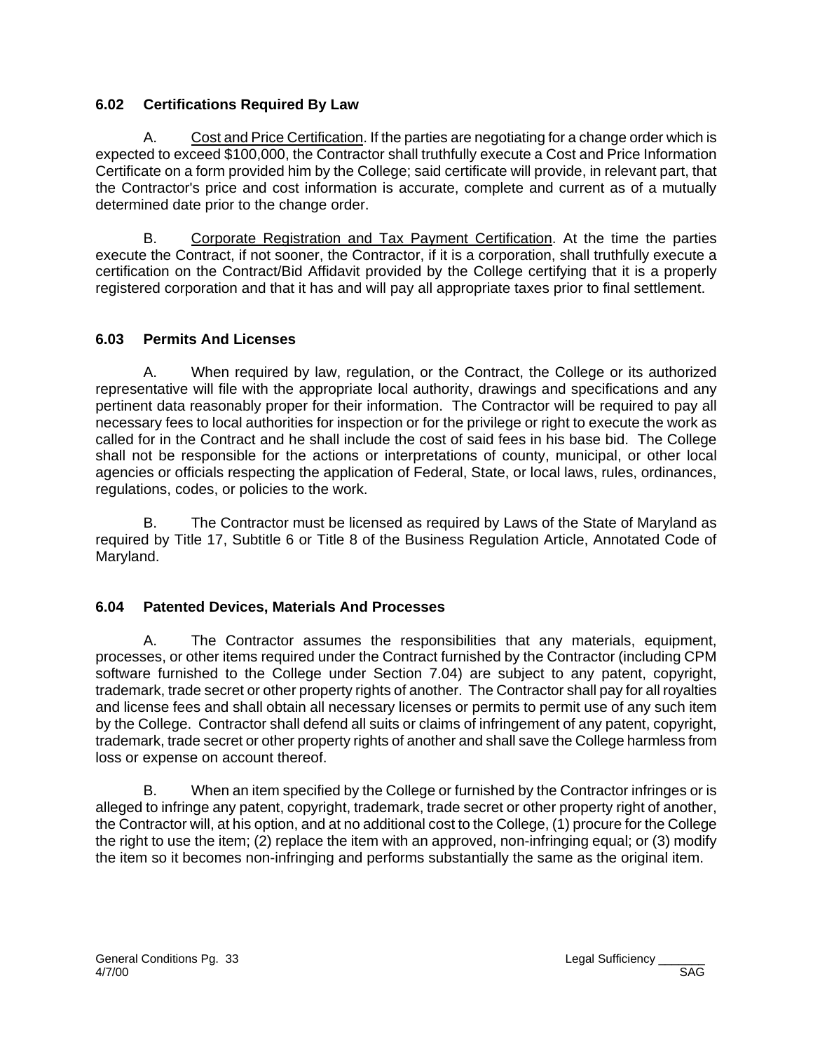### 6.02 Certifications Required By Law

A. Cost and Price Certification. If the parties are negotiating for a change order which is expected to exceed $100,000, the Contractor shall truthfully execute a Cost and Price Information Certificate on a form provided him by the College; said certificate will provide, in relevant part, that the Contractor's price and cost information is accurate, complete and current as of a mutually determined date prior to the change order.

B. Corporate Registration and Tax Payment Certification. At the time the parties execute the Contract, if not sooner, the Contractor, if it is a corporation, shall truthfully execute a certification on the Contract/Bid Affidavit provided by the College certifying that it is a properly registered corporation and that it has and will pay all appropriate taxes prior to final settlement.

### 6.03 Permits And Licenses

A. When required by law, regulation, or the Contract, the College or its authorized representative will file with the appropriate local authority, drawings and specifications and any pertinent data reasonably proper for their information. The Contractor will be required to pay all necessary fees to local authorities for inspection or for the privilege or right to execute the work as called for in the Contract and he shall include the cost of said fees in his base bid. The College shall not be responsible for the actions or interpretations of county, municipal, or other local agencies or officials respecting the application of Federal, State, or local laws, rules, ordinances, regulations, codes, or policies to the work.

B. The Contractor must be licensed as required by Laws of the State of Maryland as required by Title 17, Subtitle 6 or Title 8 of the Business Regulation Article, Annotated Code of Maryland.

### 6.04 Patented Devices, Materials And Processes

A. The Contractor assumes the responsibilities that any materials, equipment, processes, or other items required under the Contract furnished by the Contractor (including CPM software furnished to the College under Section 7.04) are subject to any patent, copyright, trademark, trade secret or other property rights of another. The Contractor shall pay for all royalties and license fees and shall obtain all necessary licenses or permits to permit use of any such item by the College. Contractor shall defend all suits or claims of infringement of any patent, copyright, trademark, trade secret or other property rights of another and shall save the College harmless from loss or expense on account thereof.

B. When an item specified by the College or furnished by the Contractor infringes or is alleged to infringe any patent, copyright, trademark, trade secret or other property right of another, the Contractor will, at his option, and at no additional cost to the College, (1) procure for the College the right to use the item; (2) replace the item with an approved, non-infringing equal; or (3) modify the item so it becomes non-infringing and performs substantially the same as the original item.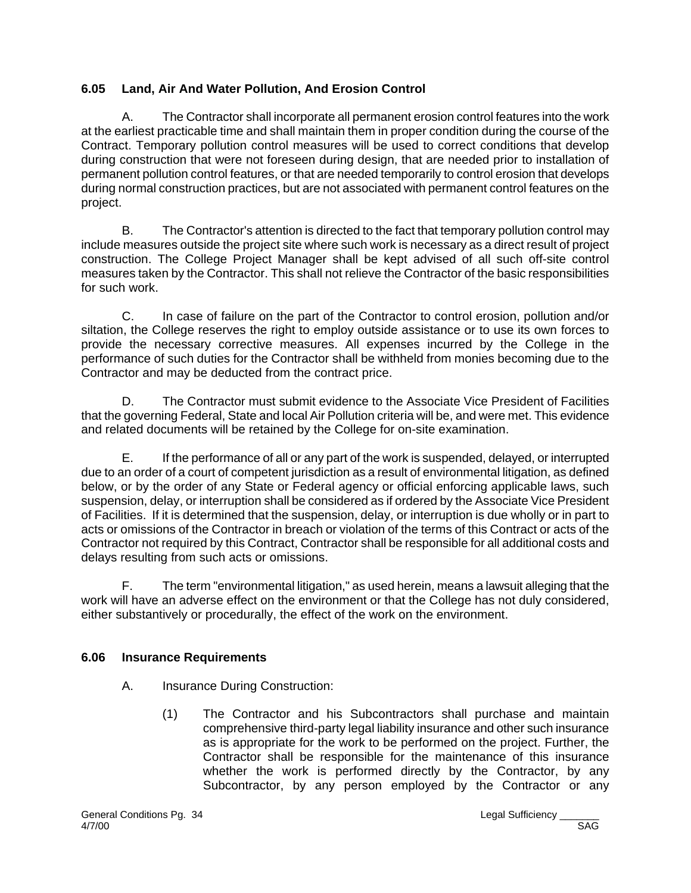### 6.05 Land, Air And Water Pollution, And Erosion Control

A. The Contractor shall incorporate all permanent erosion control features into the work at the earliest practicable time and shall maintain them in proper condition during the course of the Contract. Temporary pollution control measures will be used to correct conditions that develop during construction that were not foreseen during design, that are needed prior to installation of permanent pollution control features, or that are needed temporarily to control erosion that develops during normal construction practices, but are not associated with permanent control features on the project.

B. The Contractor's attention is directed to the fact that temporary pollution control may include measures outside the project site where such work is necessary as a direct result of project construction. The College Project Manager shall be kept advised of all such off-site control measures taken by the Contractor. This shall not relieve the Contractor of the basic responsibilities for such work.

C. In case of failure on the part of the Contractor to control erosion, pollution and/or siltation, the College reserves the right to employ outside assistance or to use its own forces to provide the necessary corrective measures. All expenses incurred by the College in the performance of such duties for the Contractor shall be withheld from monies becoming due to the Contractor and may be deducted from the contract price.

D. The Contractor must submit evidence to the Associate Vice President of Facilities that the governing Federal, State and local Air Pollution criteria will be, and were met. This evidence and related documents will be retained by the College for on-site examination.

E. If the performance of all or any part of the work is suspended, delayed, or interrupted due to an order of a court of competent jurisdiction as a result of environmental litigation, as defined below, or by the order of any State or Federal agency or official enforcing applicable laws, such suspension, delay, or interruption shall be considered as if ordered by the Associate Vice President of Facilities. If it is determined that the suspension, delay, or interruption is due wholly or in part to acts or omissions of the Contractor in breach or violation of the terms of this Contract or acts of the Contractor not required by this Contract, Contractor shall be responsible for all additional costs and delays resulting from such acts or omissions.

F. The term "environmental litigation," as used herein, means a lawsuit alleging that the work will have an adverse effect on the environment or that the College has not duly considered, either substantively or procedurally, the effect of the work on the environment.

### 6.06 Insurance Requirements

A. Insurance During Construction:

(1) The Contractor and his Subcontractors shall purchase and maintain comprehensive third-party legal liability insurance and other such insurance as is appropriate for the work to be performed on the project. Further, the Contractor shall be responsible for the maintenance of this insurance whether the work is performed directly by the Contractor, by any Subcontractor, by any person employed by the Contractor or any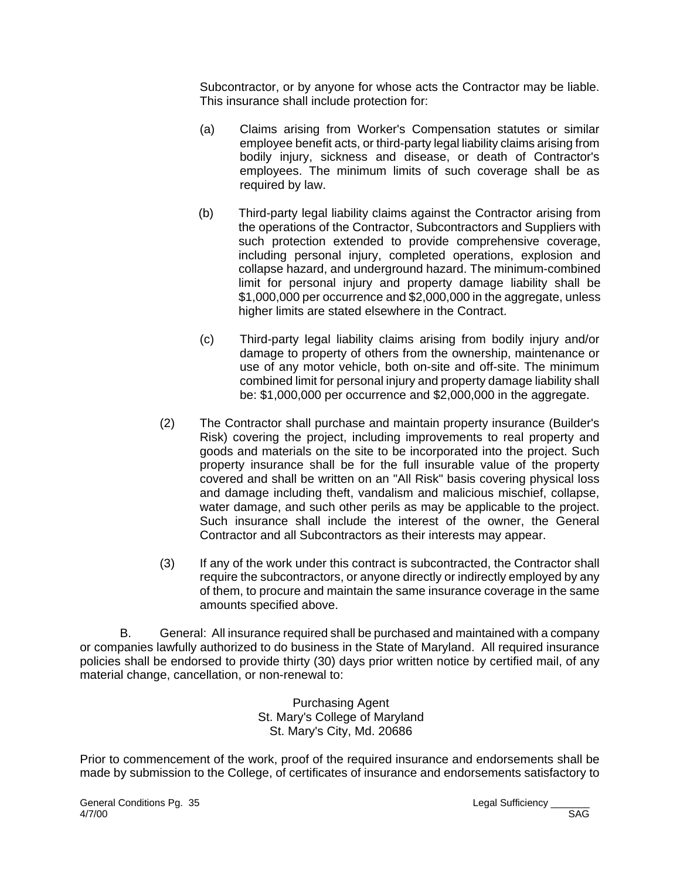Subcontractor, or by anyone for whose acts the Contractor may be liable. This insurance shall include protection for:

(a) Claims arising from Worker's Compensation statutes or similar employee benefit acts, or third-party legal liability claims arising from bodily injury, sickness and disease, or death of Contractor's employees. The minimum limits of such coverage shall be as required by law.

(b) Third-party legal liability claims against the Contractor arising from the operations of the Contractor, Subcontractors and Suppliers with such protection extended to provide comprehensive coverage, including personal injury, completed operations, explosion and collapse hazard, and underground hazard. The minimum-combined limit for personal injury and property damage liability shall be $1,000,000 per occurrence and $2,000,000 in the aggregate, unless higher limits are stated elsewhere in the Contract.

(c) Third-party legal liability claims arising from bodily injury and/or damage to property of others from the ownership, maintenance or use of any motor vehicle, both on-site and off-site. The minimum combined limit for personal injury and property damage liability shall be: $1,000,000 per occurrence and $2,000,000 in the aggregate.

(2) The Contractor shall purchase and maintain property insurance (Builder's Risk) covering the project, including improvements to real property and goods and materials on the site to be incorporated into the project. Such property insurance shall be for the full insurable value of the property covered and shall be written on an "All Risk" basis covering physical loss and damage including theft, vandalism and malicious mischief, collapse, water damage, and such other perils as may be applicable to the project. Such insurance shall include the interest of the owner, the General Contractor and all Subcontractors as their interests may appear.

(3) If any of the work under this contract is subcontracted, the Contractor shall require the subcontractors, or anyone directly or indirectly employed by any of them, to procure and maintain the same insurance coverage in the same amounts specified above.

B. General: All insurance required shall be purchased and maintained with a company or companies lawfully authorized to do business in the State of Maryland. All required insurance policies shall be endorsed to provide thirty (30) days prior written notice by certified mail, of any material change, cancellation, or non-renewal to:

Purchasing Agent
St. Mary's College of Maryland
St. Mary's City, Md. 20686

Prior to commencement of the work, proof of the required insurance and endorsements shall be made by submission to the College, of certificates of insurance and endorsements satisfactory to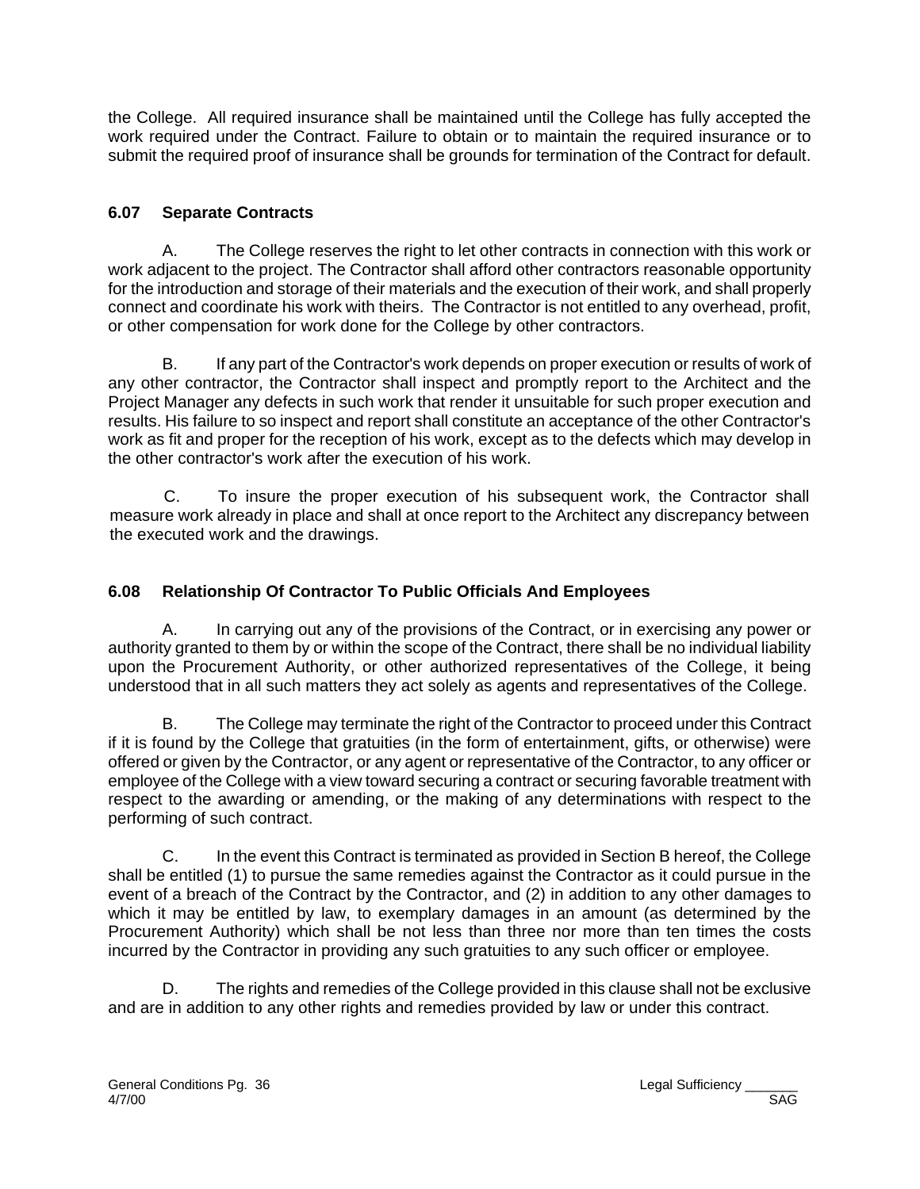the College. All required insurance shall be maintained until the College has fully accepted the work required under the Contract. Failure to obtain or to maintain the required insurance or to submit the required proof of insurance shall be grounds for termination of the Contract for default.

### 6.07 Separate Contracts

A. The College reserves the right to let other contracts in connection with this work or work adjacent to the project. The Contractor shall afford other contractors reasonable opportunity for the introduction and storage of their materials and the execution of their work, and shall properly connect and coordinate his work with theirs. The Contractor is not entitled to any overhead, profit, or other compensation for work done for the College by other contractors.

B. If any part of the Contractor's work depends on proper execution or results of work of any other contractor, the Contractor shall inspect and promptly report to the Architect and the Project Manager any defects in such work that render it unsuitable for such proper execution and results. His failure to so inspect and report shall constitute an acceptance of the other Contractor's work as fit and proper for the reception of his work, except as to the defects which may develop in the other contractor's work after the execution of his work.

C. To insure the proper execution of his subsequent work, the Contractor shall measure work already in place and shall at once report to the Architect any discrepancy between the executed work and the drawings.

### 6.08 Relationship Of Contractor To Public Officials And Employees

A. In carrying out any of the provisions of the Contract, or in exercising any power or authority granted to them by or within the scope of the Contract, there shall be no individual liability upon the Procurement Authority, or other authorized representatives of the College, it being understood that in all such matters they act solely as agents and representatives of the College.

B. The College may terminate the right of the Contractor to proceed under this Contract if it is found by the College that gratuities (in the form of entertainment, gifts, or otherwise) were offered or given by the Contractor, or any agent or representative of the Contractor, to any officer or employee of the College with a view toward securing a contract or securing favorable treatment with respect to the awarding or amending, or the making of any determinations with respect to the performing of such contract.

C. In the event this Contract is terminated as provided in Section B hereof, the College shall be entitled (1) to pursue the same remedies against the Contractor as it could pursue in the event of a breach of the Contract by the Contractor, and (2) in addition to any other damages to which it may be entitled by law, to exemplary damages in an amount (as determined by the Procurement Authority) which shall be not less than three nor more than ten times the costs incurred by the Contractor in providing any such gratuities to any such officer or employee.

D. The rights and remedies of the College provided in this clause shall not be exclusive and are in addition to any other rights and remedies provided by law or under this contract.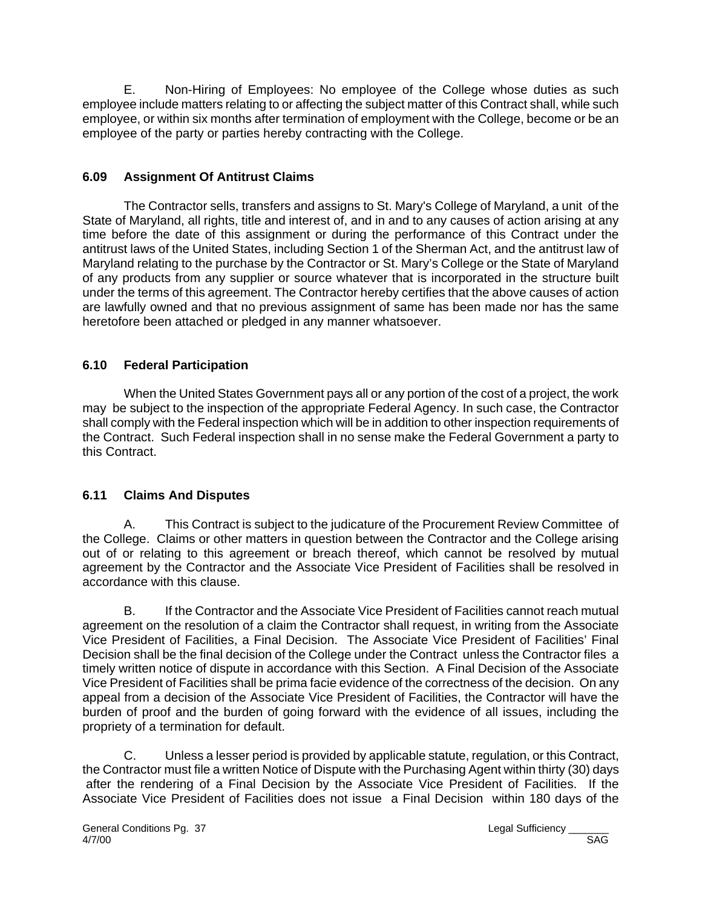E. Non-Hiring of Employees: No employee of the College whose duties as such employee include matters relating to or affecting the subject matter of this Contract shall, while such employee, or within six months after termination of employment with the College, become or be an employee of the party or parties hereby contracting with the College.

### 6.09 Assignment Of Antitrust Claims

The Contractor sells, transfers and assigns to St. Mary's College of Maryland, a unit of the State of Maryland, all rights, title and interest of, and in and to any causes of action arising at any time before the date of this assignment or during the performance of this Contract under the antitrust laws of the United States, including Section 1 of the Sherman Act, and the antitrust law of Maryland relating to the purchase by the Contractor or St. Mary's College or the State of Maryland of any products from any supplier or source whatever that is incorporated in the structure built under the terms of this agreement. The Contractor hereby certifies that the above causes of action are lawfully owned and that no previous assignment of same has been made nor has the same heretofore been attached or pledged in any manner whatsoever.

### 6.10 Federal Participation

When the United States Government pays all or any portion of the cost of a project, the work may be subject to the inspection of the appropriate Federal Agency. In such case, the Contractor shall comply with the Federal inspection which will be in addition to other inspection requirements of the Contract. Such Federal inspection shall in no sense make the Federal Government a party to this Contract.

### 6.11 Claims And Disputes

A. This Contract is subject to the judicature of the Procurement Review Committee of the College. Claims or other matters in question between the Contractor and the College arising out of or relating to this agreement or breach thereof, which cannot be resolved by mutual agreement by the Contractor and the Associate Vice President of Facilities shall be resolved in accordance with this clause.

B. If the Contractor and the Associate Vice President of Facilities cannot reach mutual agreement on the resolution of a claim the Contractor shall request, in writing from the Associate Vice President of Facilities, a Final Decision. The Associate Vice President of Facilities' Final Decision shall be the final decision of the College under the Contract unless the Contractor files a timely written notice of dispute in accordance with this Section. A Final Decision of the Associate Vice President of Facilities shall be prima facie evidence of the correctness of the decision. On any appeal from a decision of the Associate Vice President of Facilities, the Contractor will have the burden of proof and the burden of going forward with the evidence of all issues, including the propriety of a termination for default.

C. Unless a lesser period is provided by applicable statute, regulation, or this Contract, the Contractor must file a written Notice of Dispute with the Purchasing Agent within thirty (30) days after the rendering of a Final Decision by the Associate Vice President of Facilities. If the Associate Vice President of Facilities does not issue a Final Decision within 180 days of the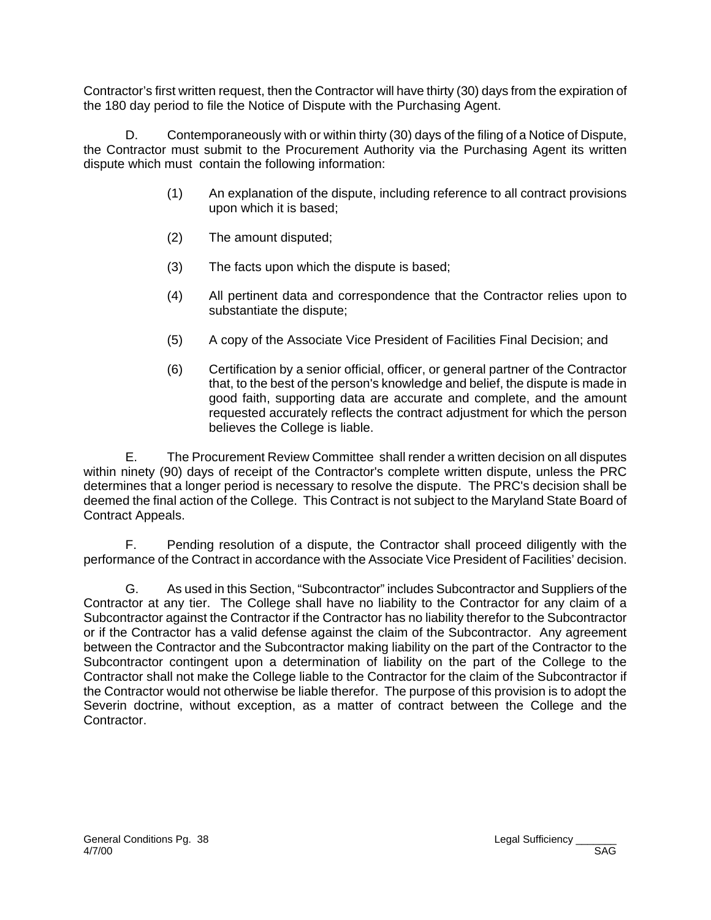Contractor's first written request, then the Contractor will have thirty (30) days from the expiration of the 180 day period to file the Notice of Dispute with the Purchasing Agent.

D. Contemporaneously with or within thirty (30) days of the filing of a Notice of Dispute, the Contractor must submit to the Procurement Authority via the Purchasing Agent its written dispute which must contain the following information:

(1) An explanation of the dispute, including reference to all contract provisions upon which it is based;

(2) The amount disputed;

(3) The facts upon which the dispute is based;

(4) All pertinent data and correspondence that the Contractor relies upon to substantiate the dispute;

(5) A copy of the Associate Vice President of Facilities Final Decision; and

(6) Certification by a senior official, officer, or general partner of the Contractor that, to the best of the person's knowledge and belief, the dispute is made in good faith, supporting data are accurate and complete, and the amount requested accurately reflects the contract adjustment for which the person believes the College is liable.

E. The Procurement Review Committee shall render a written decision on all disputes within ninety (90) days of receipt of the Contractor's complete written dispute, unless the PRC determines that a longer period is necessary to resolve the dispute. The PRC's decision shall be deemed the final action of the College. This Contract is not subject to the Maryland State Board of Contract Appeals.

F. Pending resolution of a dispute, the Contractor shall proceed diligently with the performance of the Contract in accordance with the Associate Vice President of Facilities' decision.

G. As used in this Section, "Subcontractor" includes Subcontractor and Suppliers of the Contractor at any tier. The College shall have no liability to the Contractor for any claim of a Subcontractor against the Contractor if the Contractor has no liability therefor to the Subcontractor or if the Contractor has a valid defense against the claim of the Subcontractor. Any agreement between the Contractor and the Subcontractor making liability on the part of the Contractor to the Subcontractor contingent upon a determination of liability on the part of the College to the Contractor shall not make the College liable to the Contractor for the claim of the Subcontractor if the Contractor would not otherwise be liable therefor. The purpose of this provision is to adopt the Severin doctrine, without exception, as a matter of contract between the College and the Contractor.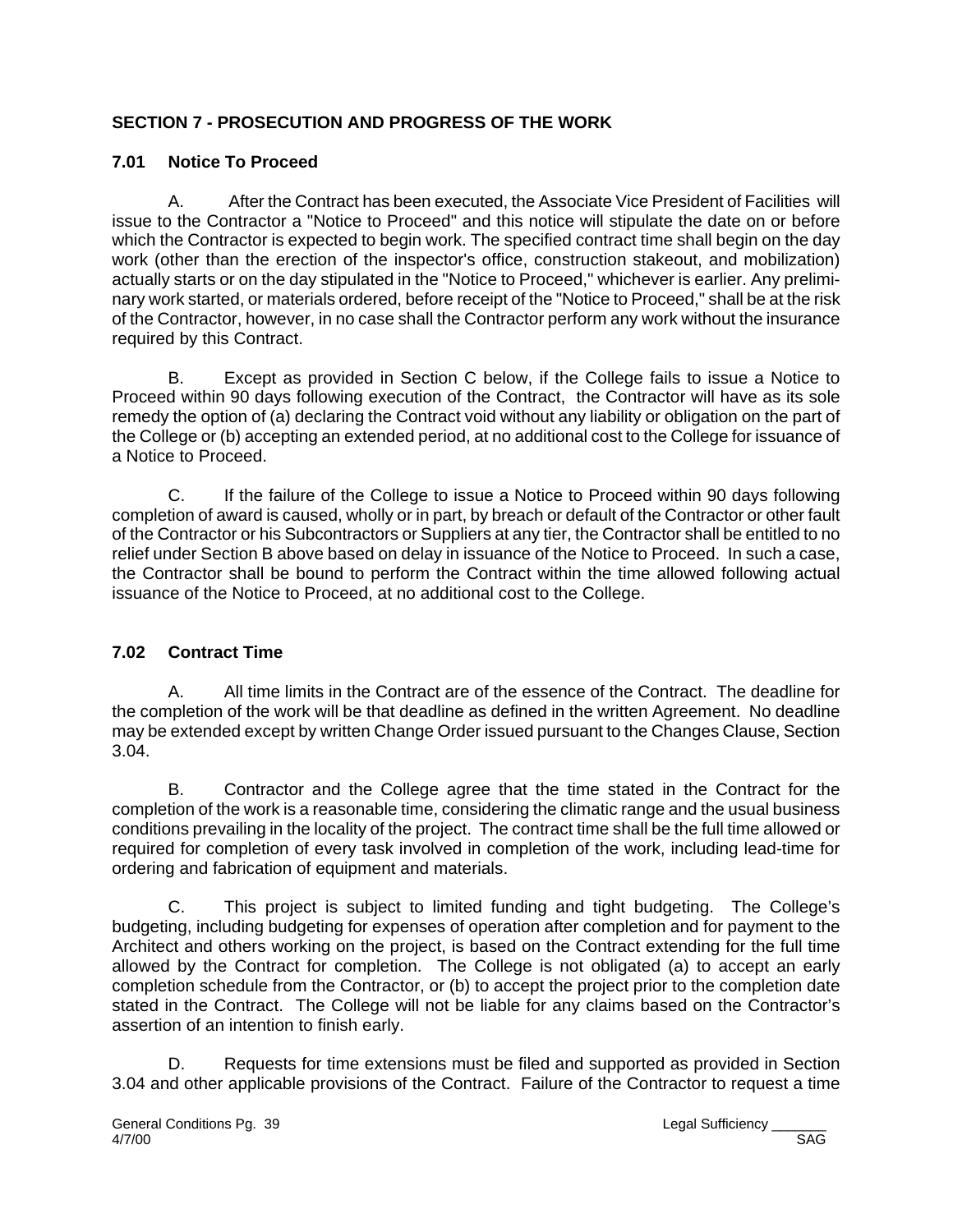## SECTION 7 - PROSECUTION AND PROGRESS OF THE WORK

### 7.01 Notice To Proceed

A. After the Contract has been executed, the Associate Vice President of Facilities will issue to the Contractor a "Notice to Proceed" and this notice will stipulate the date on or before which the Contractor is expected to begin work. The specified contract time shall begin on the day work (other than the erection of the inspector's office, construction stakeout, and mobilization) actually starts or on the day stipulated in the "Notice to Proceed," whichever is earlier. Any preliminary work started, or materials ordered, before receipt of the "Notice to Proceed," shall be at the risk of the Contractor, however, in no case shall the Contractor perform any work without the insurance required by this Contract.

B. Except as provided in Section C below, if the College fails to issue a Notice to Proceed within 90 days following execution of the Contract, the Contractor will have as its sole remedy the option of (a) declaring the Contract void without any liability or obligation on the part of the College or (b) accepting an extended period, at no additional cost to the College for issuance of a Notice to Proceed.

C. If the failure of the College to issue a Notice to Proceed within 90 days following completion of award is caused, wholly or in part, by breach or default of the Contractor or other fault of the Contractor or his Subcontractors or Suppliers at any tier, the Contractor shall be entitled to no relief under Section B above based on delay in issuance of the Notice to Proceed. In such a case, the Contractor shall be bound to perform the Contract within the time allowed following actual issuance of the Notice to Proceed, at no additional cost to the College.

### 7.02 Contract Time

A. All time limits in the Contract are of the essence of the Contract. The deadline for the completion of the work will be that deadline as defined in the written Agreement. No deadline may be extended except by written Change Order issued pursuant to the Changes Clause, Section 3.04.

B. Contractor and the College agree that the time stated in the Contract for the completion of the work is a reasonable time, considering the climatic range and the usual business conditions prevailing in the locality of the project. The contract time shall be the full time allowed or required for completion of every task involved in completion of the work, including lead-time for ordering and fabrication of equipment and materials.

C. This project is subject to limited funding and tight budgeting. The College's budgeting, including budgeting for expenses of operation after completion and for payment to the Architect and others working on the project, is based on the Contract extending for the full time allowed by the Contract for completion. The College is not obligated (a) to accept an early completion schedule from the Contractor, or (b) to accept the project prior to the completion date stated in the Contract. The College will not be liable for any claims based on the Contractor's assertion of an intention to finish early.

D. Requests for time extensions must be filed and supported as provided in Section 3.04 and other applicable provisions of the Contract. Failure of the Contractor to request a time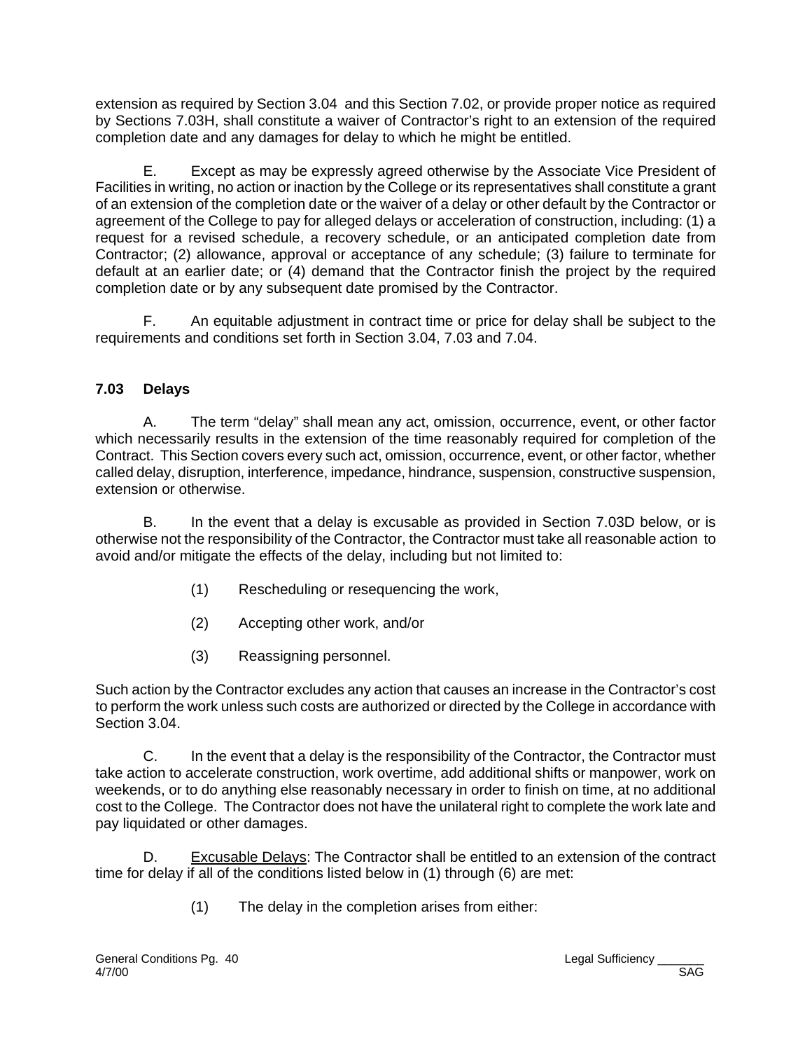extension as required by Section 3.04 and this Section 7.02, or provide proper notice as required by Sections 7.03H, shall constitute a waiver of Contractor's right to an extension of the required completion date and any damages for delay to which he might be entitled.

E. Except as may be expressly agreed otherwise by the Associate Vice President of Facilities in writing, no action or inaction by the College or its representatives shall constitute a grant of an extension of the completion date or the waiver of a delay or other default by the Contractor or agreement of the College to pay for alleged delays or acceleration of construction, including: (1) a request for a revised schedule, a recovery schedule, or an anticipated completion date from Contractor; (2) allowance, approval or acceptance of any schedule; (3) failure to terminate for default at an earlier date; or (4) demand that the Contractor finish the project by the required completion date or by any subsequent date promised by the Contractor.

F. An equitable adjustment in contract time or price for delay shall be subject to the requirements and conditions set forth in Section 3.04, 7.03 and 7.04.

### 7.03 Delays

A. The term "delay" shall mean any act, omission, occurrence, event, or other factor which necessarily results in the extension of the time reasonably required for completion of the Contract. This Section covers every such act, omission, occurrence, event, or other factor, whether called delay, disruption, interference, impedance, hindrance, suspension, constructive suspension, extension or otherwise.

B. In the event that a delay is excusable as provided in Section 7.03D below, or is otherwise not the responsibility of the Contractor, the Contractor must take all reasonable action to avoid and/or mitigate the effects of the delay, including but not limited to:

(1) Rescheduling or resequencing the work,

(2) Accepting other work, and/or

(3) Reassigning personnel.

Such action by the Contractor excludes any action that causes an increase in the Contractor's cost to perform the work unless such costs are authorized or directed by the College in accordance with Section 3.04.

C. In the event that a delay is the responsibility of the Contractor, the Contractor must take action to accelerate construction, work overtime, add additional shifts or manpower, work on weekends, or to do anything else reasonably necessary in order to finish on time, at no additional cost to the College. The Contractor does not have the unilateral right to complete the work late and pay liquidated or other damages.

D. Excusable Delays: The Contractor shall be entitled to an extension of the contract time for delay if all of the conditions listed below in (1) through (6) are met:

(1) The delay in the completion arises from either: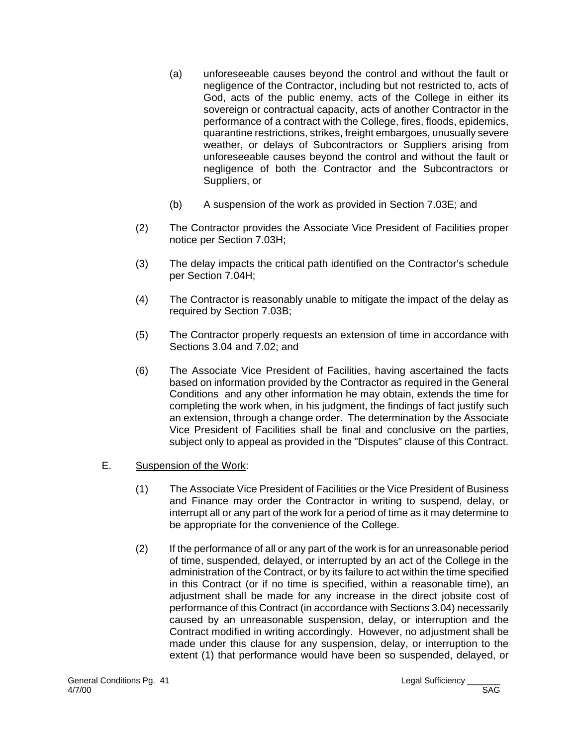(a) unforeseeable causes beyond the control and without the fault or negligence of the Contractor, including but not restricted to, acts of God, acts of the public enemy, acts of the College in either its sovereign or contractual capacity, acts of another Contractor in the performance of a contract with the College, fires, floods, epidemics, quarantine restrictions, strikes, freight embargoes, unusually severe weather, or delays of Subcontractors or Suppliers arising from unforeseeable causes beyond the control and without the fault or negligence of both the Contractor and the Subcontractors or Suppliers, or

(b) A suspension of the work as provided in Section 7.03E; and

(2) The Contractor provides the Associate Vice President of Facilities proper notice per Section 7.03H;

(3) The delay impacts the critical path identified on the Contractor's schedule per Section 7.04H;

(4) The Contractor is reasonably unable to mitigate the impact of the delay as required by Section 7.03B;

(5) The Contractor properly requests an extension of time in accordance with Sections 3.04 and 7.02; and

(6) The Associate Vice President of Facilities, having ascertained the facts based on information provided by the Contractor as required in the General Conditions and any other information he may obtain, extends the time for completing the work when, in his judgment, the findings of fact justify such an extension, through a change order. The determination by the Associate Vice President of Facilities shall be final and conclusive on the parties, subject only to appeal as provided in the "Disputes" clause of this Contract.

E. Suspension of the Work:

(1) The Associate Vice President of Facilities or the Vice President of Business and Finance may order the Contractor in writing to suspend, delay, or interrupt all or any part of the work for a period of time as it may determine to be appropriate for the convenience of the College.

(2) If the performance of all or any part of the work is for an unreasonable period of time, suspended, delayed, or interrupted by an act of the College in the administration of the Contract, or by its failure to act within the time specified in this Contract (or if no time is specified, within a reasonable time), an adjustment shall be made for any increase in the direct jobsite cost of performance of this Contract (in accordance with Sections 3.04) necessarily caused by an unreasonable suspension, delay, or interruption and the Contract modified in writing accordingly. However, no adjustment shall be made under this clause for any suspension, delay, or interruption to the extent (1) that performance would have been so suspended, delayed, or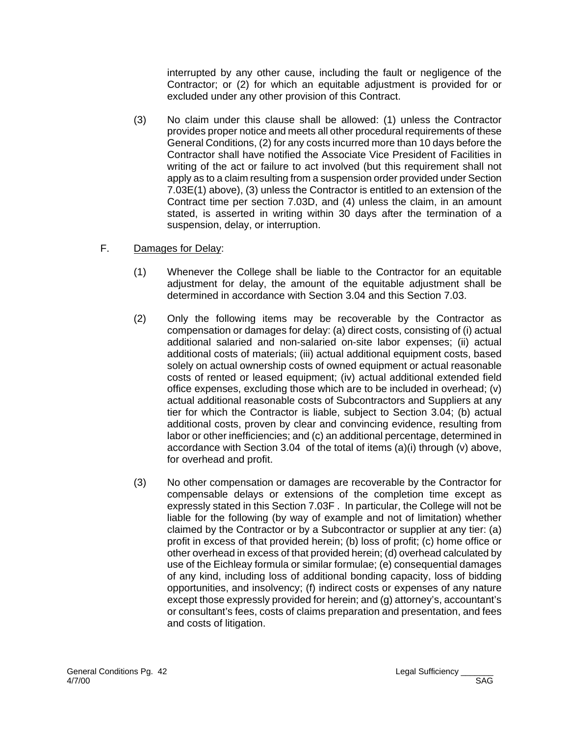interrupted by any other cause, including the fault or negligence of the Contractor; or (2) for which an equitable adjustment is provided for or excluded under any other provision of this Contract.

(3) No claim under this clause shall be allowed: (1) unless the Contractor provides proper notice and meets all other procedural requirements of these General Conditions, (2) for any costs incurred more than 10 days before the Contractor shall have notified the Associate Vice President of Facilities in writing of the act or failure to act involved (but this requirement shall not apply as to a claim resulting from a suspension order provided under Section 7.03E(1) above), (3) unless the Contractor is entitled to an extension of the Contract time per section 7.03D, and (4) unless the claim, in an amount stated, is asserted in writing within 30 days after the termination of a suspension, delay, or interruption.

F. Damages for Delay:

(1) Whenever the College shall be liable to the Contractor for an equitable adjustment for delay, the amount of the equitable adjustment shall be determined in accordance with Section 3.04 and this Section 7.03.

(2) Only the following items may be recoverable by the Contractor as compensation or damages for delay: (a) direct costs, consisting of (i) actual additional salaried and non-salaried on-site labor expenses; (ii) actual additional costs of materials; (iii) actual additional equipment costs, based solely on actual ownership costs of owned equipment or actual reasonable costs of rented or leased equipment; (iv) actual additional extended field office expenses, excluding those which are to be included in overhead; (v) actual additional reasonable costs of Subcontractors and Suppliers at any tier for which the Contractor is liable, subject to Section 3.04; (b) actual additional costs, proven by clear and convincing evidence, resulting from labor or other inefficiencies; and (c) an additional percentage, determined in accordance with Section 3.04 of the total of items (a)(i) through (v) above, for overhead and profit.

(3) No other compensation or damages are recoverable by the Contractor for compensable delays or extensions of the completion time except as expressly stated in this Section 7.03F . In particular, the College will not be liable for the following (by way of example and not of limitation) whether claimed by the Contractor or by a Subcontractor or supplier at any tier: (a) profit in excess of that provided herein; (b) loss of profit; (c) home office or other overhead in excess of that provided herein; (d) overhead calculated by use of the Eichleay formula or similar formulae; (e) consequential damages of any kind, including loss of additional bonding capacity, loss of bidding opportunities, and insolvency; (f) indirect costs or expenses of any nature except those expressly provided for herein; and (g) attorney's, accountant's or consultant's fees, costs of claims preparation and presentation, and fees and costs of litigation.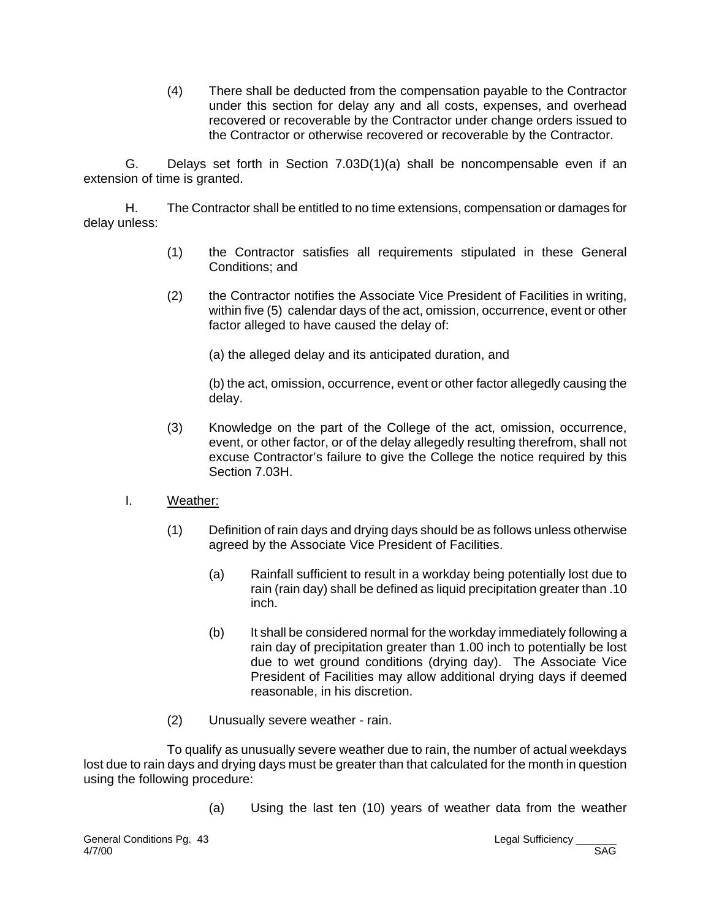(4) There shall be deducted from the compensation payable to the Contractor under this section for delay any and all costs, expenses, and overhead recovered or recoverable by the Contractor under change orders issued to the Contractor or otherwise recovered or recoverable by the Contractor.

G. Delays set forth in Section 7.03D(1)(a) shall be noncompensable even if an extension of time is granted.

H. The Contractor shall be entitled to no time extensions, compensation or damages for delay unless:

(1) the Contractor satisfies all requirements stipulated in these General Conditions; and

(2) the Contractor notifies the Associate Vice President of Facilities in writing, within five (5) calendar days of the act, omission, occurrence, event or other factor alleged to have caused the delay of:

(a) the alleged delay and its anticipated duration, and

(b) the act, omission, occurrence, event or other factor allegedly causing the delay.

(3) Knowledge on the part of the College of the act, omission, occurrence, event, or other factor, or of the delay allegedly resulting therefrom, shall not excuse Contractor's failure to give the College the notice required by this Section 7.03H.

I. Weather:

(1) Definition of rain days and drying days should be as follows unless otherwise agreed by the Associate Vice President of Facilities.

(a) Rainfall sufficient to result in a workday being potentially lost due to rain (rain day) shall be defined as liquid precipitation greater than .10 inch.

(b) It shall be considered normal for the workday immediately following a rain day of precipitation greater than 1.00 inch to potentially be lost due to wet ground conditions (drying day). The Associate Vice President of Facilities may allow additional drying days if deemed reasonable, in his discretion.

(2) Unusually severe weather - rain.

To qualify as unusually severe weather due to rain, the number of actual weekdays lost due to rain days and drying days must be greater than that calculated for the month in question using the following procedure:

(a) Using the last ten (10) years of weather data from the weather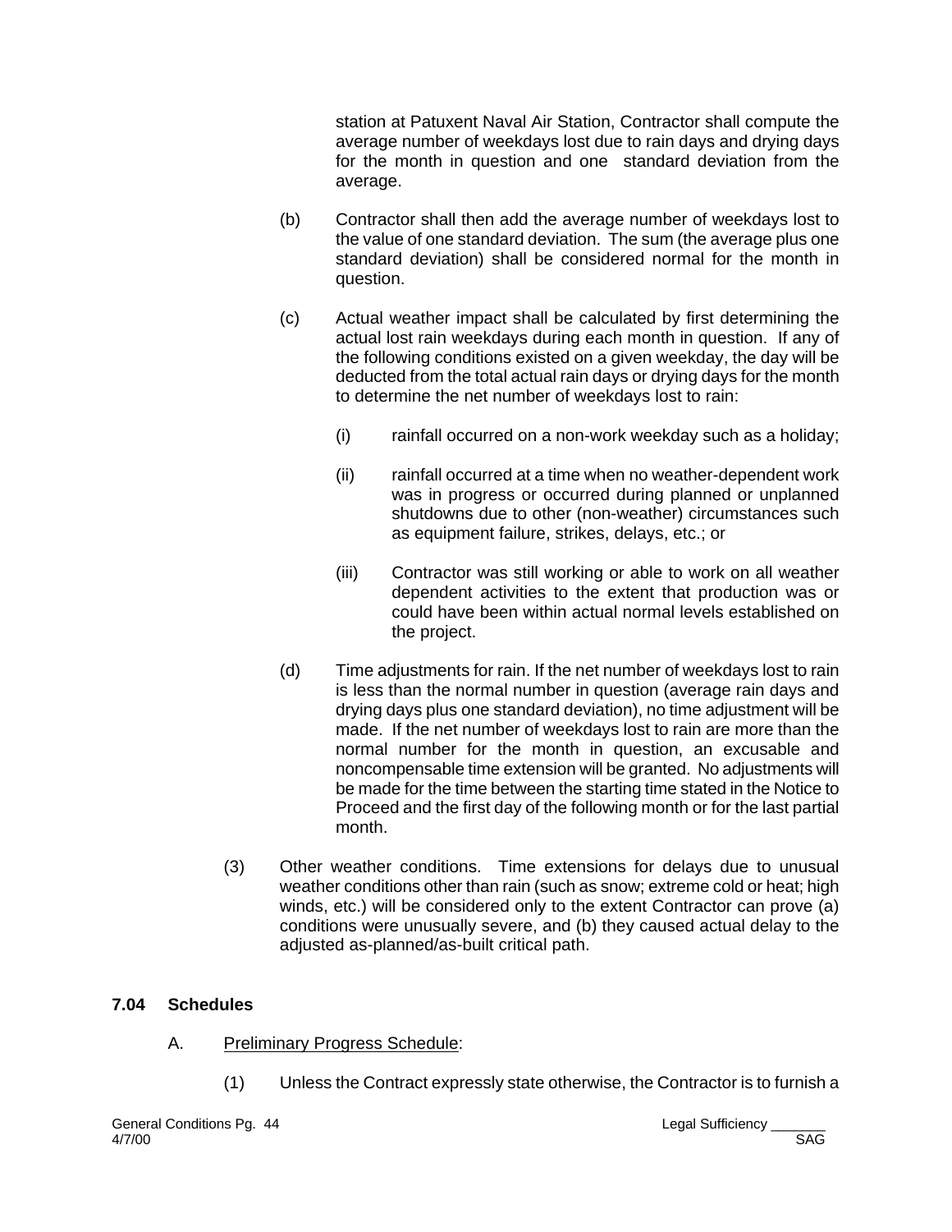station at Patuxent Naval Air Station, Contractor shall compute the average number of weekdays lost due to rain days and drying days for the month in question and one standard deviation from the average.

(b) Contractor shall then add the average number of weekdays lost to the value of one standard deviation. The sum (the average plus one standard deviation) shall be considered normal for the month in question.

(c) Actual weather impact shall be calculated by first determining the actual lost rain weekdays during each month in question. If any of the following conditions existed on a given weekday, the day will be deducted from the total actual rain days or drying days for the month to determine the net number of weekdays lost to rain:

(i) rainfall occurred on a non-work weekday such as a holiday;

(ii) rainfall occurred at a time when no weather-dependent work was in progress or occurred during planned or unplanned shutdowns due to other (non-weather) circumstances such as equipment failure, strikes, delays, etc.; or

(iii) Contractor was still working or able to work on all weather dependent activities to the extent that production was or could have been within actual normal levels established on the project.

(d) Time adjustments for rain. If the net number of weekdays lost to rain is less than the normal number in question (average rain days and drying days plus one standard deviation), no time adjustment will be made. If the net number of weekdays lost to rain are more than the normal number for the month in question, an excusable and noncompensable time extension will be granted. No adjustments will be made for the time between the starting time stated in the Notice to Proceed and the first day of the following month or for the last partial month.

(3) Other weather conditions. Time extensions for delays due to unusual weather conditions other than rain (such as snow; extreme cold or heat; high winds, etc.) will be considered only to the extent Contractor can prove (a) conditions were unusually severe, and (b) they caused actual delay to the adjusted as-planned/as-built critical path.

## 7.04 Schedules

A. Preliminary Progress Schedule:

(1) Unless the Contract expressly state otherwise, the Contractor is to furnish a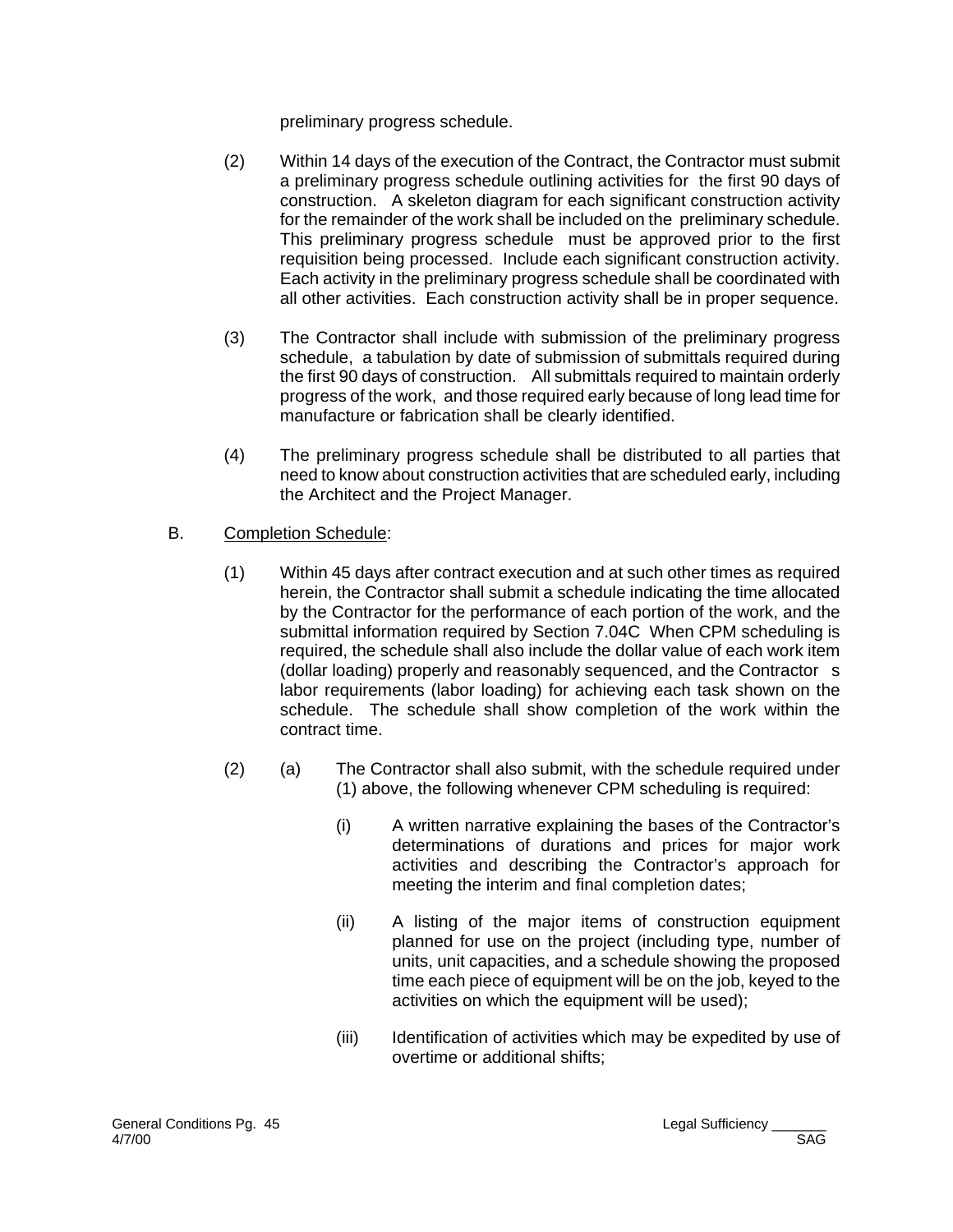preliminary progress schedule.

(2) Within 14 days of the execution of the Contract, the Contractor must submit a preliminary progress schedule outlining activities for the first 90 days of construction. A skeleton diagram for each significant construction activity for the remainder of the work shall be included on the preliminary schedule. This preliminary progress schedule must be approved prior to the first requisition being processed. Include each significant construction activity. Each activity in the preliminary progress schedule shall be coordinated with all other activities. Each construction activity shall be in proper sequence.

(3) The Contractor shall include with submission of the preliminary progress schedule, a tabulation by date of submission of submittals required during the first 90 days of construction. All submittals required to maintain orderly progress of the work, and those required early because of long lead time for manufacture or fabrication shall be clearly identified.

(4) The preliminary progress schedule shall be distributed to all parties that need to know about construction activities that are scheduled early, including the Architect and the Project Manager.

B. Completion Schedule:

(1) Within 45 days after contract execution and at such other times as required herein, the Contractor shall submit a schedule indicating the time allocated by the Contractor for the performance of each portion of the work, and the submittal information required by Section 7.04C When CPM scheduling is required, the schedule shall also include the dollar value of each work item (dollar loading) properly and reasonably sequenced, and the Contractor s labor requirements (labor loading) for achieving each task shown on the schedule. The schedule shall show completion of the work within the contract time.

(2) (a) The Contractor shall also submit, with the schedule required under (1) above, the following whenever CPM scheduling is required:

(i) A written narrative explaining the bases of the Contractor's determinations of durations and prices for major work activities and describing the Contractor's approach for meeting the interim and final completion dates;

(ii) A listing of the major items of construction equipment planned for use on the project (including type, number of units, unit capacities, and a schedule showing the proposed time each piece of equipment will be on the job, keyed to the activities on which the equipment will be used);

(iii) Identification of activities which may be expedited by use of overtime or additional shifts;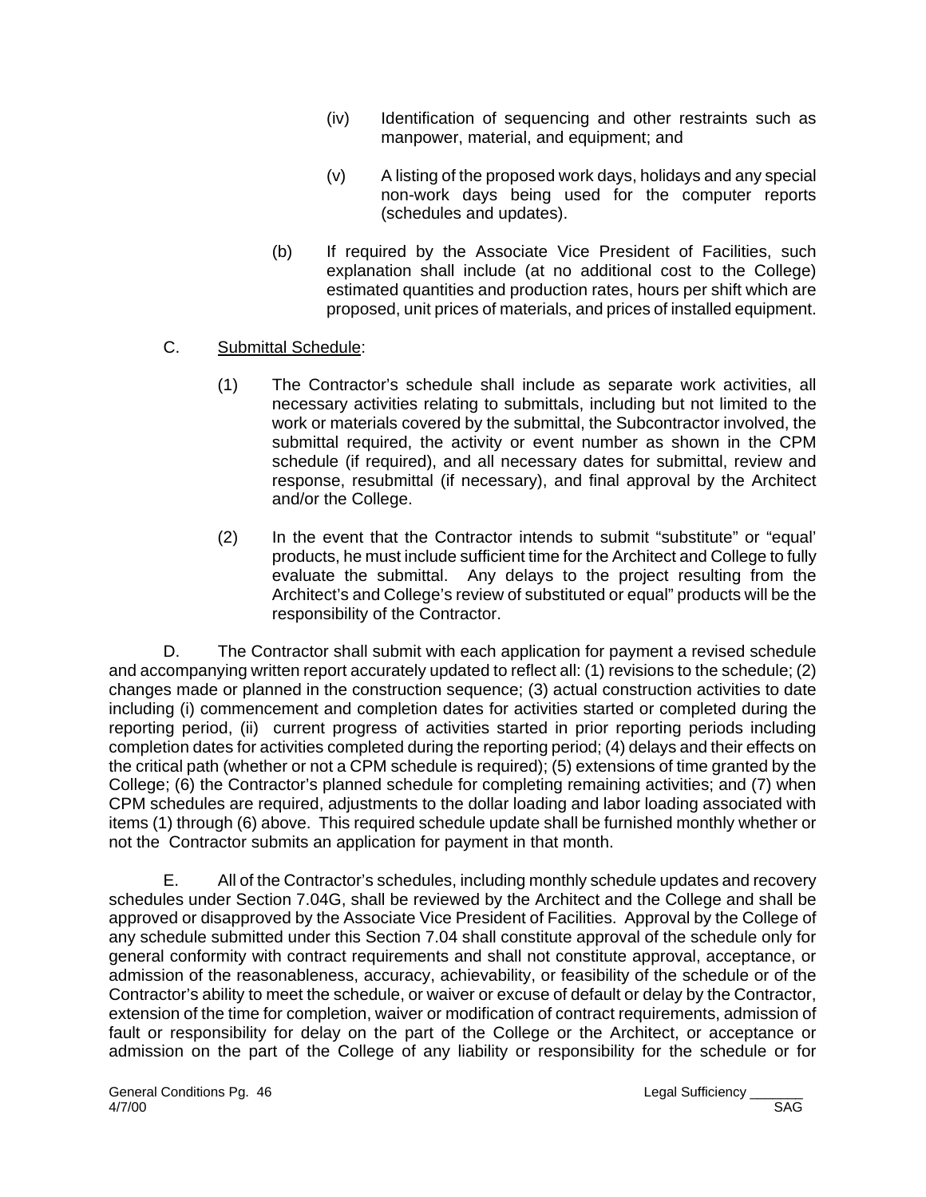(iv) Identification of sequencing and other restraints such as manpower, material, and equipment; and

(v) A listing of the proposed work days, holidays and any special non-work days being used for the computer reports (schedules and updates).

(b) If required by the Associate Vice President of Facilities, such explanation shall include (at no additional cost to the College) estimated quantities and production rates, hours per shift which are proposed, unit prices of materials, and prices of installed equipment.

C. Submittal Schedule:

(1) The Contractor's schedule shall include as separate work activities, all necessary activities relating to submittals, including but not limited to the work or materials covered by the submittal, the Subcontractor involved, the submittal required, the activity or event number as shown in the CPM schedule (if required), and all necessary dates for submittal, review and response, resubmittal (if necessary), and final approval by the Architect and/or the College.

(2) In the event that the Contractor intends to submit "substitute" or "equal' products, he must include sufficient time for the Architect and College to fully evaluate the submittal. Any delays to the project resulting from the Architect's and College's review of substituted or equal" products will be the responsibility of the Contractor.

D. The Contractor shall submit with each application for payment a revised schedule and accompanying written report accurately updated to reflect all: (1) revisions to the schedule; (2) changes made or planned in the construction sequence; (3) actual construction activities to date including (i) commencement and completion dates for activities started or completed during the reporting period, (ii) current progress of activities started in prior reporting periods including completion dates for activities completed during the reporting period; (4) delays and their effects on the critical path (whether or not a CPM schedule is required); (5) extensions of time granted by the College; (6) the Contractor's planned schedule for completing remaining activities; and (7) when CPM schedules are required, adjustments to the dollar loading and labor loading associated with items (1) through (6) above. This required schedule update shall be furnished monthly whether or not the Contractor submits an application for payment in that month.

E. All of the Contractor's schedules, including monthly schedule updates and recovery schedules under Section 7.04G, shall be reviewed by the Architect and the College and shall be approved or disapproved by the Associate Vice President of Facilities. Approval by the College of any schedule submitted under this Section 7.04 shall constitute approval of the schedule only for general conformity with contract requirements and shall not constitute approval, acceptance, or admission of the reasonableness, accuracy, achievability, or feasibility of the schedule or of the Contractor's ability to meet the schedule, or waiver or excuse of default or delay by the Contractor, extension of the time for completion, waiver or modification of contract requirements, admission of fault or responsibility for delay on the part of the College or the Architect, or acceptance or admission on the part of the College of any liability or responsibility for the schedule or for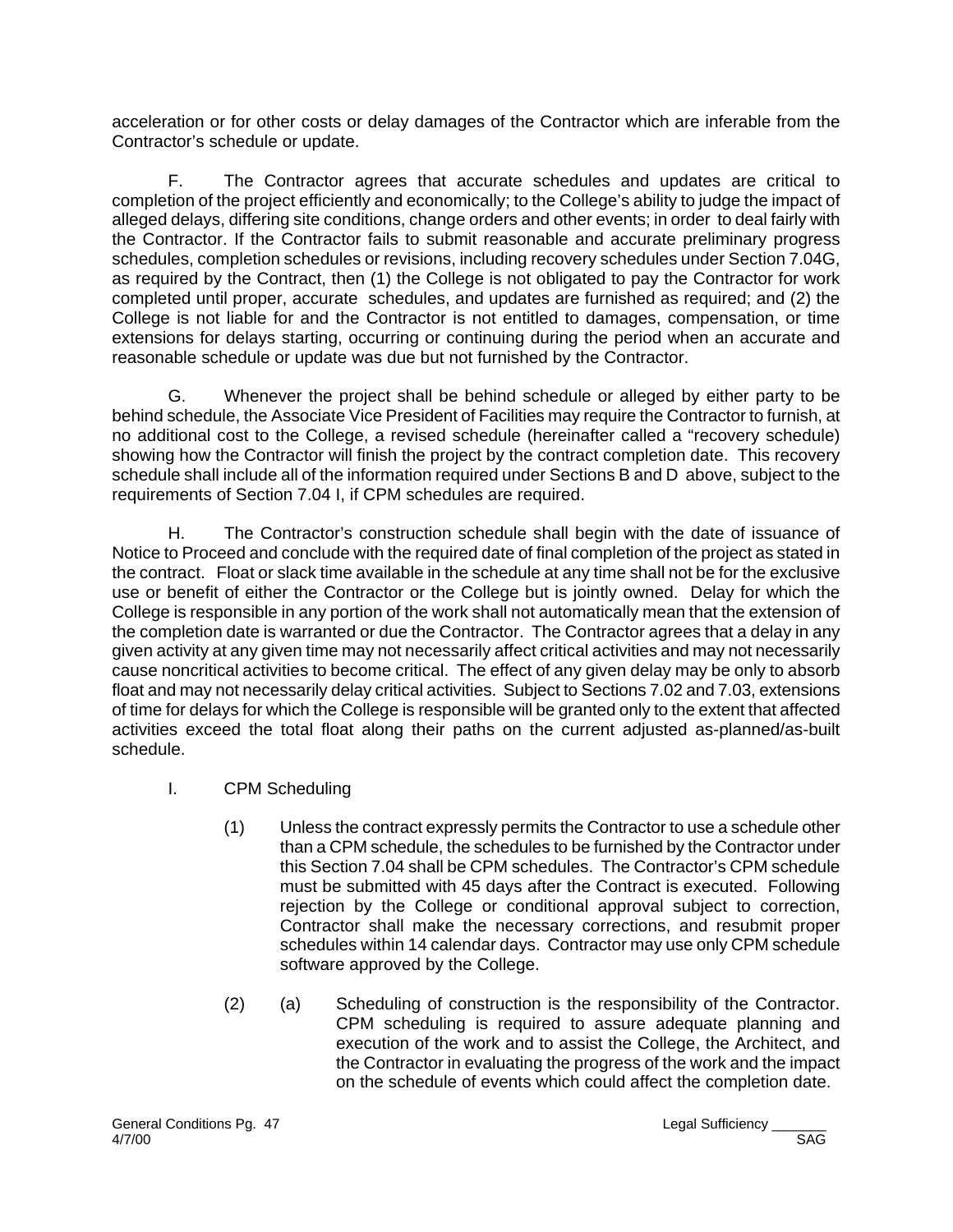acceleration or for other costs or delay damages of the Contractor which are inferable from the Contractor's schedule or update.

F. The Contractor agrees that accurate schedules and updates are critical to completion of the project efficiently and economically; to the College's ability to judge the impact of alleged delays, differing site conditions, change orders and other events; in order to deal fairly with the Contractor. If the Contractor fails to submit reasonable and accurate preliminary progress schedules, completion schedules or revisions, including recovery schedules under Section 7.04G, as required by the Contract, then (1) the College is not obligated to pay the Contractor for work completed until proper, accurate schedules, and updates are furnished as required; and (2) the College is not liable for and the Contractor is not entitled to damages, compensation, or time extensions for delays starting, occurring or continuing during the period when an accurate and reasonable schedule or update was due but not furnished by the Contractor.

G. Whenever the project shall be behind schedule or alleged by either party to be behind schedule, the Associate Vice President of Facilities may require the Contractor to furnish, at no additional cost to the College, a revised schedule (hereinafter called a "recovery schedule) showing how the Contractor will finish the project by the contract completion date. This recovery schedule shall include all of the information required under Sections B and D above, subject to the requirements of Section 7.04 I, if CPM schedules are required.

H. The Contractor's construction schedule shall begin with the date of issuance of Notice to Proceed and conclude with the required date of final completion of the project as stated in the contract. Float or slack time available in the schedule at any time shall not be for the exclusive use or benefit of either the Contractor or the College but is jointly owned. Delay for which the College is responsible in any portion of the work shall not automatically mean that the extension of the completion date is warranted or due the Contractor. The Contractor agrees that a delay in any given activity at any given time may not necessarily affect critical activities and may not necessarily cause noncritical activities to become critical. The effect of any given delay may be only to absorb float and may not necessarily delay critical activities. Subject to Sections 7.02 and 7.03, extensions of time for delays for which the College is responsible will be granted only to the extent that affected activities exceed the total float along their paths on the current adjusted as-planned/as-built schedule.

I. CPM Scheduling

(1) Unless the contract expressly permits the Contractor to use a schedule other than a CPM schedule, the schedules to be furnished by the Contractor under this Section 7.04 shall be CPM schedules. The Contractor's CPM schedule must be submitted with 45 days after the Contract is executed. Following rejection by the College or conditional approval subject to correction, Contractor shall make the necessary corrections, and resubmit proper schedules within 14 calendar days. Contractor may use only CPM schedule software approved by the College.

(2) (a) Scheduling of construction is the responsibility of the Contractor. CPM scheduling is required to assure adequate planning and execution of the work and to assist the College, the Architect, and the Contractor in evaluating the progress of the work and the impact on the schedule of events which could affect the completion date.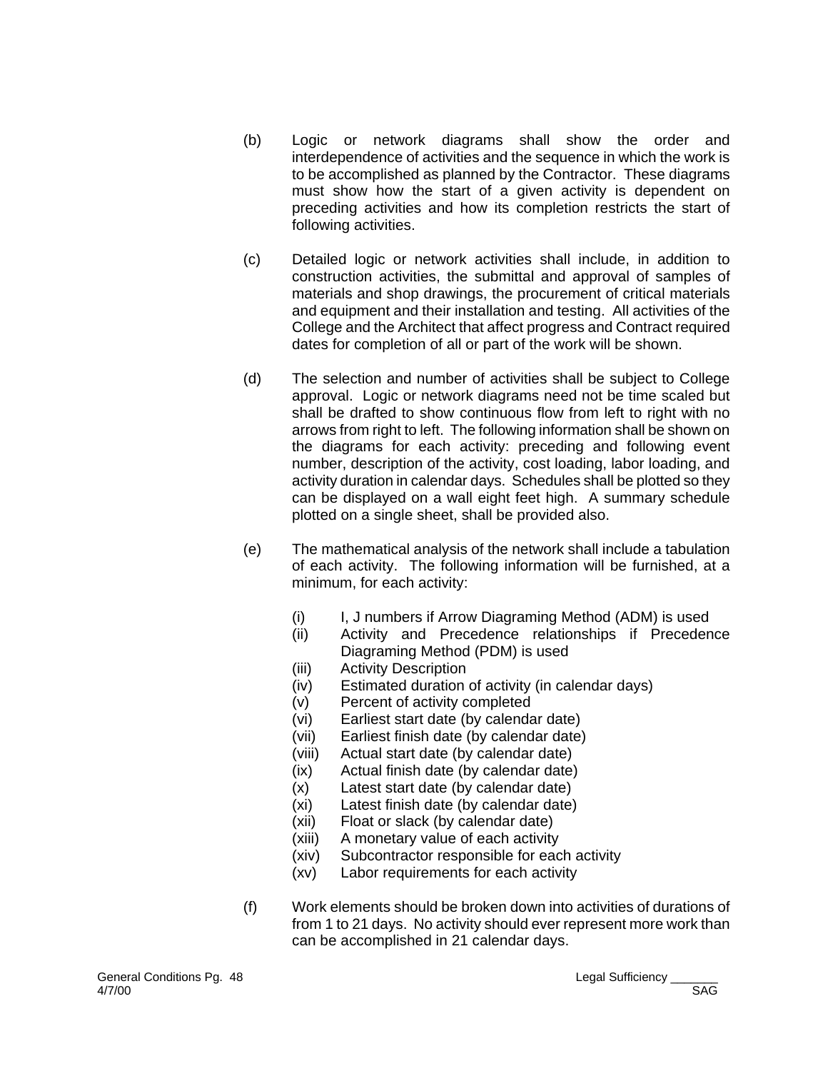(b) Logic or network diagrams shall show the order and interdependence of activities and the sequence in which the work is to be accomplished as planned by the Contractor. These diagrams must show how the start of a given activity is dependent on preceding activities and how its completion restricts the start of following activities.

(c) Detailed logic or network activities shall include, in addition to construction activities, the submittal and approval of samples of materials and shop drawings, the procurement of critical materials and equipment and their installation and testing. All activities of the College and the Architect that affect progress and Contract required dates for completion of all or part of the work will be shown.

(d) The selection and number of activities shall be subject to College approval. Logic or network diagrams need not be time scaled but shall be drafted to show continuous flow from left to right with no arrows from right to left. The following information shall be shown on the diagrams for each activity: preceding and following event number, description of the activity, cost loading, labor loading, and activity duration in calendar days. Schedules shall be plotted so they can be displayed on a wall eight feet high. A summary schedule plotted on a single sheet, shall be provided also.

(e) The mathematical analysis of the network shall include a tabulation of each activity. The following information will be furnished, at a minimum, for each activity:

- (i) I, J numbers if Arrow Diagraming Method (ADM) is used
- (ii) Activity and Precedence relationships if Precedence Diagraming Method (PDM) is used
- (iii) Activity Description
- (iv) Estimated duration of activity (in calendar days)
- (v) Percent of activity completed
- (vi) Earliest start date (by calendar date)
- (vii) Earliest finish date (by calendar date)
- (viii) Actual start date (by calendar date)
- (ix) Actual finish date (by calendar date)
- (x) Latest start date (by calendar date)
- (xi) Latest finish date (by calendar date)
- (xii) Float or slack (by calendar date)
- (xiii) A monetary value of each activity
- (xiv) Subcontractor responsible for each activity
- (xv) Labor requirements for each activity

(f) Work elements should be broken down into activities of durations of from 1 to 21 days. No activity should ever represent more work than can be accomplished in 21 calendar days.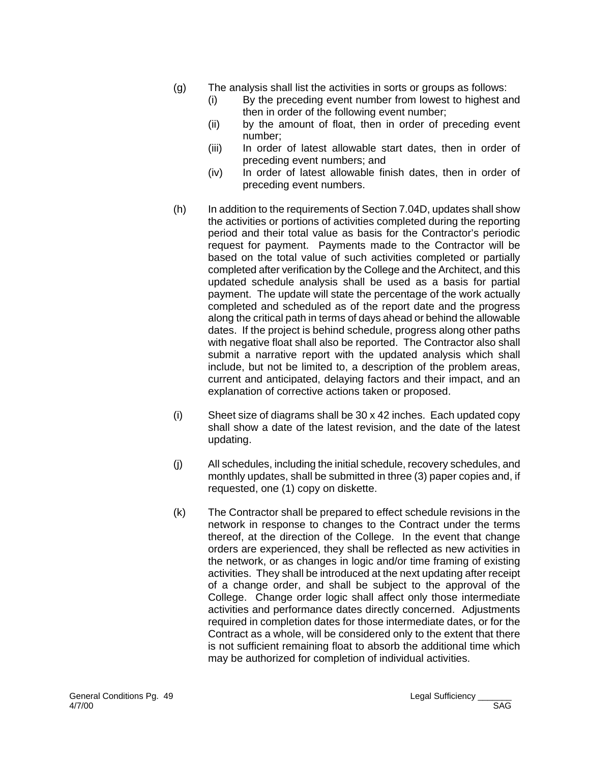(g) The analysis shall list the activities in sorts or groups as follows:

   (i) By the preceding event number from lowest to highest and then in order of the following event number;

   (ii) by the amount of float, then in order of preceding event number;

   (iii) In order of latest allowable start dates, then in order of preceding event numbers; and

   (iv) In order of latest allowable finish dates, then in order of preceding event numbers.

(h) In addition to the requirements of Section 7.04D, updates shall show the activities or portions of activities completed during the reporting period and their total value as basis for the Contractor's periodic request for payment. Payments made to the Contractor will be based on the total value of such activities completed or partially completed after verification by the College and the Architect, and this updated schedule analysis shall be used as a basis for partial payment. The update will state the percentage of the work actually completed and scheduled as of the report date and the progress along the critical path in terms of days ahead or behind the allowable dates. If the project is behind schedule, progress along other paths with negative float shall also be reported. The Contractor also shall submit a narrative report with the updated analysis which shall include, but not be limited to, a description of the problem areas, current and anticipated, delaying factors and their impact, and an explanation of corrective actions taken or proposed.

(i) Sheet size of diagrams shall be 30 x 42 inches. Each updated copy shall show a date of the latest revision, and the date of the latest updating.

(j) All schedules, including the initial schedule, recovery schedules, and monthly updates, shall be submitted in three (3) paper copies and, if requested, one (1) copy on diskette.

(k) The Contractor shall be prepared to effect schedule revisions in the network in response to changes to the Contract under the terms thereof, at the direction of the College. In the event that change orders are experienced, they shall be reflected as new activities in the network, or as changes in logic and/or time framing of existing activities. They shall be introduced at the next updating after receipt of a change order, and shall be subject to the approval of the College. Change order logic shall affect only those intermediate activities and performance dates directly concerned. Adjustments required in completion dates for those intermediate dates, or for the Contract as a whole, will be considered only to the extent that there is not sufficient remaining float to absorb the additional time which may be authorized for completion of individual activities.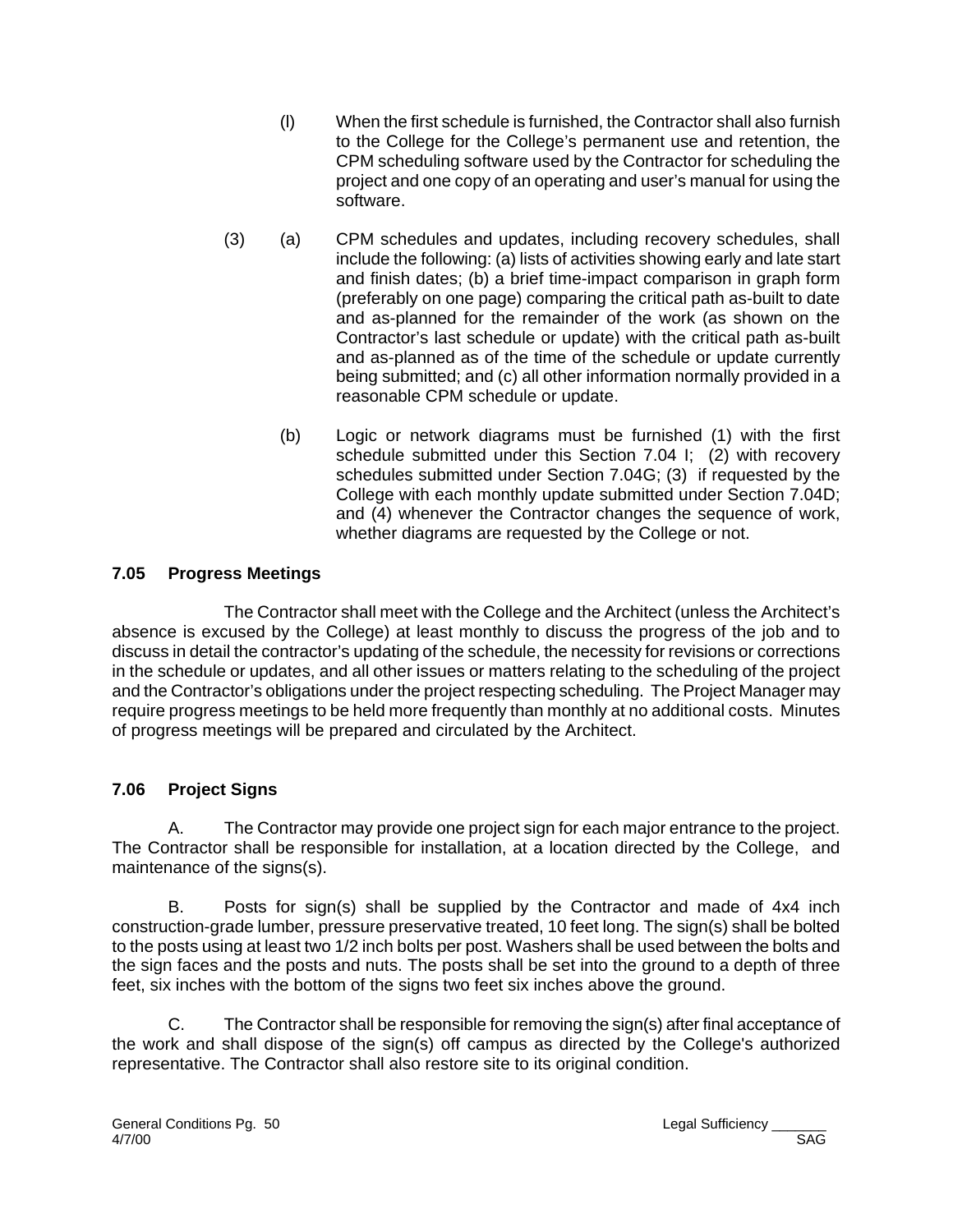(l) When the first schedule is furnished, the Contractor shall also furnish to the College for the College's permanent use and retention, the CPM scheduling software used by the Contractor for scheduling the project and one copy of an operating and user's manual for using the software.

(3) (a) CPM schedules and updates, including recovery schedules, shall include the following: (a) lists of activities showing early and late start and finish dates; (b) a brief time-impact comparison in graph form (preferably on one page) comparing the critical path as-built to date and as-planned for the remainder of the work (as shown on the Contractor's last schedule or update) with the critical path as-built and as-planned as of the time of the schedule or update currently being submitted; and (c) all other information normally provided in a reasonable CPM schedule or update.

(b) Logic or network diagrams must be furnished (1) with the first schedule submitted under this Section 7.04 I; (2) with recovery schedules submitted under Section 7.04G; (3) if requested by the College with each monthly update submitted under Section 7.04D; and (4) whenever the Contractor changes the sequence of work, whether diagrams are requested by the College or not.

### 7.05 Progress Meetings

The Contractor shall meet with the College and the Architect (unless the Architect's absence is excused by the College) at least monthly to discuss the progress of the job and to discuss in detail the contractor's updating of the schedule, the necessity for revisions or corrections in the schedule or updates, and all other issues or matters relating to the scheduling of the project and the Contractor's obligations under the project respecting scheduling. The Project Manager may require progress meetings to be held more frequently than monthly at no additional costs. Minutes of progress meetings will be prepared and circulated by the Architect.

### 7.06 Project Signs

A. The Contractor may provide one project sign for each major entrance to the project. The Contractor shall be responsible for installation, at a location directed by the College, and maintenance of the signs(s).

B. Posts for sign(s) shall be supplied by the Contractor and made of 4x4 inch construction-grade lumber, pressure preservative treated, 10 feet long. The sign(s) shall be bolted to the posts using at least two 1/2 inch bolts per post. Washers shall be used between the bolts and the sign faces and the posts and nuts. The posts shall be set into the ground to a depth of three feet, six inches with the bottom of the signs two feet six inches above the ground.

C. The Contractor shall be responsible for removing the sign(s) after final acceptance of the work and shall dispose of the sign(s) off campus as directed by the College's authorized representative. The Contractor shall also restore site to its original condition.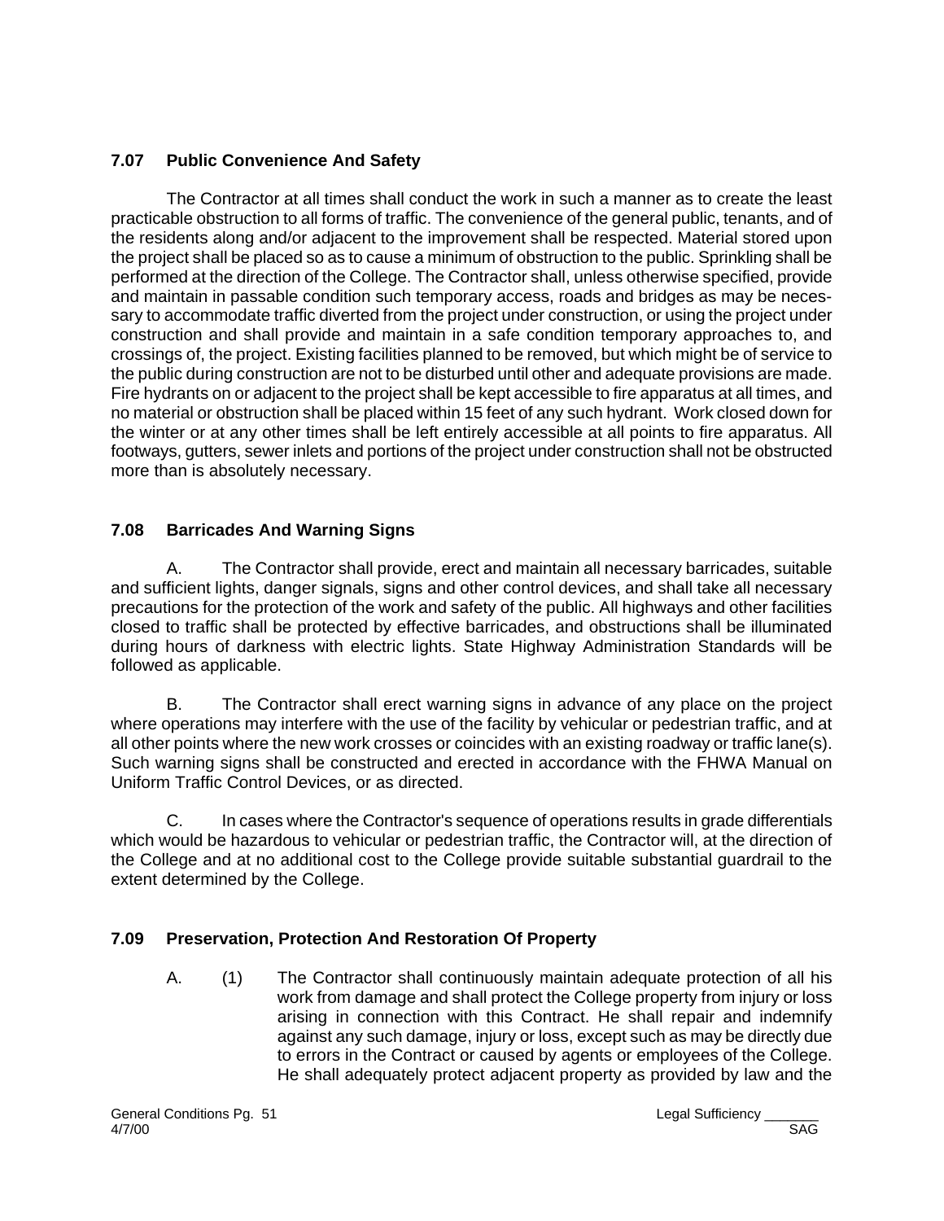### 7.07 Public Convenience And Safety

The Contractor at all times shall conduct the work in such a manner as to create the least practicable obstruction to all forms of traffic. The convenience of the general public, tenants, and of the residents along and/or adjacent to the improvement shall be respected. Material stored upon the project shall be placed so as to cause a minimum of obstruction to the public. Sprinkling shall be performed at the direction of the College. The Contractor shall, unless otherwise specified, provide and maintain in passable condition such temporary access, roads and bridges as may be necessary to accommodate traffic diverted from the project under construction, or using the project under construction and shall provide and maintain in a safe condition temporary approaches to, and crossings of, the project. Existing facilities planned to be removed, but which might be of service to the public during construction are not to be disturbed until other and adequate provisions are made. Fire hydrants on or adjacent to the project shall be kept accessible to fire apparatus at all times, and no material or obstruction shall be placed within 15 feet of any such hydrant. Work closed down for the winter or at any other times shall be left entirely accessible at all points to fire apparatus. All footways, gutters, sewer inlets and portions of the project under construction shall not be obstructed more than is absolutely necessary.

### 7.08 Barricades And Warning Signs

A. The Contractor shall provide, erect and maintain all necessary barricades, suitable and sufficient lights, danger signals, signs and other control devices, and shall take all necessary precautions for the protection of the work and safety of the public. All highways and other facilities closed to traffic shall be protected by effective barricades, and obstructions shall be illuminated during hours of darkness with electric lights. State Highway Administration Standards will be followed as applicable.

B. The Contractor shall erect warning signs in advance of any place on the project where operations may interfere with the use of the facility by vehicular or pedestrian traffic, and at all other points where the new work crosses or coincides with an existing roadway or traffic lane(s). Such warning signs shall be constructed and erected in accordance with the FHWA Manual on Uniform Traffic Control Devices, or as directed.

C. In cases where the Contractor's sequence of operations results in grade differentials which would be hazardous to vehicular or pedestrian traffic, the Contractor will, at the direction of the College and at no additional cost to the College provide suitable substantial guardrail to the extent determined by the College.

### 7.09 Preservation, Protection And Restoration Of Property

A. (1) The Contractor shall continuously maintain adequate protection of all his work from damage and shall protect the College property from injury or loss arising in connection with this Contract. He shall repair and indemnify against any such damage, injury or loss, except such as may be directly due to errors in the Contract or caused by agents or employees of the College. He shall adequately protect adjacent property as provided by law and the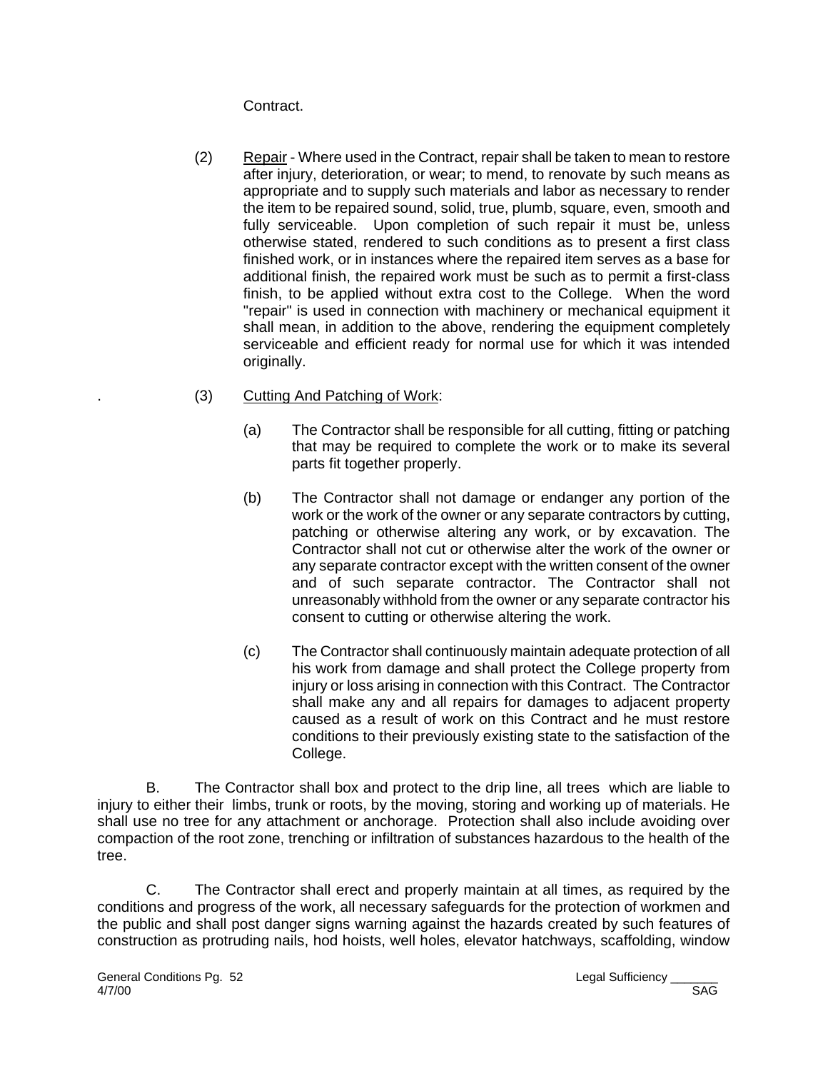Contract.

(2) Repair - Where used in the Contract, repair shall be taken to mean to restore after injury, deterioration, or wear; to mend, to renovate by such means as appropriate and to supply such materials and labor as necessary to render the item to be repaired sound, solid, true, plumb, square, even, smooth and fully serviceable. Upon completion of such repair it must be, unless otherwise stated, rendered to such conditions as to present a first class finished work, or in instances where the repaired item serves as a base for additional finish, the repaired work must be such as to permit a first-class finish, to be applied without extra cost to the College. When the word "repair" is used in connection with machinery or mechanical equipment it shall mean, in addition to the above, rendering the equipment completely serviceable and efficient ready for normal use for which it was intended originally.

(3) Cutting And Patching of Work:

(a) The Contractor shall be responsible for all cutting, fitting or patching that may be required to complete the work or to make its several parts fit together properly.

(b) The Contractor shall not damage or endanger any portion of the work or the work of the owner or any separate contractors by cutting, patching or otherwise altering any work, or by excavation. The Contractor shall not cut or otherwise alter the work of the owner or any separate contractor except with the written consent of the owner and of such separate contractor. The Contractor shall not unreasonably withhold from the owner or any separate contractor his consent to cutting or otherwise altering the work.

(c) The Contractor shall continuously maintain adequate protection of all his work from damage and shall protect the College property from injury or loss arising in connection with this Contract. The Contractor shall make any and all repairs for damages to adjacent property caused as a result of work on this Contract and he must restore conditions to their previously existing state to the satisfaction of the College.

B. The Contractor shall box and protect to the drip line, all trees which are liable to injury to either their limbs, trunk or roots, by the moving, storing and working up of materials. He shall use no tree for any attachment or anchorage. Protection shall also include avoiding over compaction of the root zone, trenching or infiltration of substances hazardous to the health of the tree.

C. The Contractor shall erect and properly maintain at all times, as required by the conditions and progress of the work, all necessary safeguards for the protection of workmen and the public and shall post danger signs warning against the hazards created by such features of construction as protruding nails, hod hoists, well holes, elevator hatchways, scaffolding, window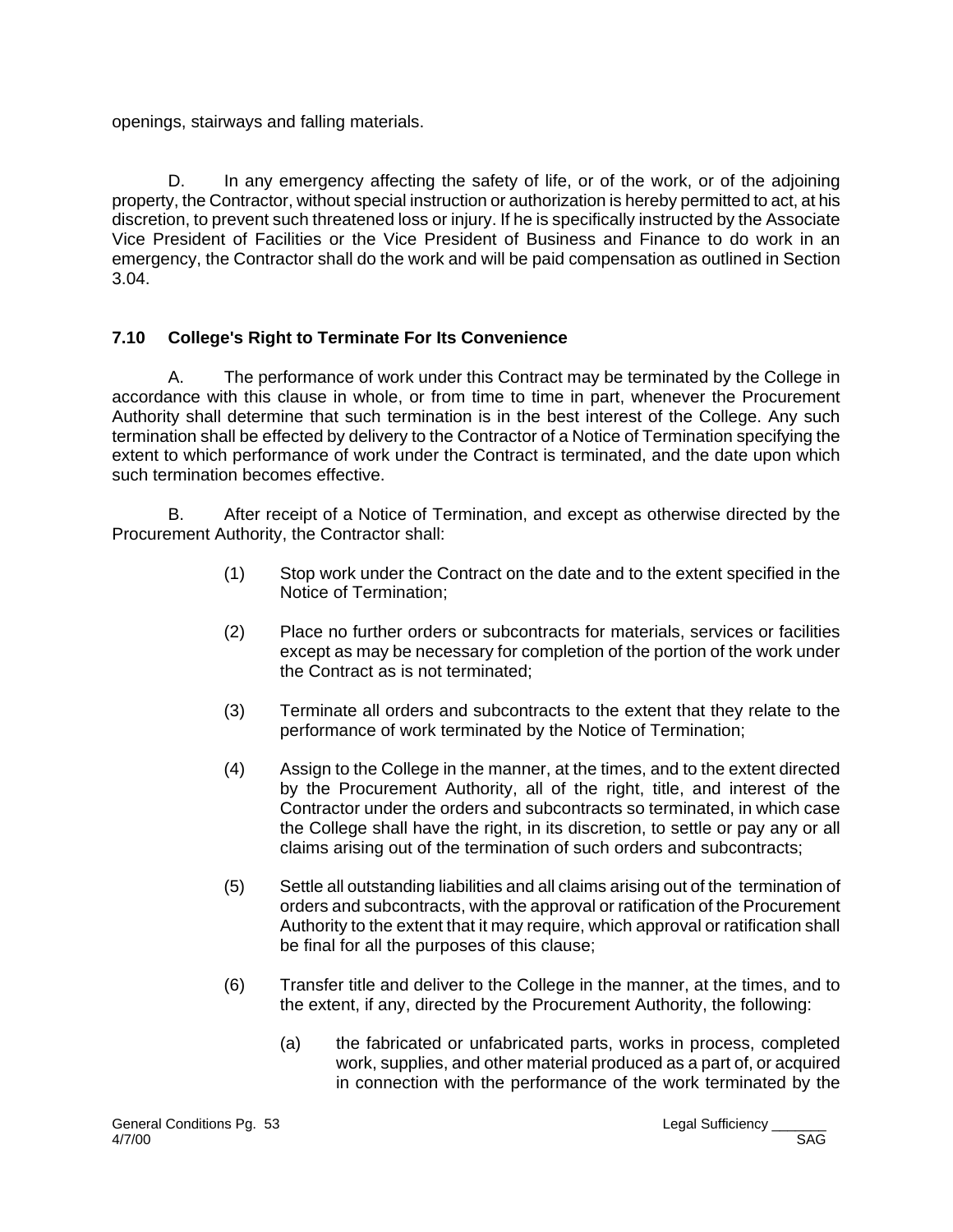openings, stairways and falling materials.

D. In any emergency affecting the safety of life, or of the work, or of the adjoining property, the Contractor, without special instruction or authorization is hereby permitted to act, at his discretion, to prevent such threatened loss or injury. If he is specifically instructed by the Associate Vice President of Facilities or the Vice President of Business and Finance to do work in an emergency, the Contractor shall do the work and will be paid compensation as outlined in Section 3.04.

### 7.10 College's Right to Terminate For Its Convenience

A. The performance of work under this Contract may be terminated by the College in accordance with this clause in whole, or from time to time in part, whenever the Procurement Authority shall determine that such termination is in the best interest of the College. Any such termination shall be effected by delivery to the Contractor of a Notice of Termination specifying the extent to which performance of work under the Contract is terminated, and the date upon which such termination becomes effective.

B. After receipt of a Notice of Termination, and except as otherwise directed by the Procurement Authority, the Contractor shall:

(1) Stop work under the Contract on the date and to the extent specified in the Notice of Termination;

(2) Place no further orders or subcontracts for materials, services or facilities except as may be necessary for completion of the portion of the work under the Contract as is not terminated;

(3) Terminate all orders and subcontracts to the extent that they relate to the performance of work terminated by the Notice of Termination;

(4) Assign to the College in the manner, at the times, and to the extent directed by the Procurement Authority, all of the right, title, and interest of the Contractor under the orders and subcontracts so terminated, in which case the College shall have the right, in its discretion, to settle or pay any or all claims arising out of the termination of such orders and subcontracts;

(5) Settle all outstanding liabilities and all claims arising out of the termination of orders and subcontracts, with the approval or ratification of the Procurement Authority to the extent that it may require, which approval or ratification shall be final for all the purposes of this clause;

(6) Transfer title and deliver to the College in the manner, at the times, and to the extent, if any, directed by the Procurement Authority, the following:

(a) the fabricated or unfabricated parts, works in process, completed work, supplies, and other material produced as a part of, or acquired in connection with the performance of the work terminated by the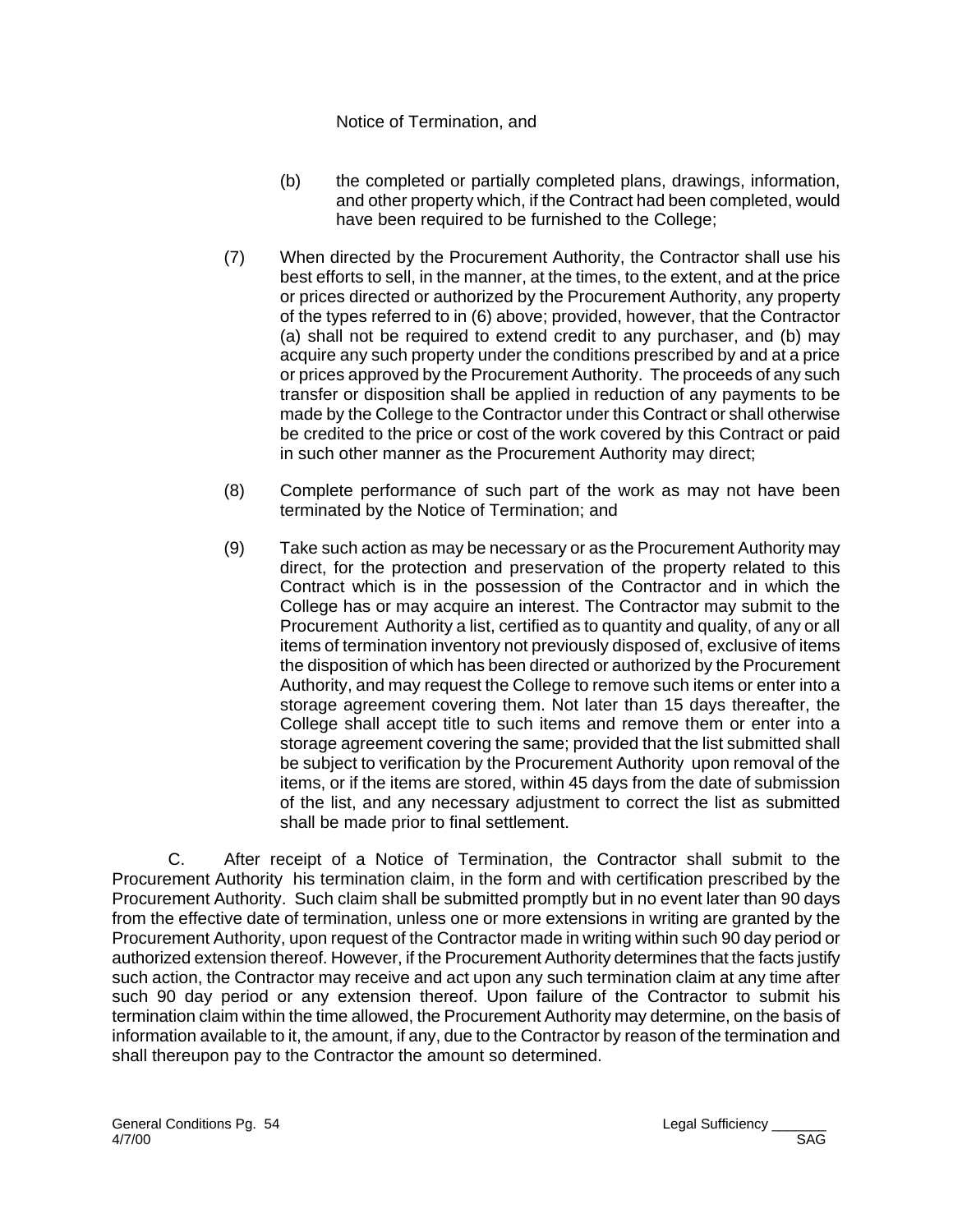Notice of Termination, and

(b) the completed or partially completed plans, drawings, information, and other property which, if the Contract had been completed, would have been required to be furnished to the College;

(7) When directed by the Procurement Authority, the Contractor shall use his best efforts to sell, in the manner, at the times, to the extent, and at the price or prices directed or authorized by the Procurement Authority, any property of the types referred to in (6) above; provided, however, that the Contractor (a) shall not be required to extend credit to any purchaser, and (b) may acquire any such property under the conditions prescribed by and at a price or prices approved by the Procurement Authority. The proceeds of any such transfer or disposition shall be applied in reduction of any payments to be made by the College to the Contractor under this Contract or shall otherwise be credited to the price or cost of the work covered by this Contract or paid in such other manner as the Procurement Authority may direct;

(8) Complete performance of such part of the work as may not have been terminated by the Notice of Termination; and

(9) Take such action as may be necessary or as the Procurement Authority may direct, for the protection and preservation of the property related to this Contract which is in the possession of the Contractor and in which the College has or may acquire an interest. The Contractor may submit to the Procurement Authority a list, certified as to quantity and quality, of any or all items of termination inventory not previously disposed of, exclusive of items the disposition of which has been directed or authorized by the Procurement Authority, and may request the College to remove such items or enter into a storage agreement covering them. Not later than 15 days thereafter, the College shall accept title to such items and remove them or enter into a storage agreement covering the same; provided that the list submitted shall be subject to verification by the Procurement Authority upon removal of the items, or if the items are stored, within 45 days from the date of submission of the list, and any necessary adjustment to correct the list as submitted shall be made prior to final settlement.

C. After receipt of a Notice of Termination, the Contractor shall submit to the Procurement Authority his termination claim, in the form and with certification prescribed by the Procurement Authority. Such claim shall be submitted promptly but in no event later than 90 days from the effective date of termination, unless one or more extensions in writing are granted by the Procurement Authority, upon request of the Contractor made in writing within such 90 day period or authorized extension thereof. However, if the Procurement Authority determines that the facts justify such action, the Contractor may receive and act upon any such termination claim at any time after such 90 day period or any extension thereof. Upon failure of the Contractor to submit his termination claim within the time allowed, the Procurement Authority may determine, on the basis of information available to it, the amount, if any, due to the Contractor by reason of the termination and shall thereupon pay to the Contractor the amount so determined.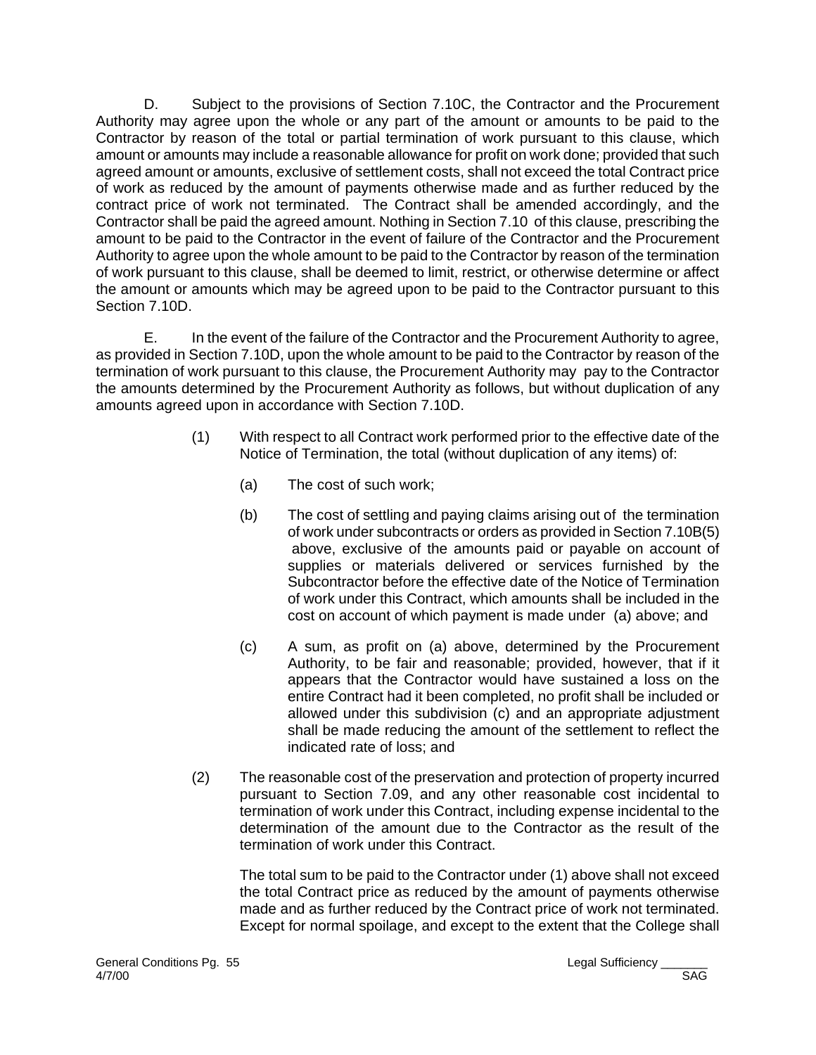D. Subject to the provisions of Section 7.10C, the Contractor and the Procurement Authority may agree upon the whole or any part of the amount or amounts to be paid to the Contractor by reason of the total or partial termination of work pursuant to this clause, which amount or amounts may include a reasonable allowance for profit on work done; provided that such agreed amount or amounts, exclusive of settlement costs, shall not exceed the total Contract price of work as reduced by the amount of payments otherwise made and as further reduced by the contract price of work not terminated. The Contract shall be amended accordingly, and the Contractor shall be paid the agreed amount. Nothing in Section 7.10 of this clause, prescribing the amount to be paid to the Contractor in the event of failure of the Contractor and the Procurement Authority to agree upon the whole amount to be paid to the Contractor by reason of the termination of work pursuant to this clause, shall be deemed to limit, restrict, or otherwise determine or affect the amount or amounts which may be agreed upon to be paid to the Contractor pursuant to this Section 7.10D.

E. In the event of the failure of the Contractor and the Procurement Authority to agree, as provided in Section 7.10D, upon the whole amount to be paid to the Contractor by reason of the termination of work pursuant to this clause, the Procurement Authority may pay to the Contractor the amounts determined by the Procurement Authority as follows, but without duplication of any amounts agreed upon in accordance with Section 7.10D.

(1) With respect to all Contract work performed prior to the effective date of the Notice of Termination, the total (without duplication of any items) of:

(a) The cost of such work;

(b) The cost of settling and paying claims arising out of the termination of work under subcontracts or orders as provided in Section 7.10B(5) above, exclusive of the amounts paid or payable on account of supplies or materials delivered or services furnished by the Subcontractor before the effective date of the Notice of Termination of work under this Contract, which amounts shall be included in the cost on account of which payment is made under (a) above; and

(c) A sum, as profit on (a) above, determined by the Procurement Authority, to be fair and reasonable; provided, however, that if it appears that the Contractor would have sustained a loss on the entire Contract had it been completed, no profit shall be included or allowed under this subdivision (c) and an appropriate adjustment shall be made reducing the amount of the settlement to reflect the indicated rate of loss; and

(2) The reasonable cost of the preservation and protection of property incurred pursuant to Section 7.09, and any other reasonable cost incidental to termination of work under this Contract, including expense incidental to the determination of the amount due to the Contractor as the result of the termination of work under this Contract.

The total sum to be paid to the Contractor under (1) above shall not exceed the total Contract price as reduced by the amount of payments otherwise made and as further reduced by the Contract price of work not terminated. Except for normal spoilage, and except to the extent that the College shall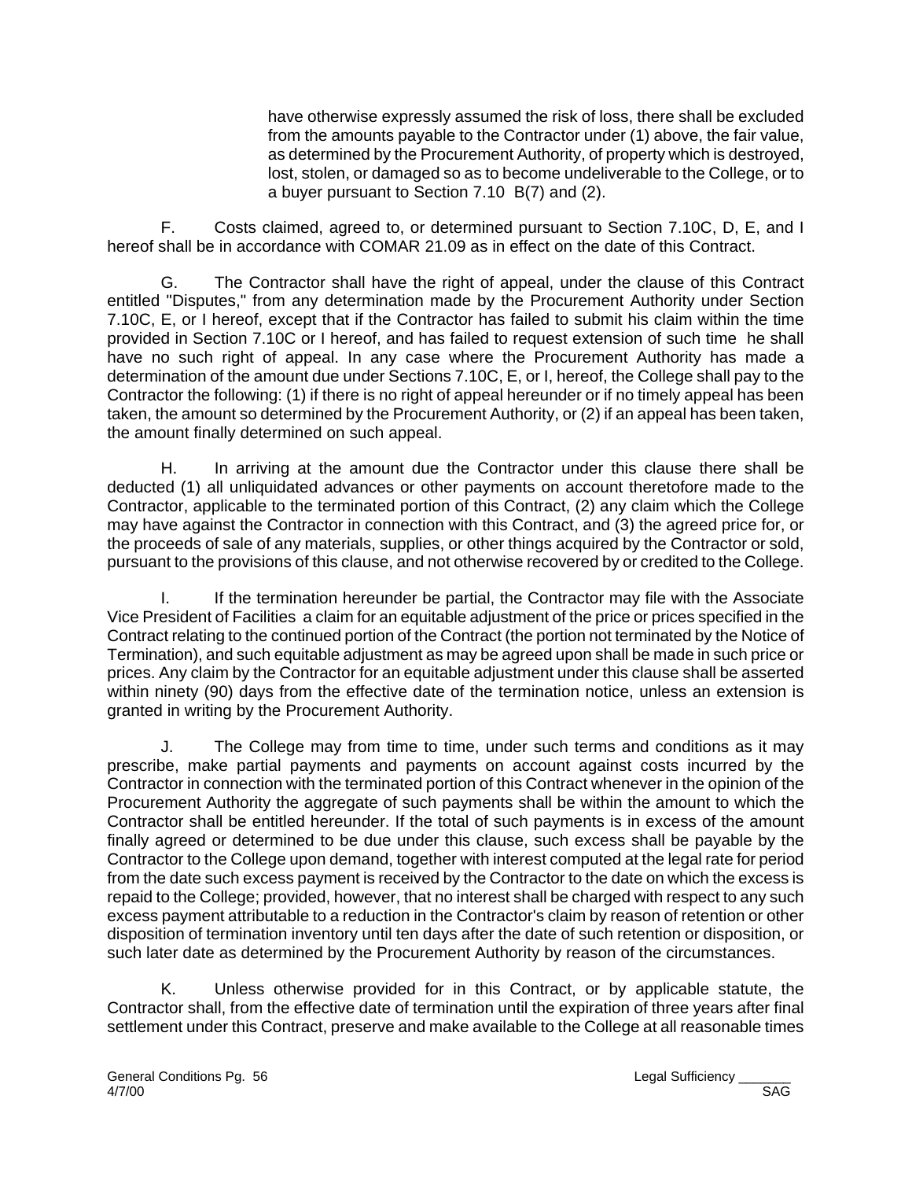have otherwise expressly assumed the risk of loss, there shall be excluded from the amounts payable to the Contractor under (1) above, the fair value, as determined by the Procurement Authority, of property which is destroyed, lost, stolen, or damaged so as to become undeliverable to the College, or to a buyer pursuant to Section 7.10 B(7) and (2).

F. Costs claimed, agreed to, or determined pursuant to Section 7.10C, D, E, and I hereof shall be in accordance with COMAR 21.09 as in effect on the date of this Contract.

G. The Contractor shall have the right of appeal, under the clause of this Contract entitled "Disputes," from any determination made by the Procurement Authority under Section 7.10C, E, or I hereof, except that if the Contractor has failed to submit his claim within the time provided in Section 7.10C or I hereof, and has failed to request extension of such time he shall have no such right of appeal. In any case where the Procurement Authority has made a determination of the amount due under Sections 7.10C, E, or I, hereof, the College shall pay to the Contractor the following: (1) if there is no right of appeal hereunder or if no timely appeal has been taken, the amount so determined by the Procurement Authority, or (2) if an appeal has been taken, the amount finally determined on such appeal.

H. In arriving at the amount due the Contractor under this clause there shall be deducted (1) all unliquidated advances or other payments on account theretofore made to the Contractor, applicable to the terminated portion of this Contract, (2) any claim which the College may have against the Contractor in connection with this Contract, and (3) the agreed price for, or the proceeds of sale of any materials, supplies, or other things acquired by the Contractor or sold, pursuant to the provisions of this clause, and not otherwise recovered by or credited to the College.

I. If the termination hereunder be partial, the Contractor may file with the Associate Vice President of Facilities a claim for an equitable adjustment of the price or prices specified in the Contract relating to the continued portion of the Contract (the portion not terminated by the Notice of Termination), and such equitable adjustment as may be agreed upon shall be made in such price or prices. Any claim by the Contractor for an equitable adjustment under this clause shall be asserted within ninety (90) days from the effective date of the termination notice, unless an extension is granted in writing by the Procurement Authority.

J. The College may from time to time, under such terms and conditions as it may prescribe, make partial payments and payments on account against costs incurred by the Contractor in connection with the terminated portion of this Contract whenever in the opinion of the Procurement Authority the aggregate of such payments shall be within the amount to which the Contractor shall be entitled hereunder. If the total of such payments is in excess of the amount finally agreed or determined to be due under this clause, such excess shall be payable by the Contractor to the College upon demand, together with interest computed at the legal rate for period from the date such excess payment is received by the Contractor to the date on which the excess is repaid to the College; provided, however, that no interest shall be charged with respect to any such excess payment attributable to a reduction in the Contractor's claim by reason of retention or other disposition of termination inventory until ten days after the date of such retention or disposition, or such later date as determined by the Procurement Authority by reason of the circumstances.

K. Unless otherwise provided for in this Contract, or by applicable statute, the Contractor shall, from the effective date of termination until the expiration of three years after final settlement under this Contract, preserve and make available to the College at all reasonable times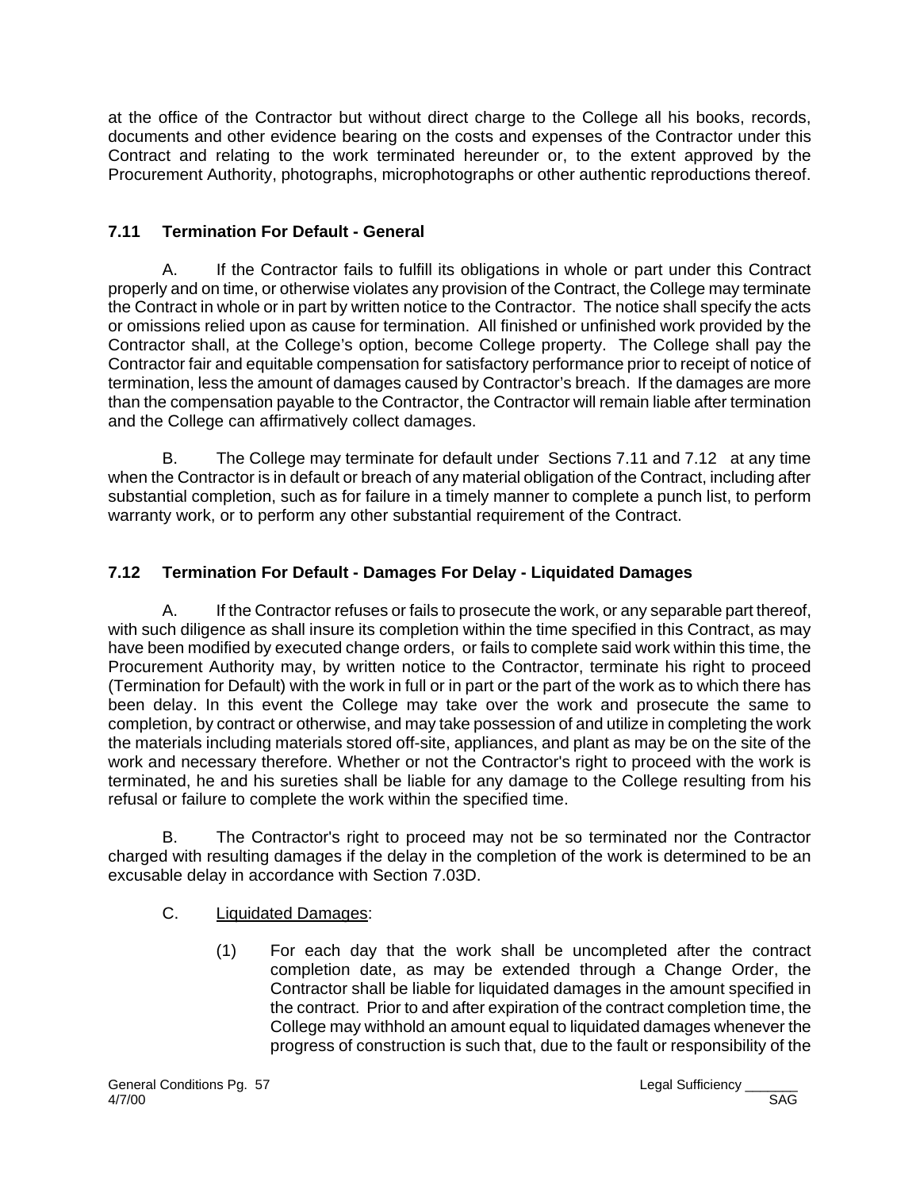at the office of the Contractor but without direct charge to the College all his books, records, documents and other evidence bearing on the costs and expenses of the Contractor under this Contract and relating to the work terminated hereunder or, to the extent approved by the Procurement Authority, photographs, microphotographs or other authentic reproductions thereof.

### 7.11 Termination For Default - General

A. If the Contractor fails to fulfill its obligations in whole or part under this Contract properly and on time, or otherwise violates any provision of the Contract, the College may terminate the Contract in whole or in part by written notice to the Contractor. The notice shall specify the acts or omissions relied upon as cause for termination. All finished or unfinished work provided by the Contractor shall, at the College's option, become College property. The College shall pay the Contractor fair and equitable compensation for satisfactory performance prior to receipt of notice of termination, less the amount of damages caused by Contractor's breach. If the damages are more than the compensation payable to the Contractor, the Contractor will remain liable after termination and the College can affirmatively collect damages.

B. The College may terminate for default under Sections 7.11 and 7.12 at any time when the Contractor is in default or breach of any material obligation of the Contract, including after substantial completion, such as for failure in a timely manner to complete a punch list, to perform warranty work, or to perform any other substantial requirement of the Contract.

### 7.12 Termination For Default - Damages For Delay - Liquidated Damages

A. If the Contractor refuses or fails to prosecute the work, or any separable part thereof, with such diligence as shall insure its completion within the time specified in this Contract, as may have been modified by executed change orders, or fails to complete said work within this time, the Procurement Authority may, by written notice to the Contractor, terminate his right to proceed (Termination for Default) with the work in full or in part or the part of the work as to which there has been delay. In this event the College may take over the work and prosecute the same to completion, by contract or otherwise, and may take possession of and utilize in completing the work the materials including materials stored off-site, appliances, and plant as may be on the site of the work and necessary therefore. Whether or not the Contractor's right to proceed with the work is terminated, he and his sureties shall be liable for any damage to the College resulting from his refusal or failure to complete the work within the specified time.

B. The Contractor's right to proceed may not be so terminated nor the Contractor charged with resulting damages if the delay in the completion of the work is determined to be an excusable delay in accordance with Section 7.03D.

C. Liquidated Damages:

(1) For each day that the work shall be uncompleted after the contract completion date, as may be extended through a Change Order, the Contractor shall be liable for liquidated damages in the amount specified in the contract. Prior to and after expiration of the contract completion time, the College may withhold an amount equal to liquidated damages whenever the progress of construction is such that, due to the fault or responsibility of the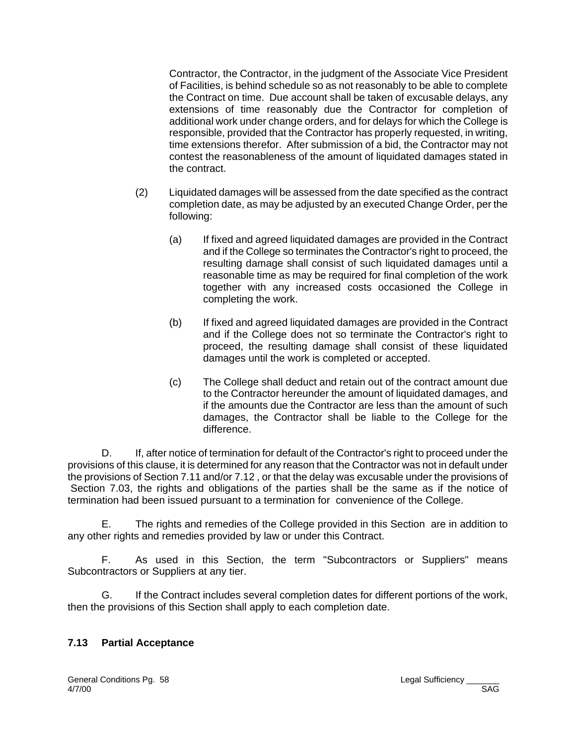Contractor, the Contractor, in the judgment of the Associate Vice President of Facilities, is behind schedule so as not reasonably to be able to complete the Contract on time. Due account shall be taken of excusable delays, any extensions of time reasonably due the Contractor for completion of additional work under change orders, and for delays for which the College is responsible, provided that the Contractor has properly requested, in writing, time extensions therefor. After submission of a bid, the Contractor may not contest the reasonableness of the amount of liquidated damages stated in the contract.

(2) Liquidated damages will be assessed from the date specified as the contract completion date, as may be adjusted by an executed Change Order, per the following:

(a) If fixed and agreed liquidated damages are provided in the Contract and if the College so terminates the Contractor's right to proceed, the resulting damage shall consist of such liquidated damages until a reasonable time as may be required for final completion of the work together with any increased costs occasioned the College in completing the work.

(b) If fixed and agreed liquidated damages are provided in the Contract and if the College does not so terminate the Contractor's right to proceed, the resulting damage shall consist of these liquidated damages until the work is completed or accepted.

(c) The College shall deduct and retain out of the contract amount due to the Contractor hereunder the amount of liquidated damages, and if the amounts due the Contractor are less than the amount of such damages, the Contractor shall be liable to the College for the difference.

D. If, after notice of termination for default of the Contractor's right to proceed under the provisions of this clause, it is determined for any reason that the Contractor was not in default under the provisions of Section 7.11 and/or 7.12 , or that the delay was excusable under the provisions of Section 7.03, the rights and obligations of the parties shall be the same as if the notice of termination had been issued pursuant to a termination for convenience of the College.

E. The rights and remedies of the College provided in this Section are in addition to any other rights and remedies provided by law or under this Contract.

F. As used in this Section, the term "Subcontractors or Suppliers" means Subcontractors or Suppliers at any tier.

G. If the Contract includes several completion dates for different portions of the work, then the provisions of this Section shall apply to each completion date.

### 7.13 Partial Acceptance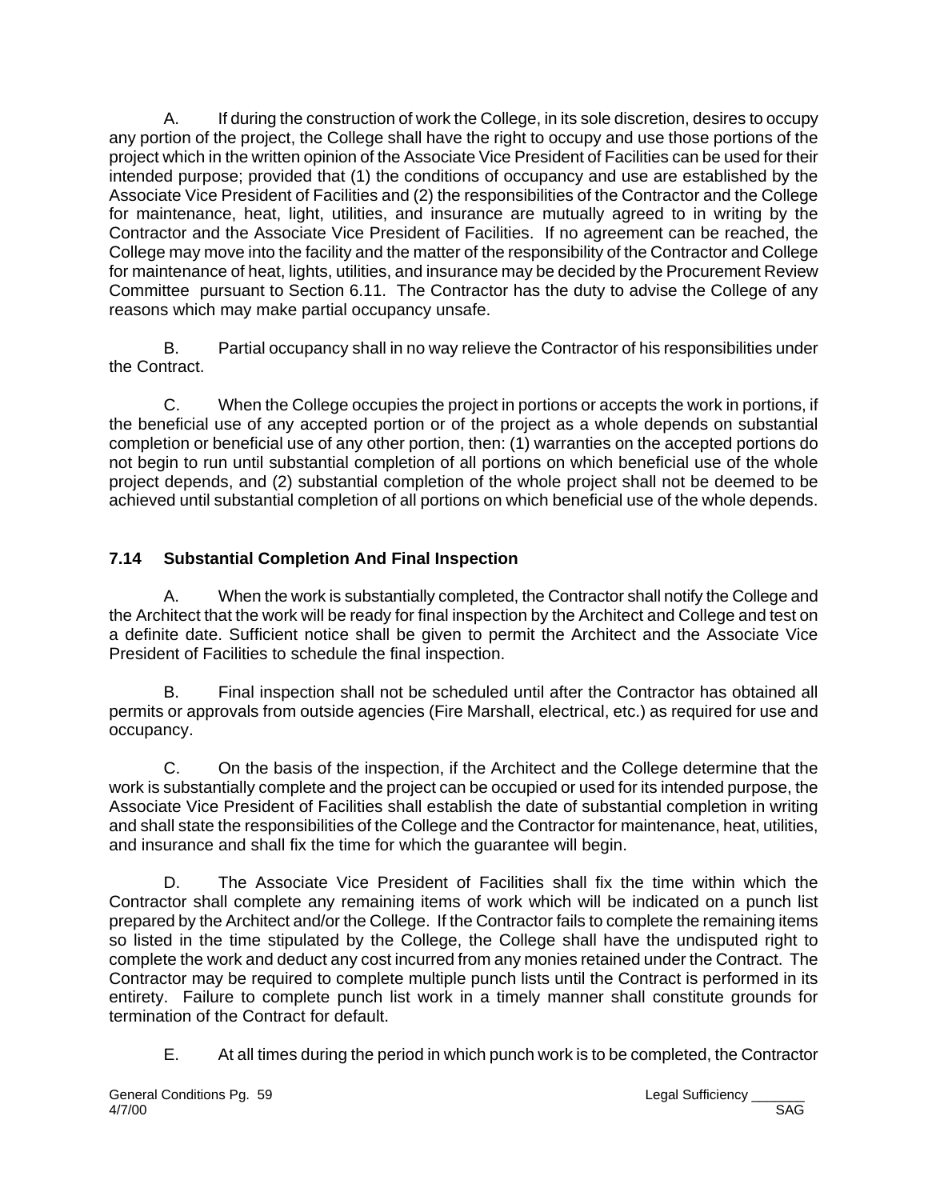A. If during the construction of work the College, in its sole discretion, desires to occupy any portion of the project, the College shall have the right to occupy and use those portions of the project which in the written opinion of the Associate Vice President of Facilities can be used for their intended purpose; provided that (1) the conditions of occupancy and use are established by the Associate Vice President of Facilities and (2) the responsibilities of the Contractor and the College for maintenance, heat, light, utilities, and insurance are mutually agreed to in writing by the Contractor and the Associate Vice President of Facilities. If no agreement can be reached, the College may move into the facility and the matter of the responsibility of the Contractor and College for maintenance of heat, lights, utilities, and insurance may be decided by the Procurement Review Committee pursuant to Section 6.11. The Contractor has the duty to advise the College of any reasons which may make partial occupancy unsafe.

B. Partial occupancy shall in no way relieve the Contractor of his responsibilities under the Contract.

C. When the College occupies the project in portions or accepts the work in portions, if the beneficial use of any accepted portion or of the project as a whole depends on substantial completion or beneficial use of any other portion, then: (1) warranties on the accepted portions do not begin to run until substantial completion of all portions on which beneficial use of the whole project depends, and (2) substantial completion of the whole project shall not be deemed to be achieved until substantial completion of all portions on which beneficial use of the whole depends.

### 7.14 Substantial Completion And Final Inspection

A. When the work is substantially completed, the Contractor shall notify the College and the Architect that the work will be ready for final inspection by the Architect and College and test on a definite date. Sufficient notice shall be given to permit the Architect and the Associate Vice President of Facilities to schedule the final inspection.

B. Final inspection shall not be scheduled until after the Contractor has obtained all permits or approvals from outside agencies (Fire Marshall, electrical, etc.) as required for use and occupancy.

C. On the basis of the inspection, if the Architect and the College determine that the work is substantially complete and the project can be occupied or used for its intended purpose, the Associate Vice President of Facilities shall establish the date of substantial completion in writing and shall state the responsibilities of the College and the Contractor for maintenance, heat, utilities, and insurance and shall fix the time for which the guarantee will begin.

D. The Associate Vice President of Facilities shall fix the time within which the Contractor shall complete any remaining items of work which will be indicated on a punch list prepared by the Architect and/or the College. If the Contractor fails to complete the remaining items so listed in the time stipulated by the College, the College shall have the undisputed right to complete the work and deduct any cost incurred from any monies retained under the Contract. The Contractor may be required to complete multiple punch lists until the Contract is performed in its entirety. Failure to complete punch list work in a timely manner shall constitute grounds for termination of the Contract for default.

E. At all times during the period in which punch work is to be completed, the Contractor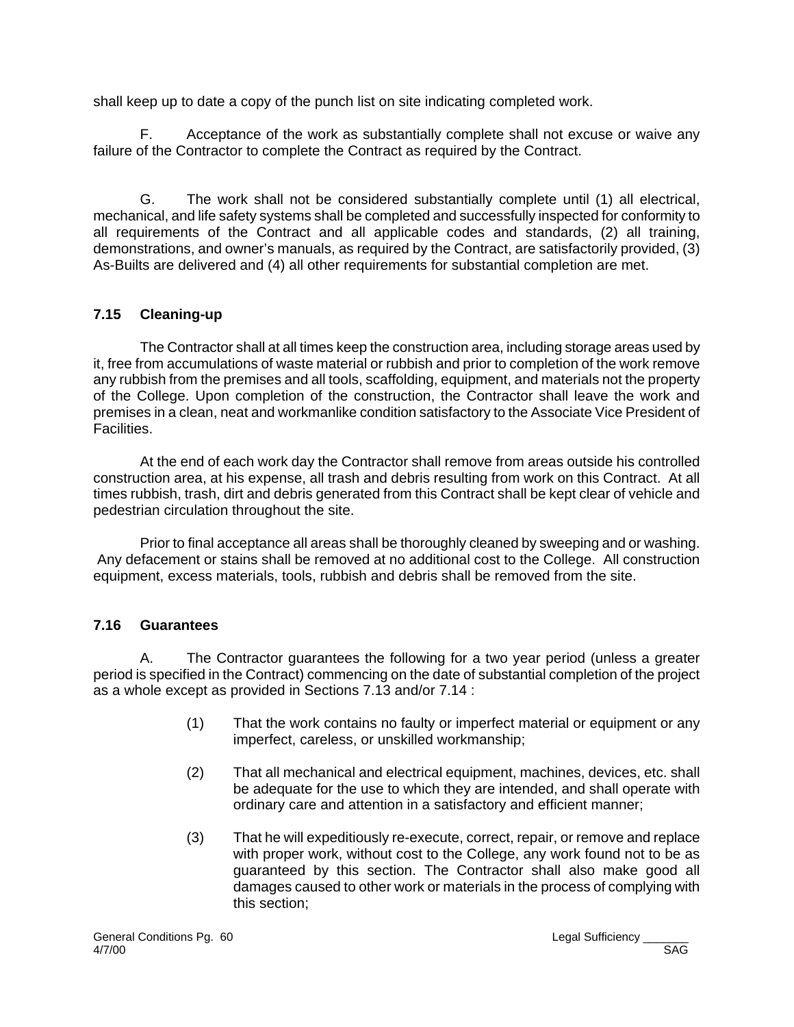shall keep up to date a copy of the punch list on site indicating completed work.

F. Acceptance of the work as substantially complete shall not excuse or waive any failure of the Contractor to complete the Contract as required by the Contract.

G. The work shall not be considered substantially complete until (1) all electrical, mechanical, and life safety systems shall be completed and successfully inspected for conformity to all requirements of the Contract and all applicable codes and standards, (2) all training, demonstrations, and owner's manuals, as required by the Contract, are satisfactorily provided, (3) As-Builts are delivered and (4) all other requirements for substantial completion are met.

### 7.15 Cleaning-up

The Contractor shall at all times keep the construction area, including storage areas used by it, free from accumulations of waste material or rubbish and prior to completion of the work remove any rubbish from the premises and all tools, scaffolding, equipment, and materials not the property of the College. Upon completion of the construction, the Contractor shall leave the work and premises in a clean, neat and workmanlike condition satisfactory to the Associate Vice President of Facilities.

At the end of each work day the Contractor shall remove from areas outside his controlled construction area, at his expense, all trash and debris resulting from work on this Contract. At all times rubbish, trash, dirt and debris generated from this Contract shall be kept clear of vehicle and pedestrian circulation throughout the site.

Prior to final acceptance all areas shall be thoroughly cleaned by sweeping and or washing. Any defacement or stains shall be removed at no additional cost to the College. All construction equipment, excess materials, tools, rubbish and debris shall be removed from the site.

### 7.16 Guarantees

A. The Contractor guarantees the following for a two year period (unless a greater period is specified in the Contract) commencing on the date of substantial completion of the project as a whole except as provided in Sections 7.13 and/or 7.14 :

(1) That the work contains no faulty or imperfect material or equipment or any imperfect, careless, or unskilled workmanship;

(2) That all mechanical and electrical equipment, machines, devices, etc. shall be adequate for the use to which they are intended, and shall operate with ordinary care and attention in a satisfactory and efficient manner;

(3) That he will expeditiously re-execute, correct, repair, or remove and replace with proper work, without cost to the College, any work found not to be as guaranteed by this section. The Contractor shall also make good all damages caused to other work or materials in the process of complying with this section;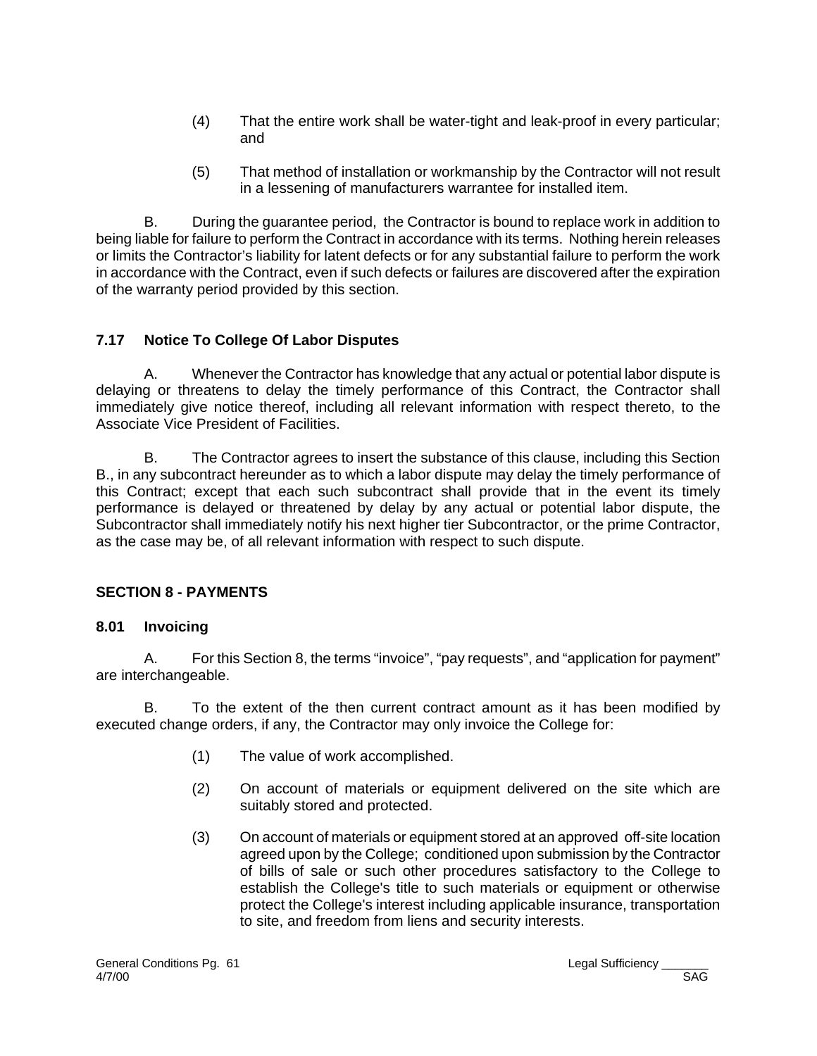(4) That the entire work shall be water-tight and leak-proof in every particular; and

(5) That method of installation or workmanship by the Contractor will not result in a lessening of manufacturers warrantee for installed item.

B. During the guarantee period, the Contractor is bound to replace work in addition to being liable for failure to perform the Contract in accordance with its terms. Nothing herein releases or limits the Contractor's liability for latent defects or for any substantial failure to perform the work in accordance with the Contract, even if such defects or failures are discovered after the expiration of the warranty period provided by this section.

### 7.17 Notice To College Of Labor Disputes

A. Whenever the Contractor has knowledge that any actual or potential labor dispute is delaying or threatens to delay the timely performance of this Contract, the Contractor shall immediately give notice thereof, including all relevant information with respect thereto, to the Associate Vice President of Facilities.

B. The Contractor agrees to insert the substance of this clause, including this Section B., in any subcontract hereunder as to which a labor dispute may delay the timely performance of this Contract; except that each such subcontract shall provide that in the event its timely performance is delayed or threatened by delay by any actual or potential labor dispute, the Subcontractor shall immediately notify his next higher tier Subcontractor, or the prime Contractor, as the case may be, of all relevant information with respect to such dispute.

## SECTION 8 - PAYMENTS

### 8.01 Invoicing

A. For this Section 8, the terms "invoice", "pay requests", and "application for payment" are interchangeable.

B. To the extent of the then current contract amount as it has been modified by executed change orders, if any, the Contractor may only invoice the College for:

(1) The value of work accomplished.

(2) On account of materials or equipment delivered on the site which are suitably stored and protected.

(3) On account of materials or equipment stored at an approved off-site location agreed upon by the College; conditioned upon submission by the Contractor of bills of sale or such other procedures satisfactory to the College to establish the College's title to such materials or equipment or otherwise protect the College's interest including applicable insurance, transportation to site, and freedom from liens and security interests.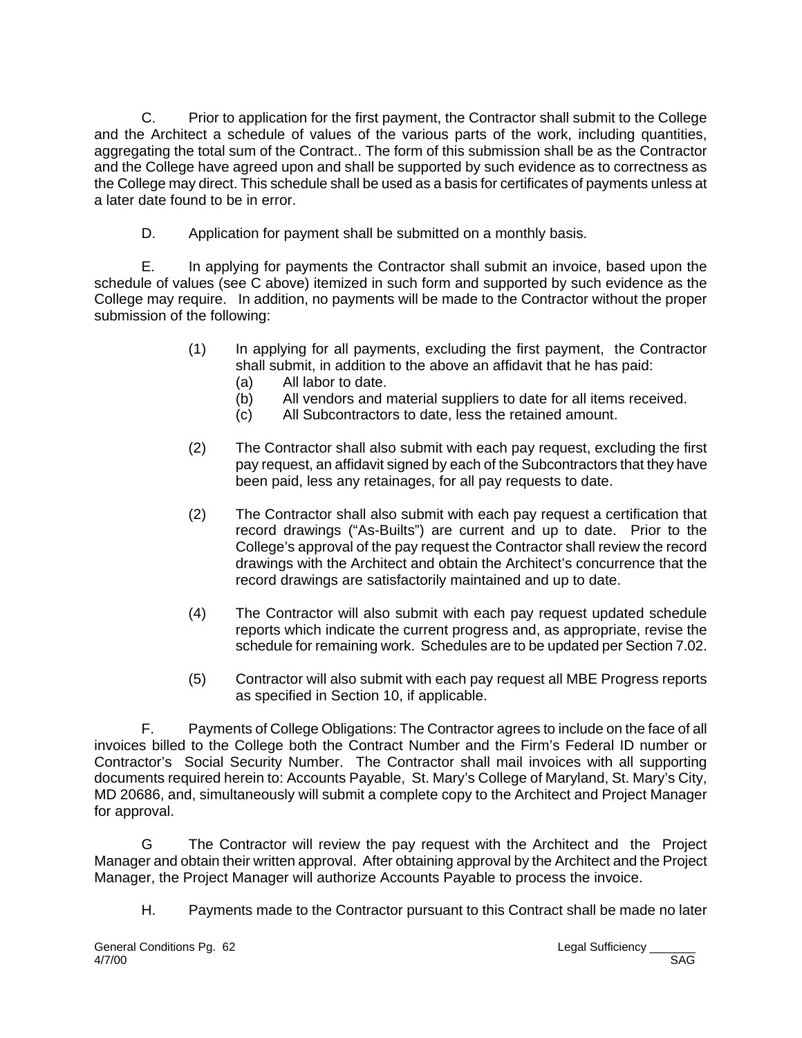C. Prior to application for the first payment, the Contractor shall submit to the College and the Architect a schedule of values of the various parts of the work, including quantities, aggregating the total sum of the Contract.. The form of this submission shall be as the Contractor and the College have agreed upon and shall be supported by such evidence as to correctness as the College may direct. This schedule shall be used as a basis for certificates of payments unless at a later date found to be in error.

D. Application for payment shall be submitted on a monthly basis.

E. In applying for payments the Contractor shall submit an invoice, based upon the schedule of values (see C above) itemized in such form and supported by such evidence as the College may require. In addition, no payments will be made to the Contractor without the proper submission of the following:

(1) In applying for all payments, excluding the first payment, the Contractor shall submit, in addition to the above an affidavit that he has paid:
 (a) All labor to date.
 (b) All vendors and material suppliers to date for all items received.
 (c) All Subcontractors to date, less the retained amount.

(2) The Contractor shall also submit with each pay request, excluding the first pay request, an affidavit signed by each of the Subcontractors that they have been paid, less any retainages, for all pay requests to date.

(2) The Contractor shall also submit with each pay request a certification that record drawings ("As-Builts") are current and up to date. Prior to the College's approval of the pay request the Contractor shall review the record drawings with the Architect and obtain the Architect's concurrence that the record drawings are satisfactorily maintained and up to date.

(4) The Contractor will also submit with each pay request updated schedule reports which indicate the current progress and, as appropriate, revise the schedule for remaining work. Schedules are to be updated per Section 7.02.

(5) Contractor will also submit with each pay request all MBE Progress reports as specified in Section 10, if applicable.

F. Payments of College Obligations: The Contractor agrees to include on the face of all invoices billed to the College both the Contract Number and the Firm's Federal ID number or Contractor's Social Security Number. The Contractor shall mail invoices with all supporting documents required herein to: Accounts Payable, St. Mary's College of Maryland, St. Mary's City, MD 20686, and, simultaneously will submit a complete copy to the Architect and Project Manager for approval.

G The Contractor will review the pay request with the Architect and the Project Manager and obtain their written approval. After obtaining approval by the Architect and the Project Manager, the Project Manager will authorize Accounts Payable to process the invoice.

H. Payments made to the Contractor pursuant to this Contract shall be made no later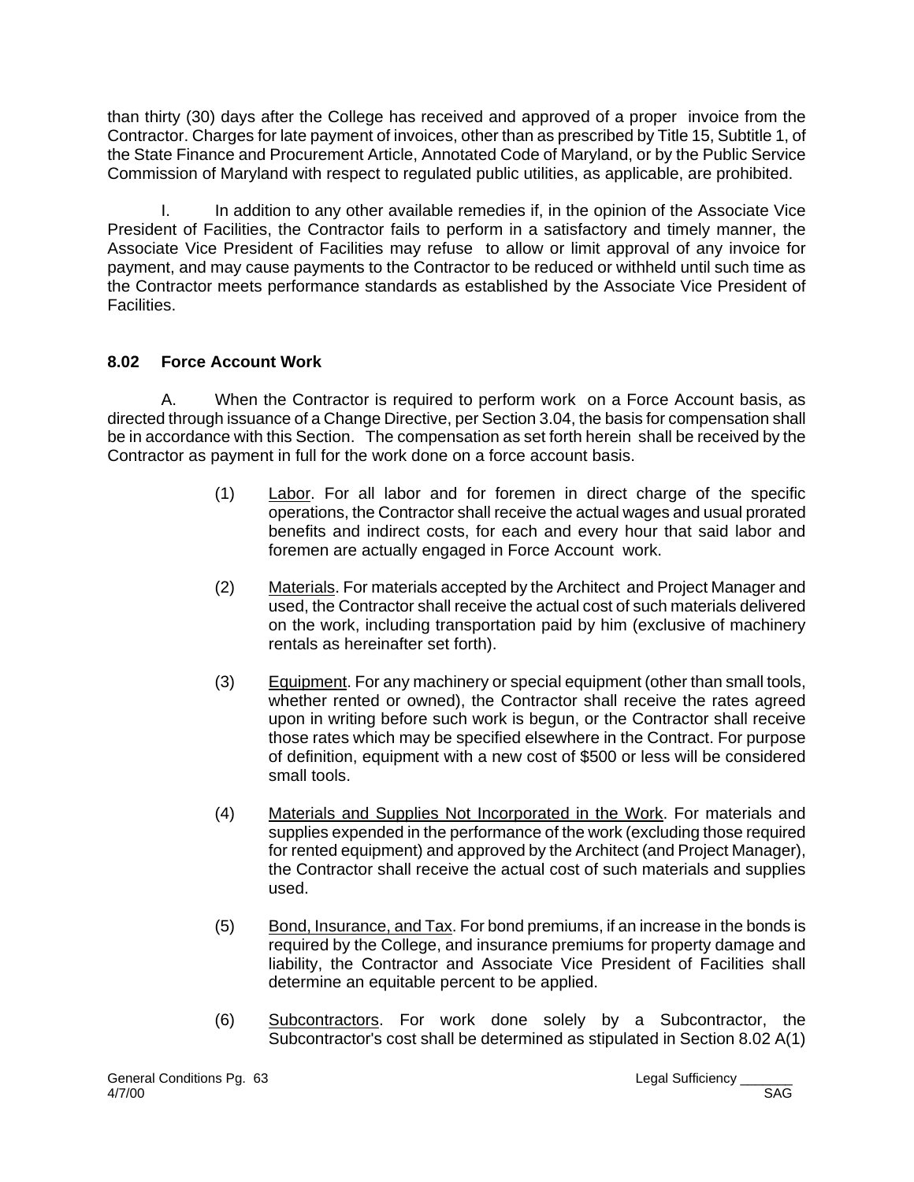than thirty (30) days after the College has received and approved of a proper invoice from the Contractor. Charges for late payment of invoices, other than as prescribed by Title 15, Subtitle 1, of the State Finance and Procurement Article, Annotated Code of Maryland, or by the Public Service Commission of Maryland with respect to regulated public utilities, as applicable, are prohibited.

I. In addition to any other available remedies if, in the opinion of the Associate Vice President of Facilities, the Contractor fails to perform in a satisfactory and timely manner, the Associate Vice President of Facilities may refuse to allow or limit approval of any invoice for payment, and may cause payments to the Contractor to be reduced or withheld until such time as the Contractor meets performance standards as established by the Associate Vice President of Facilities.

### 8.02 Force Account Work

A. When the Contractor is required to perform work on a Force Account basis, as directed through issuance of a Change Directive, per Section 3.04, the basis for compensation shall be in accordance with this Section. The compensation as set forth herein shall be received by the Contractor as payment in full for the work done on a force account basis.

(1) Labor. For all labor and for foremen in direct charge of the specific operations, the Contractor shall receive the actual wages and usual prorated benefits and indirect costs, for each and every hour that said labor and foremen are actually engaged in Force Account work.

(2) Materials. For materials accepted by the Architect and Project Manager and used, the Contractor shall receive the actual cost of such materials delivered on the work, including transportation paid by him (exclusive of machinery rentals as hereinafter set forth).

(3) Equipment. For any machinery or special equipment (other than small tools, whether rented or owned), the Contractor shall receive the rates agreed upon in writing before such work is begun, or the Contractor shall receive those rates which may be specified elsewhere in the Contract. For purpose of definition, equipment with a new cost of $500 or less will be considered small tools.

(4) Materials and Supplies Not Incorporated in the Work. For materials and supplies expended in the performance of the work (excluding those required for rented equipment) and approved by the Architect (and Project Manager), the Contractor shall receive the actual cost of such materials and supplies used.

(5) Bond, Insurance, and Tax. For bond premiums, if an increase in the bonds is required by the College, and insurance premiums for property damage and liability, the Contractor and Associate Vice President of Facilities shall determine an equitable percent to be applied.

(6) Subcontractors. For work done solely by a Subcontractor, the Subcontractor's cost shall be determined as stipulated in Section 8.02 A(1)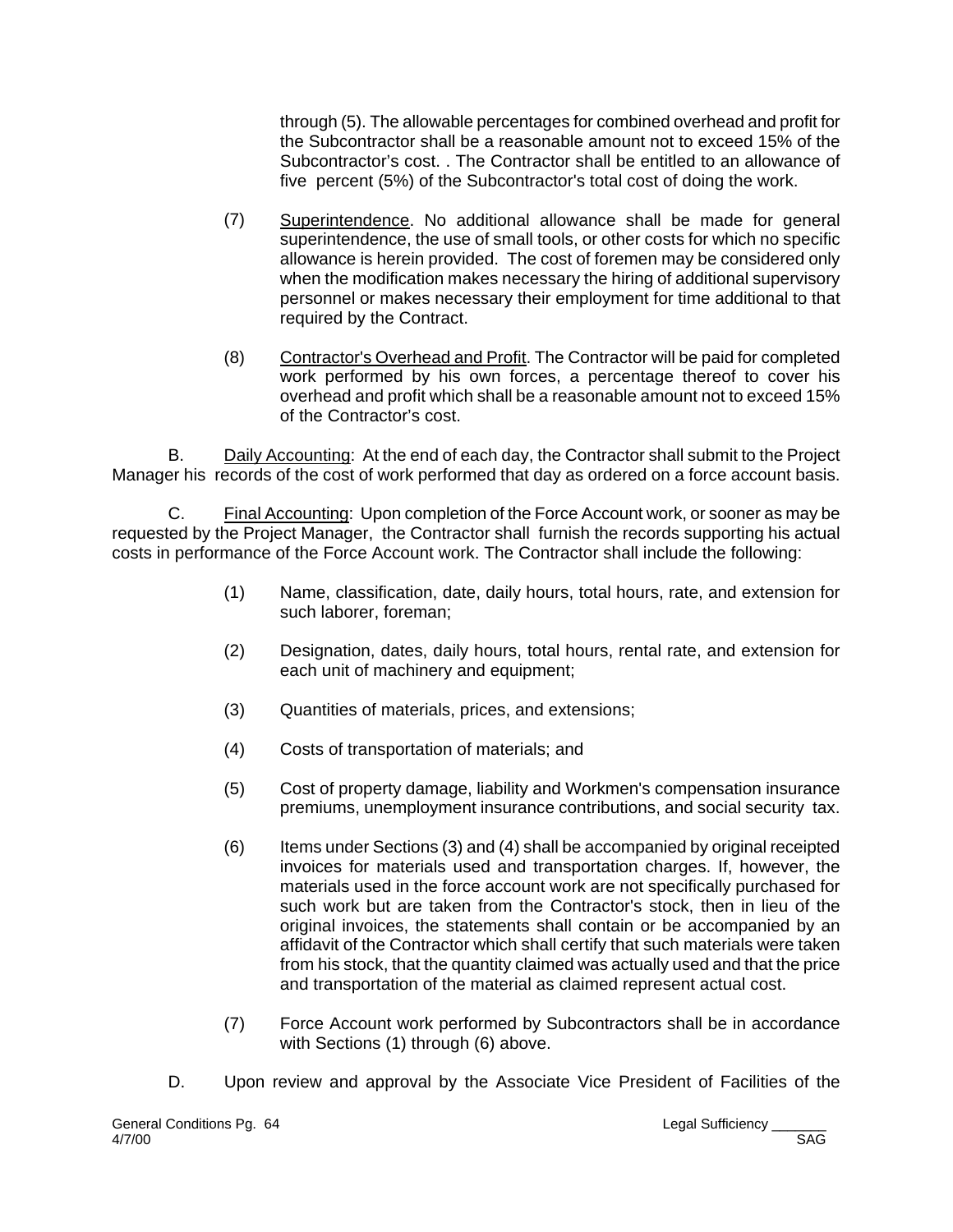through (5). The allowable percentages for combined overhead and profit for the Subcontractor shall be a reasonable amount not to exceed 15% of the Subcontractor's cost. . The Contractor shall be entitled to an allowance of five percent (5%) of the Subcontractor's total cost of doing the work.

(7) Superintendence. No additional allowance shall be made for general superintendence, the use of small tools, or other costs for which no specific allowance is herein provided. The cost of foremen may be considered only when the modification makes necessary the hiring of additional supervisory personnel or makes necessary their employment for time additional to that required by the Contract.

(8) Contractor's Overhead and Profit. The Contractor will be paid for completed work performed by his own forces, a percentage thereof to cover his overhead and profit which shall be a reasonable amount not to exceed 15% of the Contractor's cost.

B. Daily Accounting: At the end of each day, the Contractor shall submit to the Project Manager his records of the cost of work performed that day as ordered on a force account basis.

C. Final Accounting: Upon completion of the Force Account work, or sooner as may be requested by the Project Manager, the Contractor shall furnish the records supporting his actual costs in performance of the Force Account work. The Contractor shall include the following:

(1) Name, classification, date, daily hours, total hours, rate, and extension for such laborer, foreman;

(2) Designation, dates, daily hours, total hours, rental rate, and extension for each unit of machinery and equipment;

(3) Quantities of materials, prices, and extensions;

(4) Costs of transportation of materials; and

(5) Cost of property damage, liability and Workmen's compensation insurance premiums, unemployment insurance contributions, and social security tax.

(6) Items under Sections (3) and (4) shall be accompanied by original receipted invoices for materials used and transportation charges. If, however, the materials used in the force account work are not specifically purchased for such work but are taken from the Contractor's stock, then in lieu of the original invoices, the statements shall contain or be accompanied by an affidavit of the Contractor which shall certify that such materials were taken from his stock, that the quantity claimed was actually used and that the price and transportation of the material as claimed represent actual cost.

(7) Force Account work performed by Subcontractors shall be in accordance with Sections (1) through (6) above.

D. Upon review and approval by the Associate Vice President of Facilities of the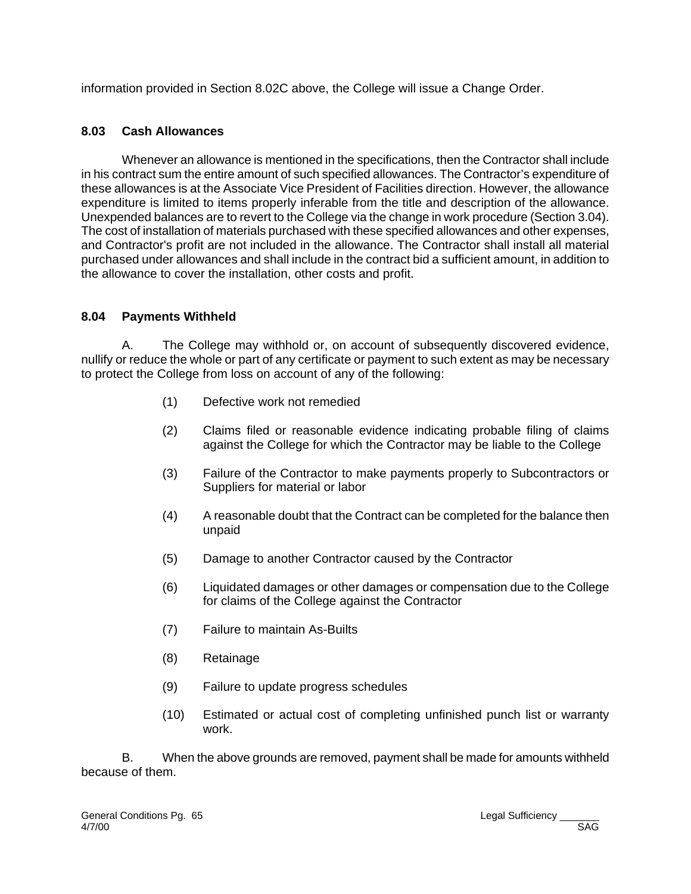information provided in Section 8.02C above, the College will issue a Change Order.

### 8.03 Cash Allowances

Whenever an allowance is mentioned in the specifications, then the Contractor shall include in his contract sum the entire amount of such specified allowances. The Contractor's expenditure of these allowances is at the Associate Vice President of Facilities direction. However, the allowance expenditure is limited to items properly inferable from the title and description of the allowance. Unexpended balances are to revert to the College via the change in work procedure (Section 3.04). The cost of installation of materials purchased with these specified allowances and other expenses, and Contractor's profit are not included in the allowance. The Contractor shall install all material purchased under allowances and shall include in the contract bid a sufficient amount, in addition to the allowance to cover the installation, other costs and profit.

### 8.04 Payments Withheld

A. The College may withhold or, on account of subsequently discovered evidence, nullify or reduce the whole or part of any certificate or payment to such extent as may be necessary to protect the College from loss on account of any of the following:

(1) Defective work not remedied

(2) Claims filed or reasonable evidence indicating probable filing of claims against the College for which the Contractor may be liable to the College

(3) Failure of the Contractor to make payments properly to Subcontractors or Suppliers for material or labor

(4) A reasonable doubt that the Contract can be completed for the balance then unpaid

(5) Damage to another Contractor caused by the Contractor

(6) Liquidated damages or other damages or compensation due to the College for claims of the College against the Contractor

(7) Failure to maintain As-Builts

(8) Retainage

(9) Failure to update progress schedules

(10) Estimated or actual cost of completing unfinished punch list or warranty work.

B. When the above grounds are removed, payment shall be made for amounts withheld because of them.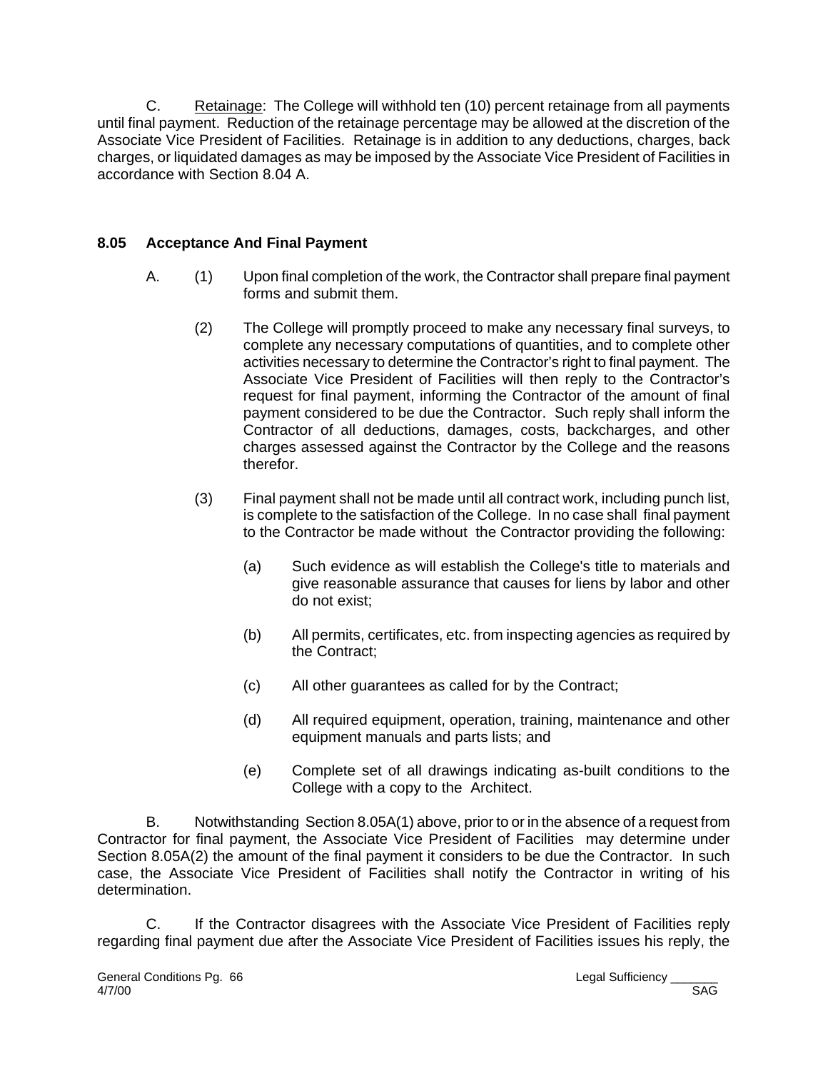C. Retainage: The College will withhold ten (10) percent retainage from all payments until final payment. Reduction of the retainage percentage may be allowed at the discretion of the Associate Vice President of Facilities. Retainage is in addition to any deductions, charges, back charges, or liquidated damages as may be imposed by the Associate Vice President of Facilities in accordance with Section 8.04 A.

## 8.05 Acceptance And Final Payment

A. (1) Upon final completion of the work, the Contractor shall prepare final payment forms and submit them.

(2) The College will promptly proceed to make any necessary final surveys, to complete any necessary computations of quantities, and to complete other activities necessary to determine the Contractor's right to final payment. The Associate Vice President of Facilities will then reply to the Contractor's request for final payment, informing the Contractor of the amount of final payment considered to be due the Contractor. Such reply shall inform the Contractor of all deductions, damages, costs, backcharges, and other charges assessed against the Contractor by the College and the reasons therefor.

(3) Final payment shall not be made until all contract work, including punch list, is complete to the satisfaction of the College. In no case shall final payment to the Contractor be made without the Contractor providing the following:

(a) Such evidence as will establish the College's title to materials and give reasonable assurance that causes for liens by labor and other do not exist;

(b) All permits, certificates, etc. from inspecting agencies as required by the Contract;

(c) All other guarantees as called for by the Contract;

(d) All required equipment, operation, training, maintenance and other equipment manuals and parts lists; and

(e) Complete set of all drawings indicating as-built conditions to the College with a copy to the Architect.

B. Notwithstanding Section 8.05A(1) above, prior to or in the absence of a request from Contractor for final payment, the Associate Vice President of Facilities may determine under Section 8.05A(2) the amount of the final payment it considers to be due the Contractor. In such case, the Associate Vice President of Facilities shall notify the Contractor in writing of his determination.

C. If the Contractor disagrees with the Associate Vice President of Facilities reply regarding final payment due after the Associate Vice President of Facilities issues his reply, the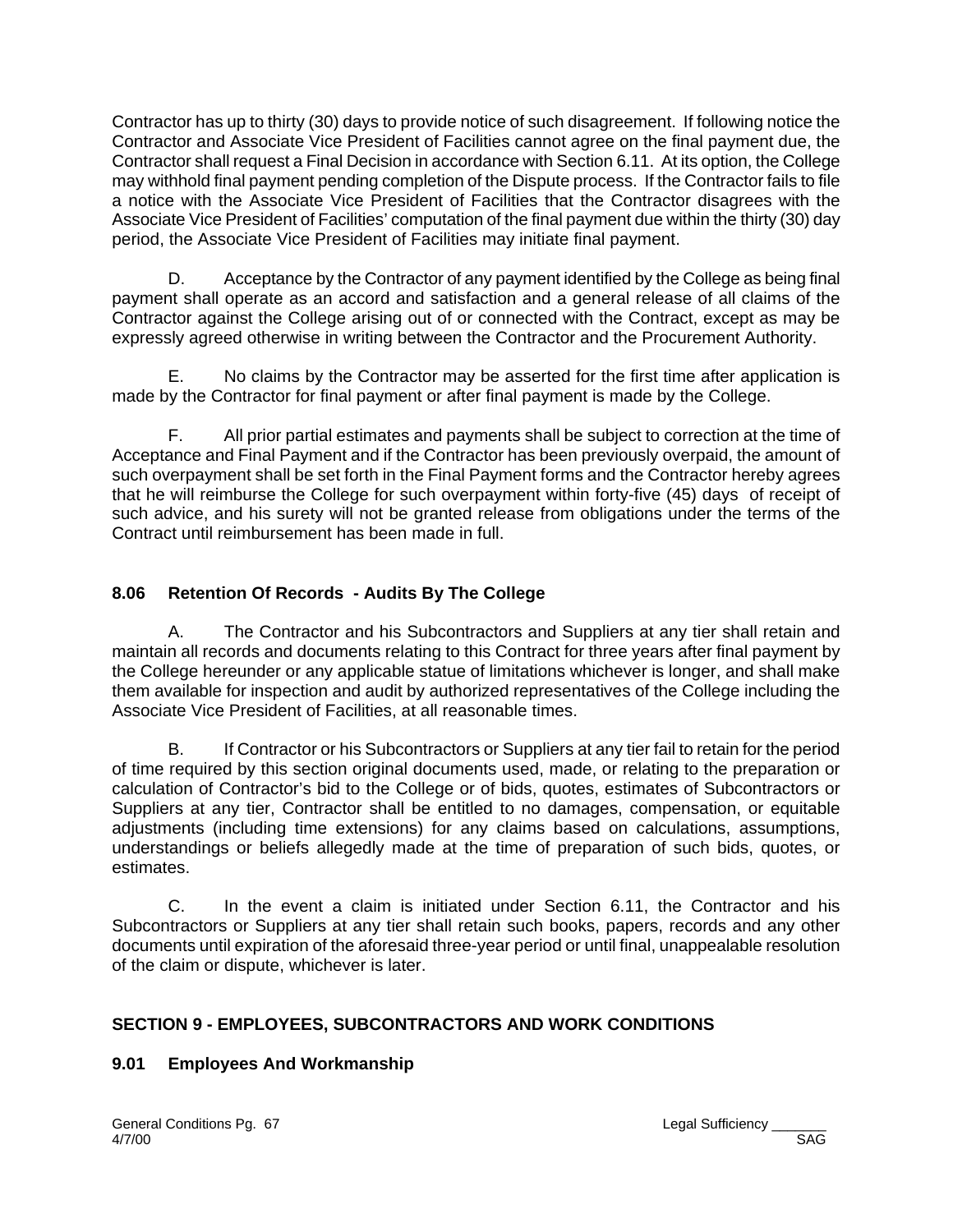Contractor has up to thirty (30) days to provide notice of such disagreement. If following notice the Contractor and Associate Vice President of Facilities cannot agree on the final payment due, the Contractor shall request a Final Decision in accordance with Section 6.11. At its option, the College may withhold final payment pending completion of the Dispute process. If the Contractor fails to file a notice with the Associate Vice President of Facilities that the Contractor disagrees with the Associate Vice President of Facilities' computation of the final payment due within the thirty (30) day period, the Associate Vice President of Facilities may initiate final payment.

D. Acceptance by the Contractor of any payment identified by the College as being final payment shall operate as an accord and satisfaction and a general release of all claims of the Contractor against the College arising out of or connected with the Contract, except as may be expressly agreed otherwise in writing between the Contractor and the Procurement Authority.

E. No claims by the Contractor may be asserted for the first time after application is made by the Contractor for final payment or after final payment is made by the College.

F. All prior partial estimates and payments shall be subject to correction at the time of Acceptance and Final Payment and if the Contractor has been previously overpaid, the amount of such overpayment shall be set forth in the Final Payment forms and the Contractor hereby agrees that he will reimburse the College for such overpayment within forty-five (45) days of receipt of such advice, and his surety will not be granted release from obligations under the terms of the Contract until reimbursement has been made in full.

### 8.06 Retention Of Records - Audits By The College

A. The Contractor and his Subcontractors and Suppliers at any tier shall retain and maintain all records and documents relating to this Contract for three years after final payment by the College hereunder or any applicable statue of limitations whichever is longer, and shall make them available for inspection and audit by authorized representatives of the College including the Associate Vice President of Facilities, at all reasonable times.

B. If Contractor or his Subcontractors or Suppliers at any tier fail to retain for the period of time required by this section original documents used, made, or relating to the preparation or calculation of Contractor's bid to the College or of bids, quotes, estimates of Subcontractors or Suppliers at any tier, Contractor shall be entitled to no damages, compensation, or equitable adjustments (including time extensions) for any claims based on calculations, assumptions, understandings or beliefs allegedly made at the time of preparation of such bids, quotes, or estimates.

C. In the event a claim is initiated under Section 6.11, the Contractor and his Subcontractors or Suppliers at any tier shall retain such books, papers, records and any other documents until expiration of the aforesaid three-year period or until final, unappealable resolution of the claim or dispute, whichever is later.

## SECTION 9 - EMPLOYEES, SUBCONTRACTORS AND WORK CONDITIONS

### 9.01 Employees And Workmanship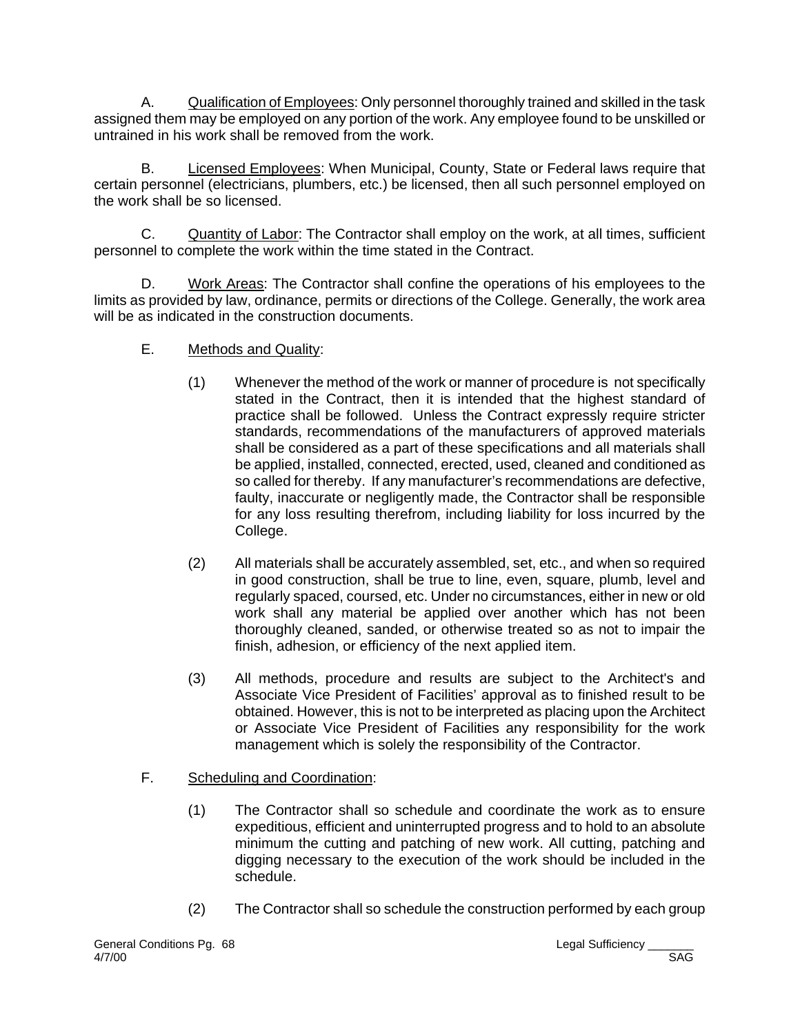A. Qualification of Employees: Only personnel thoroughly trained and skilled in the task assigned them may be employed on any portion of the work. Any employee found to be unskilled or untrained in his work shall be removed from the work.

B. Licensed Employees: When Municipal, County, State or Federal laws require that certain personnel (electricians, plumbers, etc.) be licensed, then all such personnel employed on the work shall be so licensed.

C. Quantity of Labor: The Contractor shall employ on the work, at all times, sufficient personnel to complete the work within the time stated in the Contract.

D. Work Areas: The Contractor shall confine the operations of his employees to the limits as provided by law, ordinance, permits or directions of the College. Generally, the work area will be as indicated in the construction documents.

E. Methods and Quality:

(1) Whenever the method of the work or manner of procedure is not specifically stated in the Contract, then it is intended that the highest standard of practice shall be followed. Unless the Contract expressly require stricter standards, recommendations of the manufacturers of approved materials shall be considered as a part of these specifications and all materials shall be applied, installed, connected, erected, used, cleaned and conditioned as so called for thereby. If any manufacturer's recommendations are defective, faulty, inaccurate or negligently made, the Contractor shall be responsible for any loss resulting therefrom, including liability for loss incurred by the College.

(2) All materials shall be accurately assembled, set, etc., and when so required in good construction, shall be true to line, even, square, plumb, level and regularly spaced, coursed, etc. Under no circumstances, either in new or old work shall any material be applied over another which has not been thoroughly cleaned, sanded, or otherwise treated so as not to impair the finish, adhesion, or efficiency of the next applied item.

(3) All methods, procedure and results are subject to the Architect's and Associate Vice President of Facilities' approval as to finished result to be obtained. However, this is not to be interpreted as placing upon the Architect or Associate Vice President of Facilities any responsibility for the work management which is solely the responsibility of the Contractor.

F. Scheduling and Coordination:

(1) The Contractor shall so schedule and coordinate the work as to ensure expeditious, efficient and uninterrupted progress and to hold to an absolute minimum the cutting and patching of new work. All cutting, patching and digging necessary to the execution of the work should be included in the schedule.

(2) The Contractor shall so schedule the construction performed by each group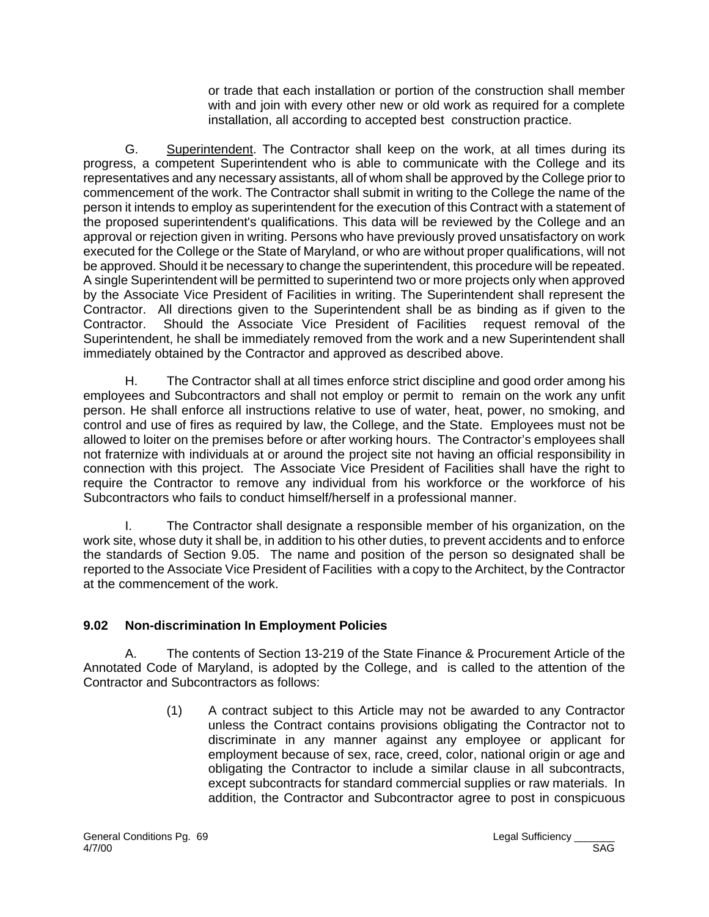or trade that each installation or portion of the construction shall member with and join with every other new or old work as required for a complete installation, all according to accepted best construction practice.

G. Superintendent. The Contractor shall keep on the work, at all times during its progress, a competent Superintendent who is able to communicate with the College and its representatives and any necessary assistants, all of whom shall be approved by the College prior to commencement of the work. The Contractor shall submit in writing to the College the name of the person it intends to employ as superintendent for the execution of this Contract with a statement of the proposed superintendent's qualifications. This data will be reviewed by the College and an approval or rejection given in writing. Persons who have previously proved unsatisfactory on work executed for the College or the State of Maryland, or who are without proper qualifications, will not be approved. Should it be necessary to change the superintendent, this procedure will be repeated. A single Superintendent will be permitted to superintend two or more projects only when approved by the Associate Vice President of Facilities in writing. The Superintendent shall represent the Contractor. All directions given to the Superintendent shall be as binding as if given to the Contractor. Should the Associate Vice President of Facilities request removal of the Superintendent, he shall be immediately removed from the work and a new Superintendent shall immediately obtained by the Contractor and approved as described above.

H. The Contractor shall at all times enforce strict discipline and good order among his employees and Subcontractors and shall not employ or permit to remain on the work any unfit person. He shall enforce all instructions relative to use of water, heat, power, no smoking, and control and use of fires as required by law, the College, and the State. Employees must not be allowed to loiter on the premises before or after working hours. The Contractor's employees shall not fraternize with individuals at or around the project site not having an official responsibility in connection with this project. The Associate Vice President of Facilities shall have the right to require the Contractor to remove any individual from his workforce or the workforce of his Subcontractors who fails to conduct himself/herself in a professional manner.

I. The Contractor shall designate a responsible member of his organization, on the work site, whose duty it shall be, in addition to his other duties, to prevent accidents and to enforce the standards of Section 9.05. The name and position of the person so designated shall be reported to the Associate Vice President of Facilities with a copy to the Architect, by the Contractor at the commencement of the work.

### 9.02 Non-discrimination In Employment Policies

A. The contents of Section 13-219 of the State Finance & Procurement Article of the Annotated Code of Maryland, is adopted by the College, and is called to the attention of the Contractor and Subcontractors as follows:

(1) A contract subject to this Article may not be awarded to any Contractor unless the Contract contains provisions obligating the Contractor not to discriminate in any manner against any employee or applicant for employment because of sex, race, creed, color, national origin or age and obligating the Contractor to include a similar clause in all subcontracts, except subcontracts for standard commercial supplies or raw materials. In addition, the Contractor and Subcontractor agree to post in conspicuous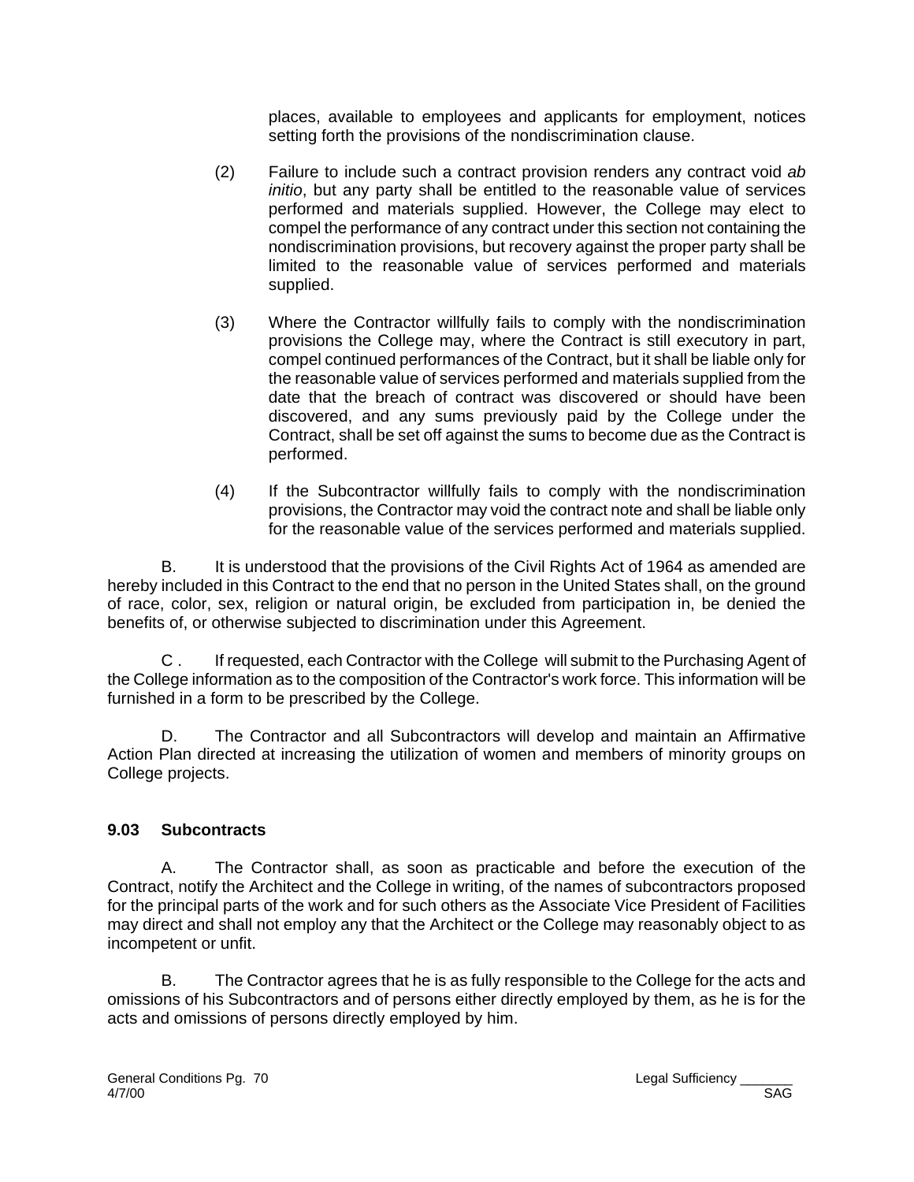places, available to employees and applicants for employment, notices setting forth the provisions of the nondiscrimination clause.

(2) Failure to include such a contract provision renders any contract void *ab initio*, but any party shall be entitled to the reasonable value of services performed and materials supplied. However, the College may elect to compel the performance of any contract under this section not containing the nondiscrimination provisions, but recovery against the proper party shall be limited to the reasonable value of services performed and materials supplied.

(3) Where the Contractor willfully fails to comply with the nondiscrimination provisions the College may, where the Contract is still executory in part, compel continued performances of the Contract, but it shall be liable only for the reasonable value of services performed and materials supplied from the date that the breach of contract was discovered or should have been discovered, and any sums previously paid by the College under the Contract, shall be set off against the sums to become due as the Contract is performed.

(4) If the Subcontractor willfully fails to comply with the nondiscrimination provisions, the Contractor may void the contract note and shall be liable only for the reasonable value of the services performed and materials supplied.

B. It is understood that the provisions of the Civil Rights Act of 1964 as amended are hereby included in this Contract to the end that no person in the United States shall, on the ground of race, color, sex, religion or natural origin, be excluded from participation in, be denied the benefits of, or otherwise subjected to discrimination under this Agreement.

C . If requested, each Contractor with the College will submit to the Purchasing Agent of the College information as to the composition of the Contractor's work force. This information will be furnished in a form to be prescribed by the College.

D. The Contractor and all Subcontractors will develop and maintain an Affirmative Action Plan directed at increasing the utilization of women and members of minority groups on College projects.

**9.03 Subcontracts**

A. The Contractor shall, as soon as practicable and before the execution of the Contract, notify the Architect and the College in writing, of the names of subcontractors proposed for the principal parts of the work and for such others as the Associate Vice President of Facilities may direct and shall not employ any that the Architect or the College may reasonably object to as incompetent or unfit.

B. The Contractor agrees that he is as fully responsible to the College for the acts and omissions of his Subcontractors and of persons either directly employed by them, as he is for the acts and omissions of persons directly employed by him.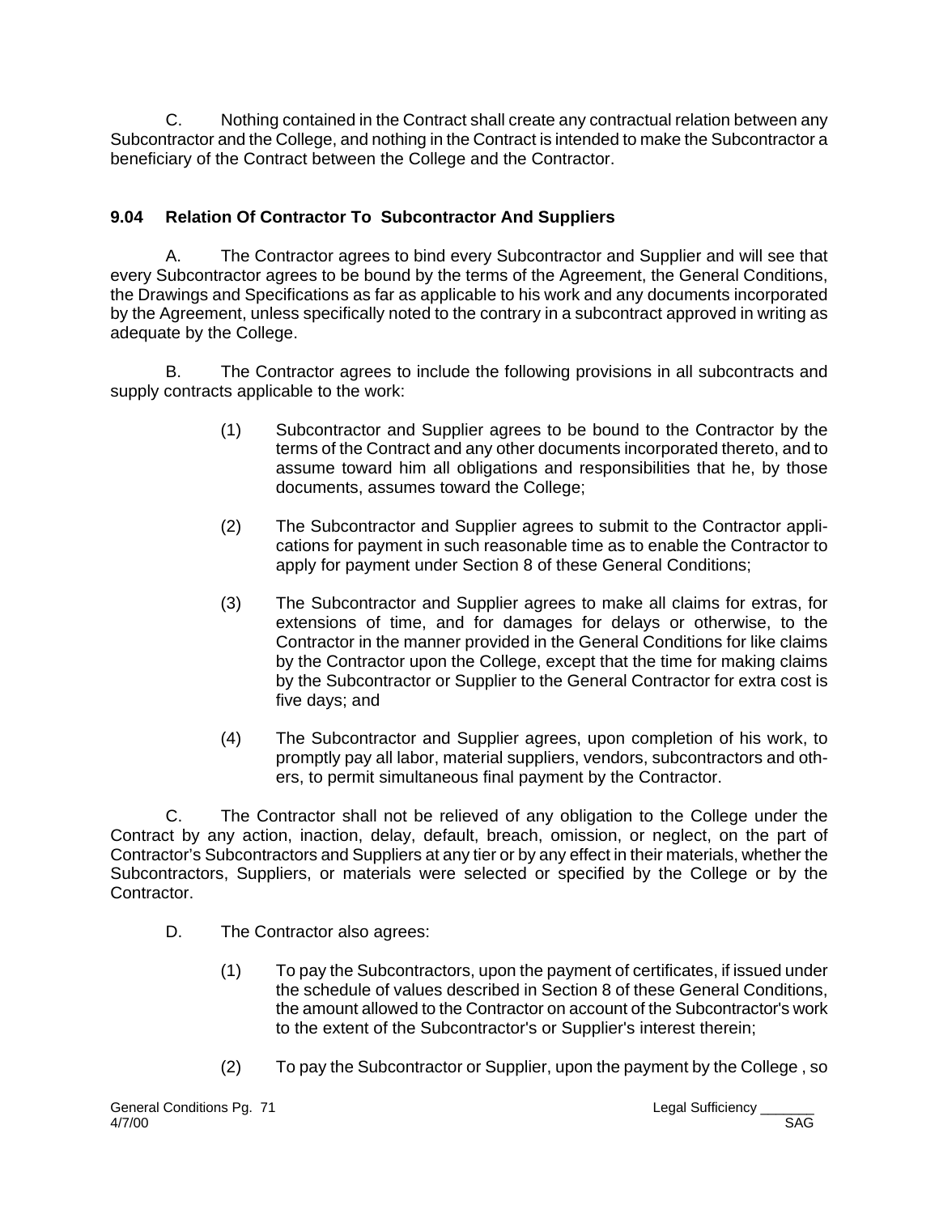C. Nothing contained in the Contract shall create any contractual relation between any Subcontractor and the College, and nothing in the Contract is intended to make the Subcontractor a beneficiary of the Contract between the College and the Contractor.

### 9.04 Relation Of Contractor To Subcontractor And Suppliers

A. The Contractor agrees to bind every Subcontractor and Supplier and will see that every Subcontractor agrees to be bound by the terms of the Agreement, the General Conditions, the Drawings and Specifications as far as applicable to his work and any documents incorporated by the Agreement, unless specifically noted to the contrary in a subcontract approved in writing as adequate by the College.

B. The Contractor agrees to include the following provisions in all subcontracts and supply contracts applicable to the work:

(1) Subcontractor and Supplier agrees to be bound to the Contractor by the terms of the Contract and any other documents incorporated thereto, and to assume toward him all obligations and responsibilities that he, by those documents, assumes toward the College;

(2) The Subcontractor and Supplier agrees to submit to the Contractor applications for payment in such reasonable time as to enable the Contractor to apply for payment under Section 8 of these General Conditions;

(3) The Subcontractor and Supplier agrees to make all claims for extras, for extensions of time, and for damages for delays or otherwise, to the Contractor in the manner provided in the General Conditions for like claims by the Contractor upon the College, except that the time for making claims by the Subcontractor or Supplier to the General Contractor for extra cost is five days; and

(4) The Subcontractor and Supplier agrees, upon completion of his work, to promptly pay all labor, material suppliers, vendors, subcontractors and others, to permit simultaneous final payment by the Contractor.

C. The Contractor shall not be relieved of any obligation to the College under the Contract by any action, inaction, delay, default, breach, omission, or neglect, on the part of Contractor's Subcontractors and Suppliers at any tier or by any effect in their materials, whether the Subcontractors, Suppliers, or materials were selected or specified by the College or by the Contractor.

D. The Contractor also agrees:

(1) To pay the Subcontractors, upon the payment of certificates, if issued under the schedule of values described in Section 8 of these General Conditions, the amount allowed to the Contractor on account of the Subcontractor's work to the extent of the Subcontractor's or Supplier's interest therein;

(2) To pay the Subcontractor or Supplier, upon the payment by the College , so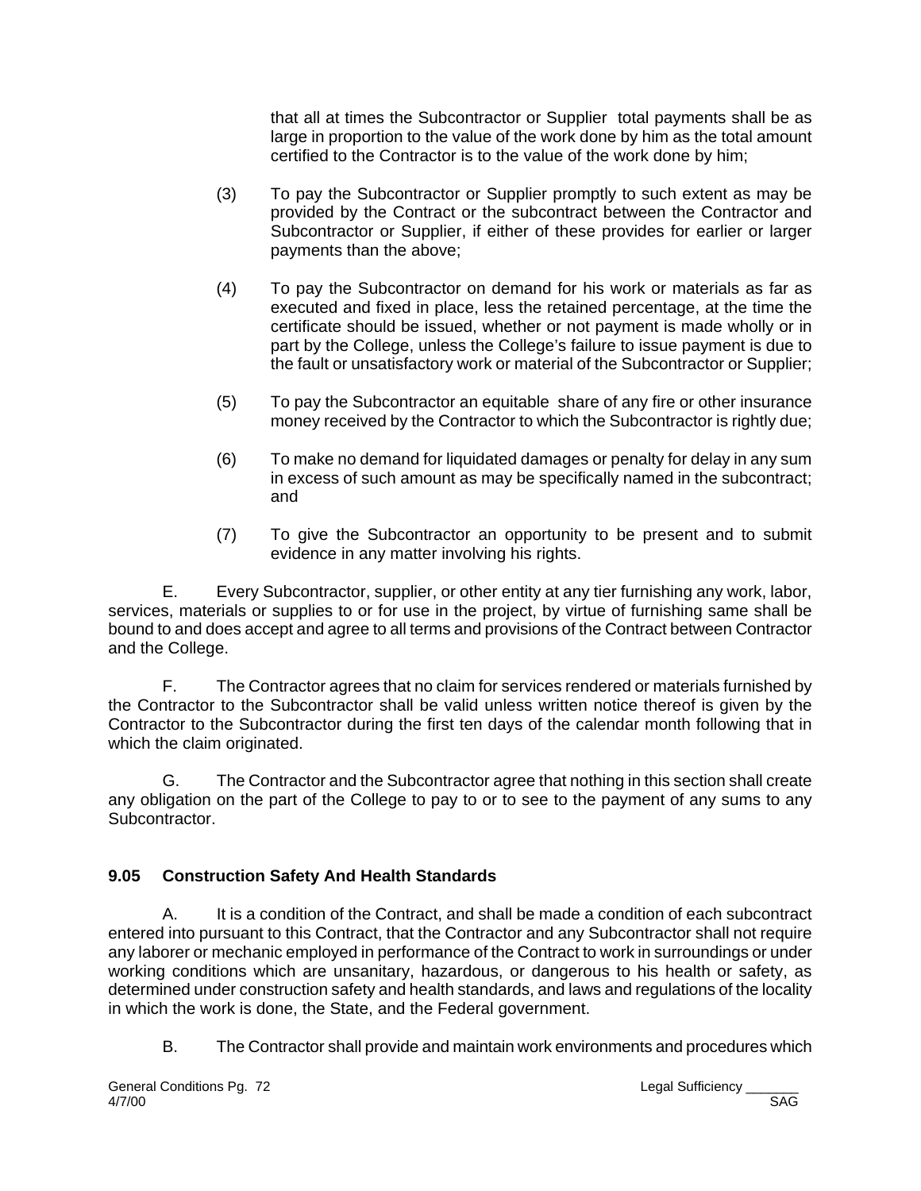that all at times the Subcontractor or Supplier total payments shall be as large in proportion to the value of the work done by him as the total amount certified to the Contractor is to the value of the work done by him;

(3) To pay the Subcontractor or Supplier promptly to such extent as may be provided by the Contract or the subcontract between the Contractor and Subcontractor or Supplier, if either of these provides for earlier or larger payments than the above;

(4) To pay the Subcontractor on demand for his work or materials as far as executed and fixed in place, less the retained percentage, at the time the certificate should be issued, whether or not payment is made wholly or in part by the College, unless the College's failure to issue payment is due to the fault or unsatisfactory work or material of the Subcontractor or Supplier;

(5) To pay the Subcontractor an equitable share of any fire or other insurance money received by the Contractor to which the Subcontractor is rightly due;

(6) To make no demand for liquidated damages or penalty for delay in any sum in excess of such amount as may be specifically named in the subcontract; and

(7) To give the Subcontractor an opportunity to be present and to submit evidence in any matter involving his rights.

E. Every Subcontractor, supplier, or other entity at any tier furnishing any work, labor, services, materials or supplies to or for use in the project, by virtue of furnishing same shall be bound to and does accept and agree to all terms and provisions of the Contract between Contractor and the College.

F. The Contractor agrees that no claim for services rendered or materials furnished by the Contractor to the Subcontractor shall be valid unless written notice thereof is given by the Contractor to the Subcontractor during the first ten days of the calendar month following that in which the claim originated.

G. The Contractor and the Subcontractor agree that nothing in this section shall create any obligation on the part of the College to pay to or to see to the payment of any sums to any Subcontractor.

### 9.05 Construction Safety And Health Standards

A. It is a condition of the Contract, and shall be made a condition of each subcontract entered into pursuant to this Contract, that the Contractor and any Subcontractor shall not require any laborer or mechanic employed in performance of the Contract to work in surroundings or under working conditions which are unsanitary, hazardous, or dangerous to his health or safety, as determined under construction safety and health standards, and laws and regulations of the locality in which the work is done, the State, and the Federal government.

B. The Contractor shall provide and maintain work environments and procedures which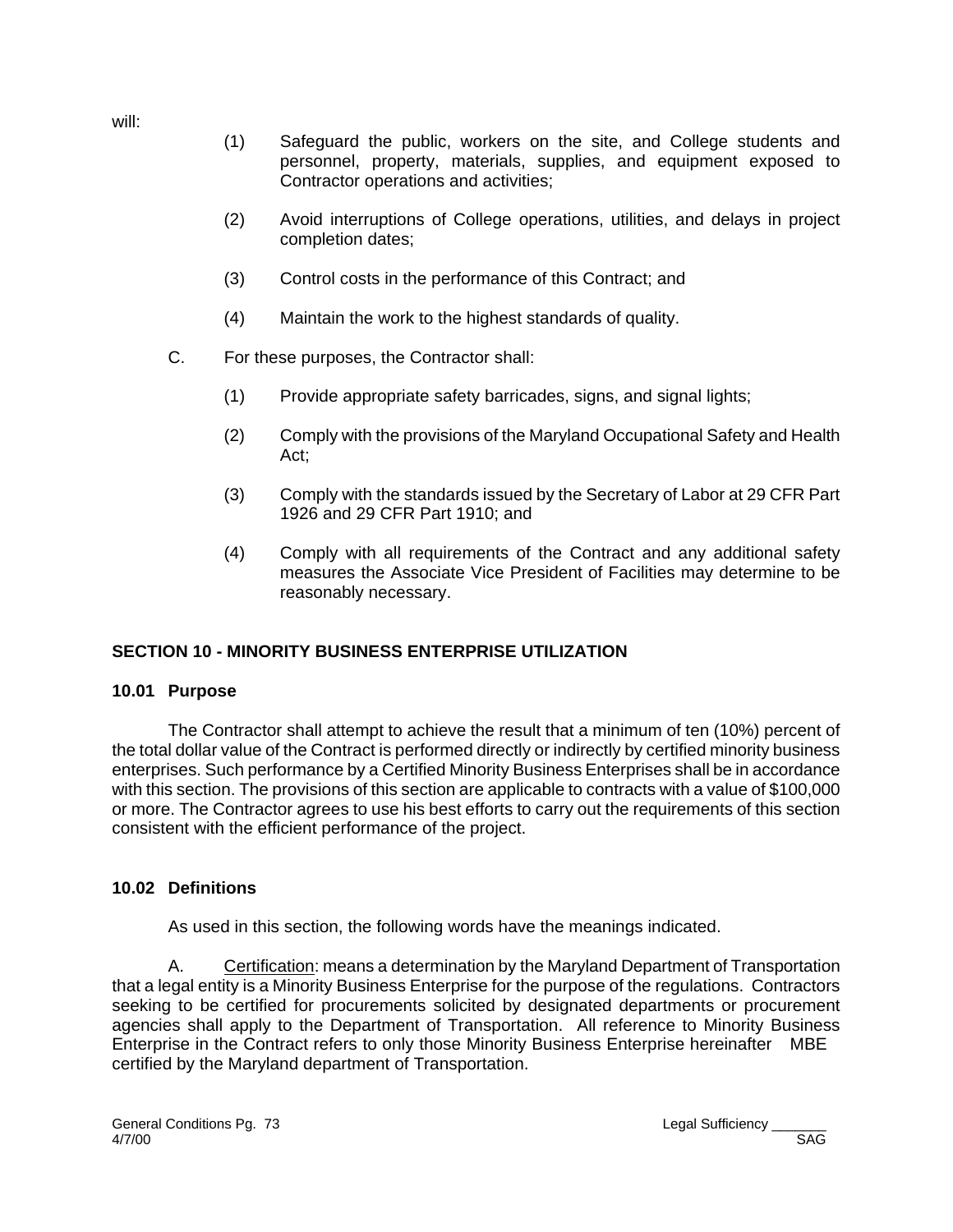will:

(1) Safeguard the public, workers on the site, and College students and personnel, property, materials, supplies, and equipment exposed to Contractor operations and activities;

(2) Avoid interruptions of College operations, utilities, and delays in project completion dates;

(3) Control costs in the performance of this Contract; and

(4) Maintain the work to the highest standards of quality.

C. For these purposes, the Contractor shall:

(1) Provide appropriate safety barricades, signs, and signal lights;

(2) Comply with the provisions of the Maryland Occupational Safety and Health Act;

(3) Comply with the standards issued by the Secretary of Labor at 29 CFR Part 1926 and 29 CFR Part 1910; and

(4) Comply with all requirements of the Contract and any additional safety measures the Associate Vice President of Facilities may determine to be reasonably necessary.

## SECTION 10 - MINORITY BUSINESS ENTERPRISE UTILIZATION

### 10.01 Purpose

The Contractor shall attempt to achieve the result that a minimum of ten (10%) percent of the total dollar value of the Contract is performed directly or indirectly by certified minority business enterprises. Such performance by a Certified Minority Business Enterprises shall be in accordance with this section. The provisions of this section are applicable to contracts with a value of $100,000 or more. The Contractor agrees to use his best efforts to carry out the requirements of this section consistent with the efficient performance of the project.

### 10.02 Definitions

As used in this section, the following words have the meanings indicated.

A. Certification: means a determination by the Maryland Department of Transportation that a legal entity is a Minority Business Enterprise for the purpose of the regulations. Contractors seeking to be certified for procurements solicited by designated departments or procurement agencies shall apply to the Department of Transportation. All reference to Minority Business Enterprise in the Contract refers to only those Minority Business Enterprise hereinafter MBE certified by the Maryland department of Transportation.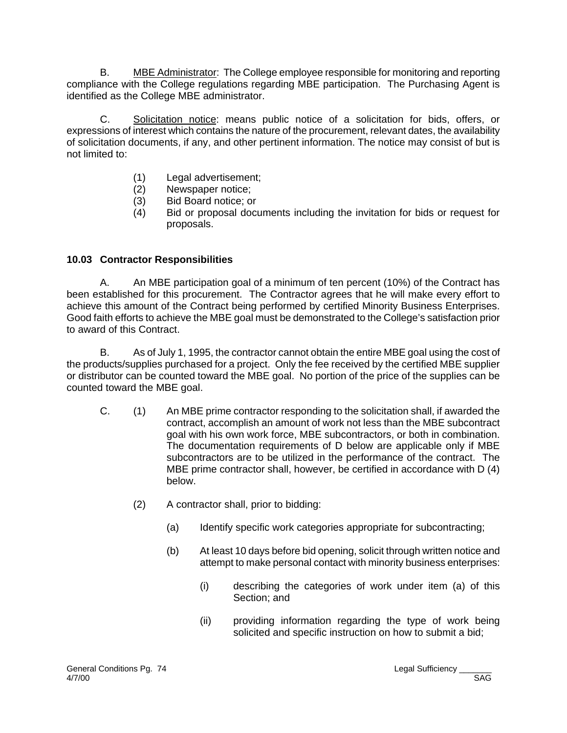B. <u>MBE Administrator</u>: The College employee responsible for monitoring and reporting compliance with the College regulations regarding MBE participation. The Purchasing Agent is identified as the College MBE administrator.

C. <u>Solicitation notice</u>: means public notice of a solicitation for bids, offers, or expressions of interest which contains the nature of the procurement, relevant dates, the availability of solicitation documents, if any, and other pertinent information. The notice may consist of but is not limited to:

(1) Legal advertisement;
(2) Newspaper notice;
(3) Bid Board notice; or
(4) Bid or proposal documents including the invitation for bids or request for proposals.

### 10.03 Contractor Responsibilities

A. An MBE participation goal of a minimum of ten percent (10%) of the Contract has been established for this procurement. The Contractor agrees that he will make every effort to achieve this amount of the Contract being performed by certified Minority Business Enterprises. Good faith efforts to achieve the MBE goal must be demonstrated to the College's satisfaction prior to award of this Contract.

B. As of July 1, 1995, the contractor cannot obtain the entire MBE goal using the cost of the products/supplies purchased for a project. Only the fee received by the certified MBE supplier or distributor can be counted toward the MBE goal. No portion of the price of the supplies can be counted toward the MBE goal.

C. (1) An MBE prime contractor responding to the solicitation shall, if awarded the contract, accomplish an amount of work not less than the MBE subcontract goal with his own work force, MBE subcontractors, or both in combination. The documentation requirements of D below are applicable only if MBE subcontractors are to be utilized in the performance of the contract. The MBE prime contractor shall, however, be certified in accordance with D (4) below.

(2) A contractor shall, prior to bidding:

(a) Identify specific work categories appropriate for subcontracting;

(b) At least 10 days before bid opening, solicit through written notice and attempt to make personal contact with minority business enterprises:

(i) describing the categories of work under item (a) of this Section; and

(ii) providing information regarding the type of work being solicited and specific instruction on how to submit a bid;

General Conditions Pg. 74
4/7/00

Legal Sufficiency _______
SAG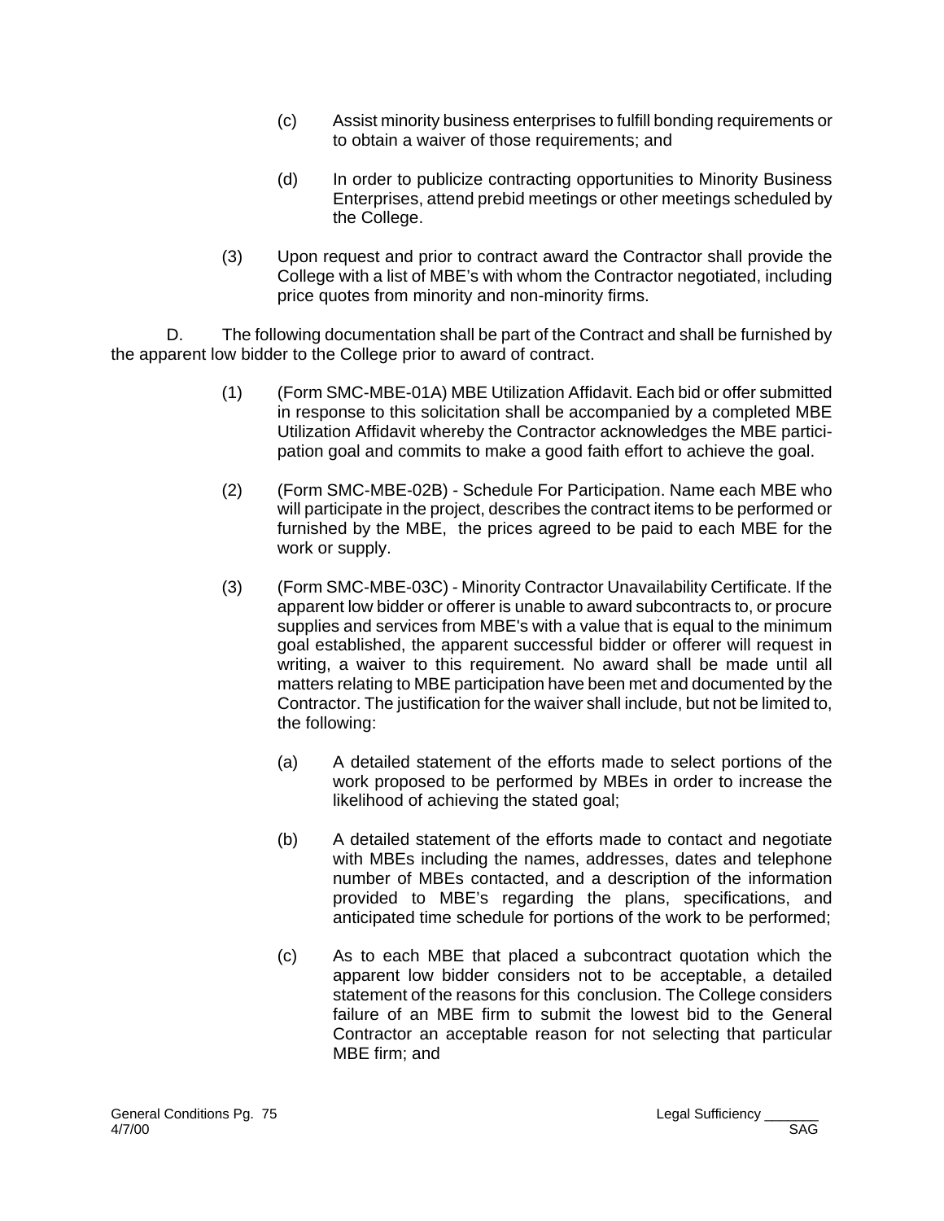(c) Assist minority business enterprises to fulfill bonding requirements or to obtain a waiver of those requirements; and

(d) In order to publicize contracting opportunities to Minority Business Enterprises, attend prebid meetings or other meetings scheduled by the College.

(3) Upon request and prior to contract award the Contractor shall provide the College with a list of MBE's with whom the Contractor negotiated, including price quotes from minority and non-minority firms.

D. The following documentation shall be part of the Contract and shall be furnished by the apparent low bidder to the College prior to award of contract.

(1) (Form SMC-MBE-01A) MBE Utilization Affidavit. Each bid or offer submitted in response to this solicitation shall be accompanied by a completed MBE Utilization Affidavit whereby the Contractor acknowledges the MBE participation goal and commits to make a good faith effort to achieve the goal.

(2) (Form SMC-MBE-02B) - Schedule For Participation. Name each MBE who will participate in the project, describes the contract items to be performed or furnished by the MBE, the prices agreed to be paid to each MBE for the work or supply.

(3) (Form SMC-MBE-03C) - Minority Contractor Unavailability Certificate. If the apparent low bidder or offerer is unable to award subcontracts to, or procure supplies and services from MBE's with a value that is equal to the minimum goal established, the apparent successful bidder or offerer will request in writing, a waiver to this requirement. No award shall be made until all matters relating to MBE participation have been met and documented by the Contractor. The justification for the waiver shall include, but not be limited to, the following:

(a) A detailed statement of the efforts made to select portions of the work proposed to be performed by MBEs in order to increase the likelihood of achieving the stated goal;

(b) A detailed statement of the efforts made to contact and negotiate with MBEs including the names, addresses, dates and telephone number of MBEs contacted, and a description of the information provided to MBE's regarding the plans, specifications, and anticipated time schedule for portions of the work to be performed;

(c) As to each MBE that placed a subcontract quotation which the apparent low bidder considers not to be acceptable, a detailed statement of the reasons for this conclusion. The College considers failure of an MBE firm to submit the lowest bid to the General Contractor an acceptable reason for not selecting that particular MBE firm; and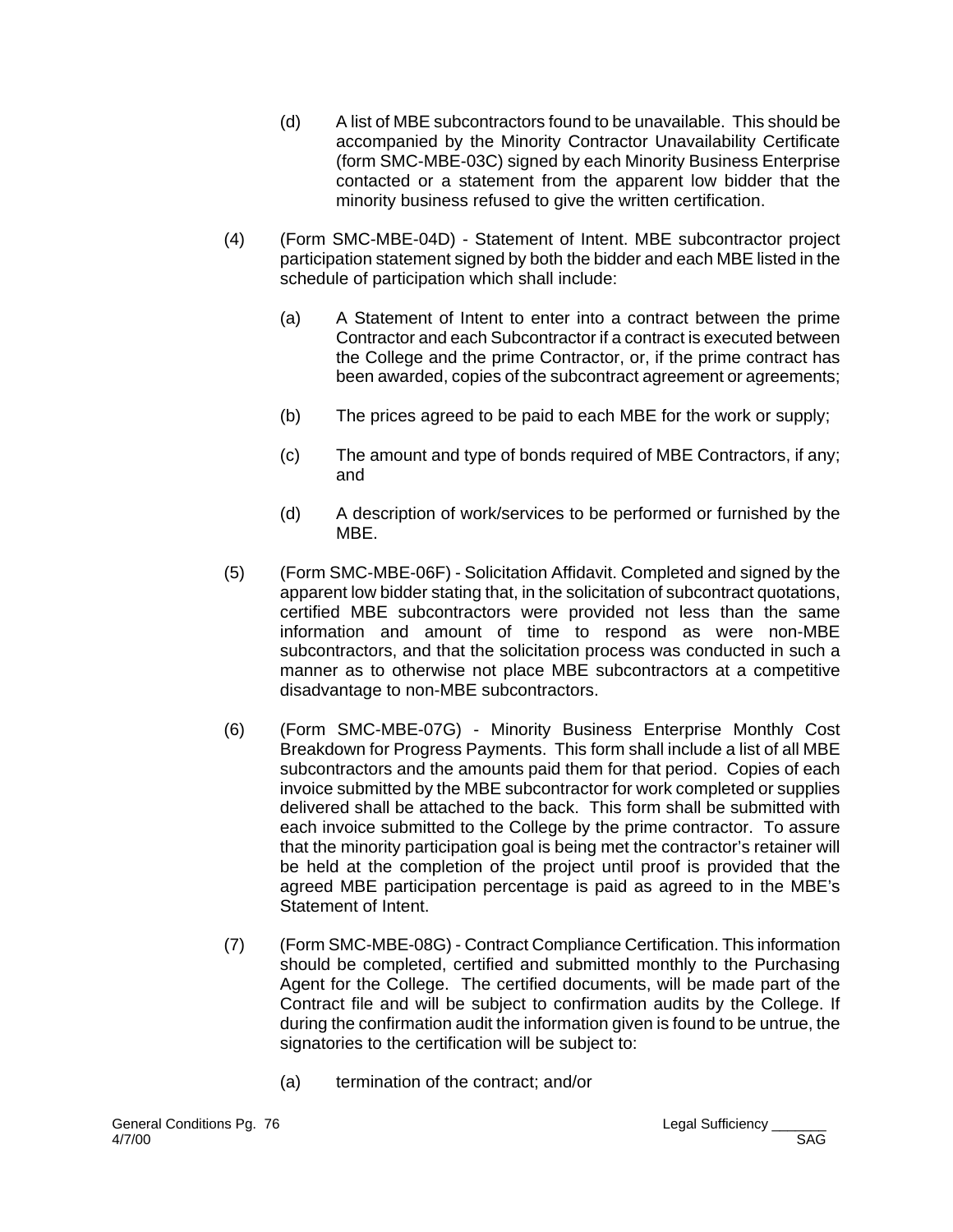(d) A list of MBE subcontractors found to be unavailable. This should be accompanied by the Minority Contractor Unavailability Certificate (form SMC-MBE-03C) signed by each Minority Business Enterprise contacted or a statement from the apparent low bidder that the minority business refused to give the written certification.

(4) (Form SMC-MBE-04D) - Statement of Intent. MBE subcontractor project participation statement signed by both the bidder and each MBE listed in the schedule of participation which shall include:

(a) A Statement of Intent to enter into a contract between the prime Contractor and each Subcontractor if a contract is executed between the College and the prime Contractor, or, if the prime contract has been awarded, copies of the subcontract agreement or agreements;

(b) The prices agreed to be paid to each MBE for the work or supply;

(c) The amount and type of bonds required of MBE Contractors, if any; and

(d) A description of work/services to be performed or furnished by the MBE.

(5) (Form SMC-MBE-06F) - Solicitation Affidavit. Completed and signed by the apparent low bidder stating that, in the solicitation of subcontract quotations, certified MBE subcontractors were provided not less than the same information and amount of time to respond as were non-MBE subcontractors, and that the solicitation process was conducted in such a manner as to otherwise not place MBE subcontractors at a competitive disadvantage to non-MBE subcontractors.

(6) (Form SMC-MBE-07G) - Minority Business Enterprise Monthly Cost Breakdown for Progress Payments. This form shall include a list of all MBE subcontractors and the amounts paid them for that period. Copies of each invoice submitted by the MBE subcontractor for work completed or supplies delivered shall be attached to the back. This form shall be submitted with each invoice submitted to the College by the prime contractor. To assure that the minority participation goal is being met the contractor's retainer will be held at the completion of the project until proof is provided that the agreed MBE participation percentage is paid as agreed to in the MBE's Statement of Intent.

(7) (Form SMC-MBE-08G) - Contract Compliance Certification. This information should be completed, certified and submitted monthly to the Purchasing Agent for the College. The certified documents, will be made part of the Contract file and will be subject to confirmation audits by the College. If during the confirmation audit the information given is found to be untrue, the signatories to the certification will be subject to:

(a) termination of the contract; and/or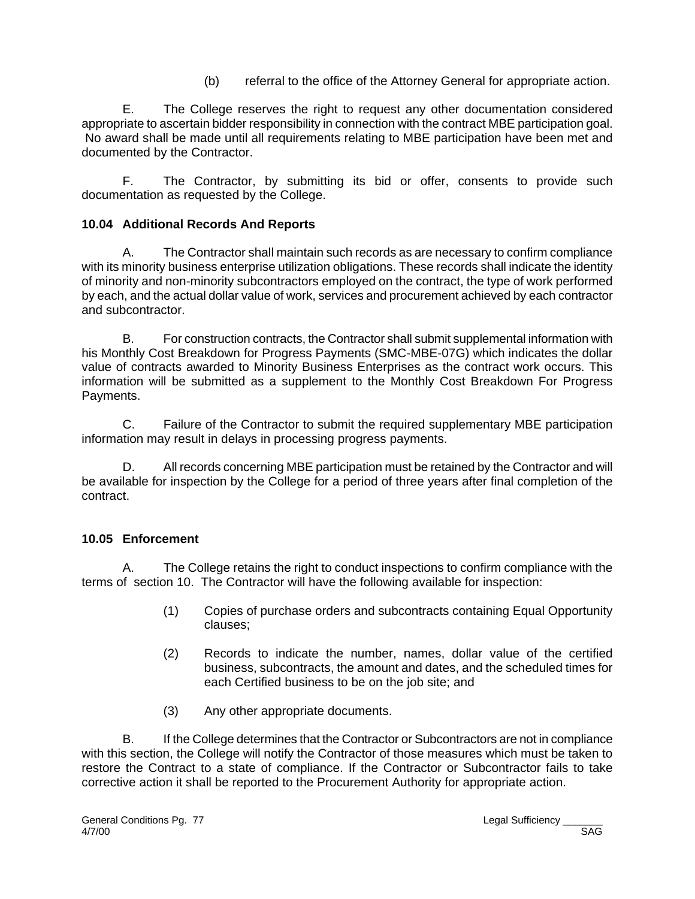(b) referral to the office of the Attorney General for appropriate action.

E. The College reserves the right to request any other documentation considered appropriate to ascertain bidder responsibility in connection with the contract MBE participation goal. No award shall be made until all requirements relating to MBE participation have been met and documented by the Contractor.

F. The Contractor, by submitting its bid or offer, consents to provide such documentation as requested by the College.

**10.04 Additional Records And Reports**

A. The Contractor shall maintain such records as are necessary to confirm compliance with its minority business enterprise utilization obligations. These records shall indicate the identity of minority and non-minority subcontractors employed on the contract, the type of work performed by each, and the actual dollar value of work, services and procurement achieved by each contractor and subcontractor.

B. For construction contracts, the Contractor shall submit supplemental information with his Monthly Cost Breakdown for Progress Payments (SMC-MBE-07G) which indicates the dollar value of contracts awarded to Minority Business Enterprises as the contract work occurs. This information will be submitted as a supplement to the Monthly Cost Breakdown For Progress Payments.

C. Failure of the Contractor to submit the required supplementary MBE participation information may result in delays in processing progress payments.

D. All records concerning MBE participation must be retained by the Contractor and will be available for inspection by the College for a period of three years after final completion of the contract.

**10.05 Enforcement**

A. The College retains the right to conduct inspections to confirm compliance with the terms of section 10. The Contractor will have the following available for inspection:

(1) Copies of purchase orders and subcontracts containing Equal Opportunity clauses;

(2) Records to indicate the number, names, dollar value of the certified business, subcontracts, the amount and dates, and the scheduled times for each Certified business to be on the job site; and

(3) Any other appropriate documents.

B. If the College determines that the Contractor or Subcontractors are not in compliance with this section, the College will notify the Contractor of those measures which must be taken to restore the Contract to a state of compliance. If the Contractor or Subcontractor fails to take corrective action it shall be reported to the Procurement Authority for appropriate action.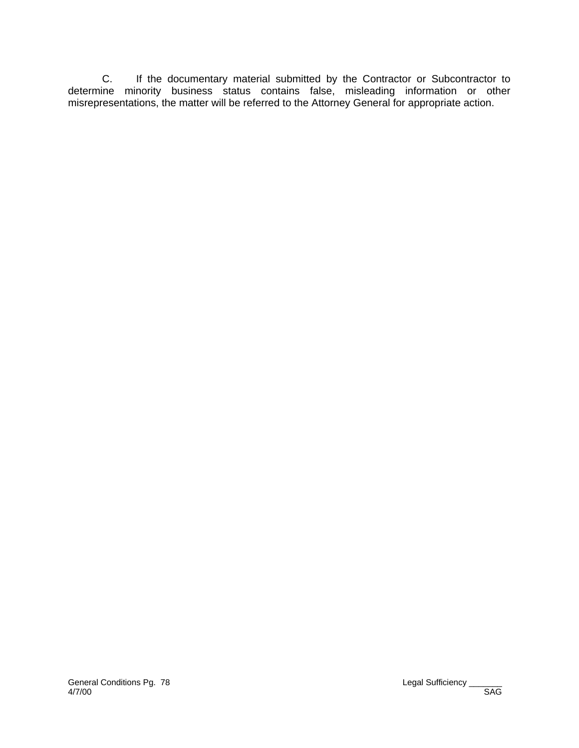C. If the documentary material submitted by the Contractor or Subcontractor to determine minority business status contains false, misleading information or other misrepresentations, the matter will be referred to the Attorney General for appropriate action.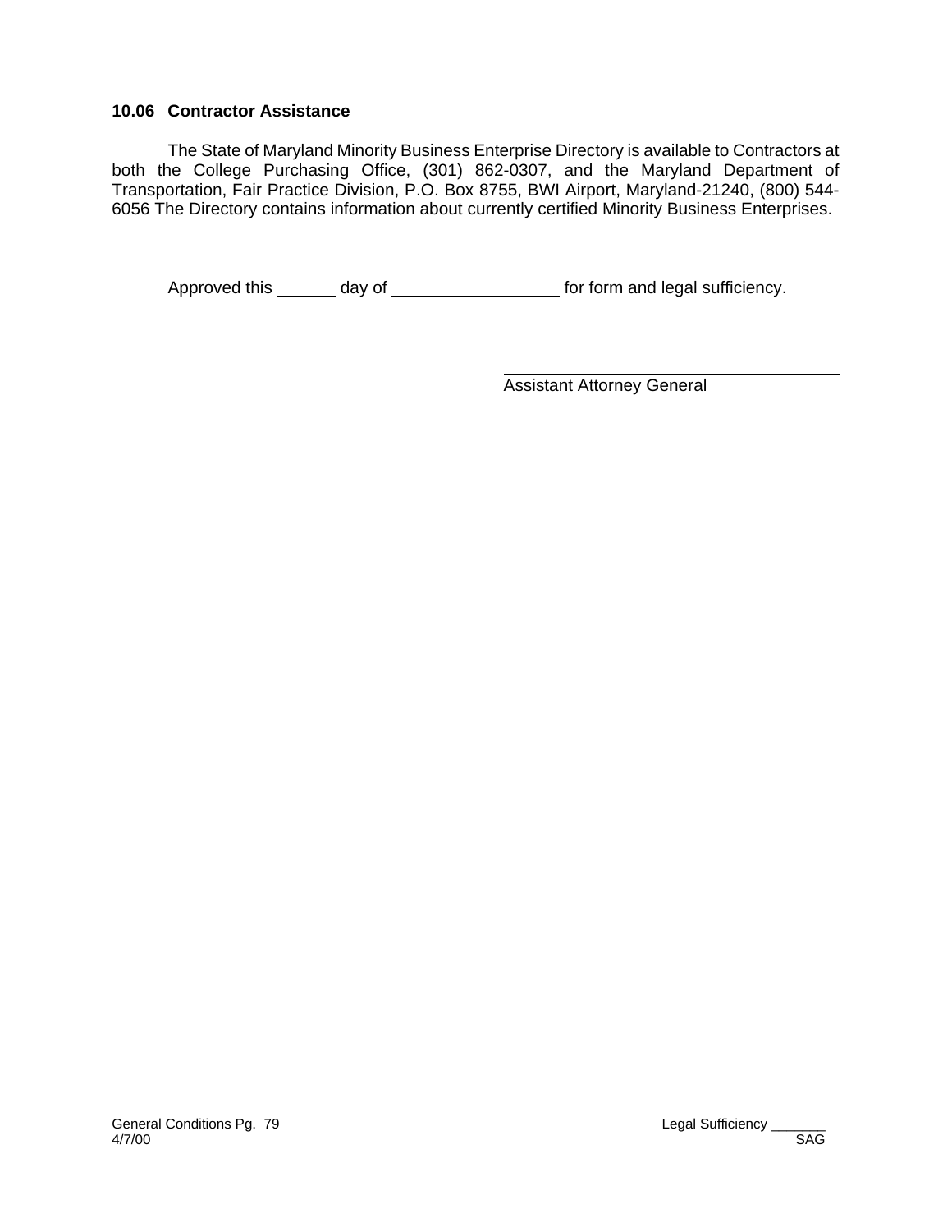### 10.06 Contractor Assistance

The State of Maryland Minority Business Enterprise Directory is available to Contractors at both the College Purchasing Office, (301) 862-0307, and the Maryland Department of Transportation, Fair Practice Division, P.O. Box 8755, BWI Airport, Maryland-21240, (800) 544-6056 The Directory contains information about currently certified Minority Business Enterprises.

Approved this ______ day of ________________ for form and legal sufficiency.

________________________________
Assistant Attorney General